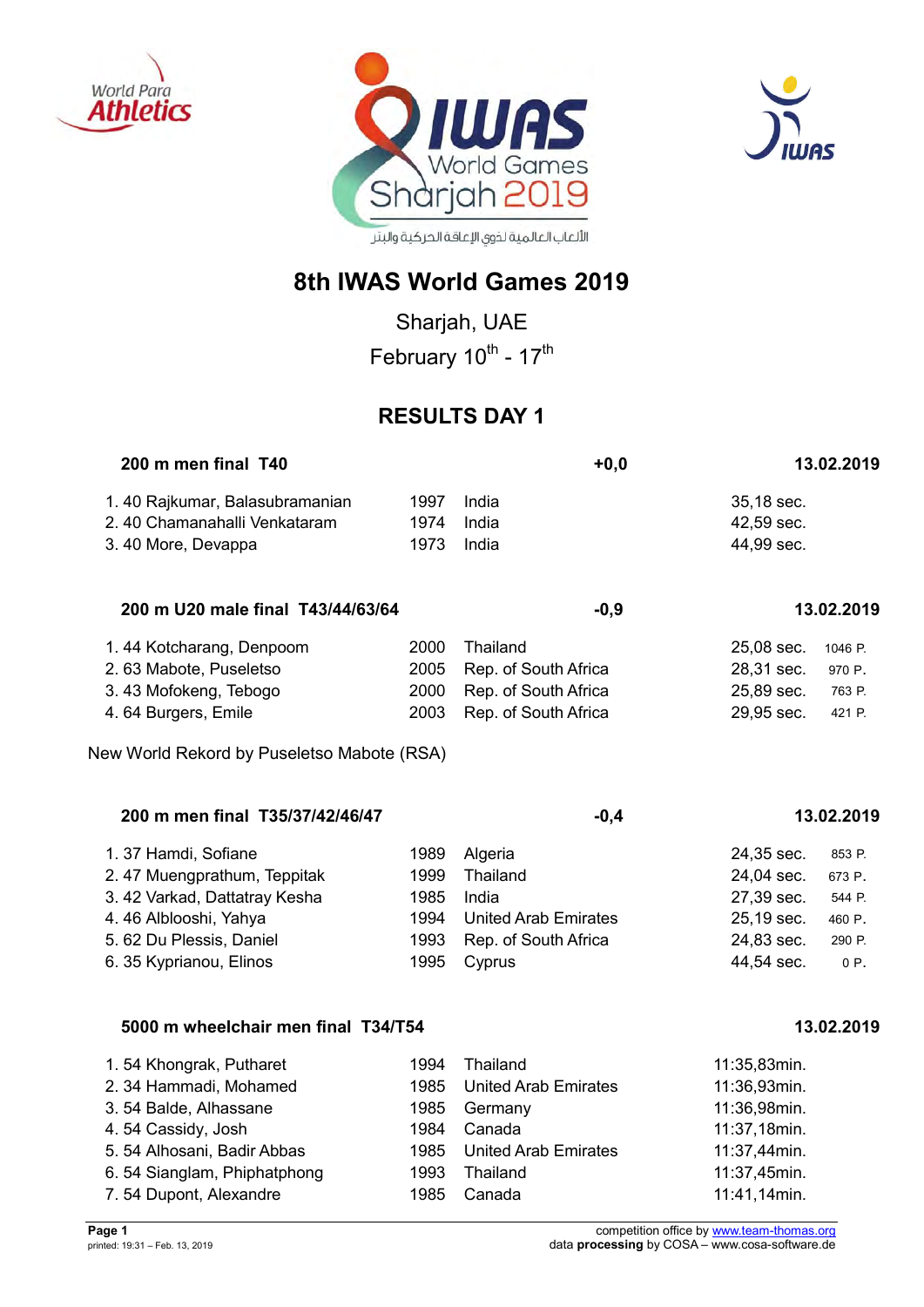# 8th IWAS World Games 2019

Sharjah, UAE

February 10th - 17th

## RESULTS DAY 1

### 200 m men final T40 — +0,0 — 13.02.2019

| Place | Class | Name | Year | Country | Result |
|---|---|---|---|---|---|
| 1. | 40 | Rajkumar, Balasubramanian | 1997 | India | 35,18 sec. |
| 2. | 40 | Chamanahalli Venkataram | 1974 | India | 42,59 sec. |
| 3. | 40 | More, Devappa | 1973 | India | 44,99 sec. |

### 200 m U20 male final T43/44/63/64 — -0,9 — 13.02.2019

| Place | Class | Name | Year | Country | Result | Points |
|---|---|---|---|---|---|---|
| 1. | 44 | Kotcharang, Denpoom | 2000 | Thailand | 25,08 sec. | 1046 P. |
| 2. | 63 | Mabote, Puseletso | 2005 | Rep. of South Africa | 28,31 sec. | 970 P. |
| 3. | 43 | Mofokeng, Tebogo | 2000 | Rep. of South Africa | 25,89 sec. | 763 P. |
| 4. | 64 | Burgers, Emile | 2003 | Rep. of South Africa | 29,95 sec. | 421 P. |

New World Rekord by Puseletso Mabote (RSA)

### 200 m men final T35/37/42/46/47 — -0,4 — 13.02.2019

| Place | Class | Name | Year | Country | Result | Points |
|---|---|---|---|---|---|---|
| 1. | 37 | Hamdi, Sofiane | 1989 | Algeria | 24,35 sec. | 853 P. |
| 2. | 47 | Muengprathum, Teppitak | 1999 | Thailand | 24,04 sec. | 673 P. |
| 3. | 42 | Varkad, Dattatray Kesha | 1985 | India | 27,39 sec. | 544 P. |
| 4. | 46 | Alblooshi, Yahya | 1994 | United Arab Emirates | 25,19 sec. | 460 P. |
| 5. | 62 | Du Plessis, Daniel | 1993 | Rep. of South Africa | 24,83 sec. | 290 P. |
| 6. | 35 | Kyprianou, Elinos | 1995 | Cyprus | 44,54 sec. | 0 P. |

### 5000 m wheelchair men final T34/T54 — 13.02.2019

| Place | Class | Name | Year | Country | Result |
|---|---|---|---|---|---|
| 1. | 54 | Khongrak, Putharet | 1994 | Thailand | 11:35,83min. |
| 2. | 34 | Hammadi, Mohamed | 1985 | United Arab Emirates | 11:36,93min. |
| 3. | 54 | Balde, Alhassane | 1985 | Germany | 11:36,98min. |
| 4. | 54 | Cassidy, Josh | 1984 | Canada | 11:37,18min. |
| 5. | 54 | Alhosani, Badir Abbas | 1985 | United Arab Emirates | 11:37,44min. |
| 6. | 54 | Sianglam, Phiphatphong | 1993 | Thailand | 11:37,45min. |
| 7. | 54 | Dupont, Alexandre | 1985 | Canada | 11:41,14min. |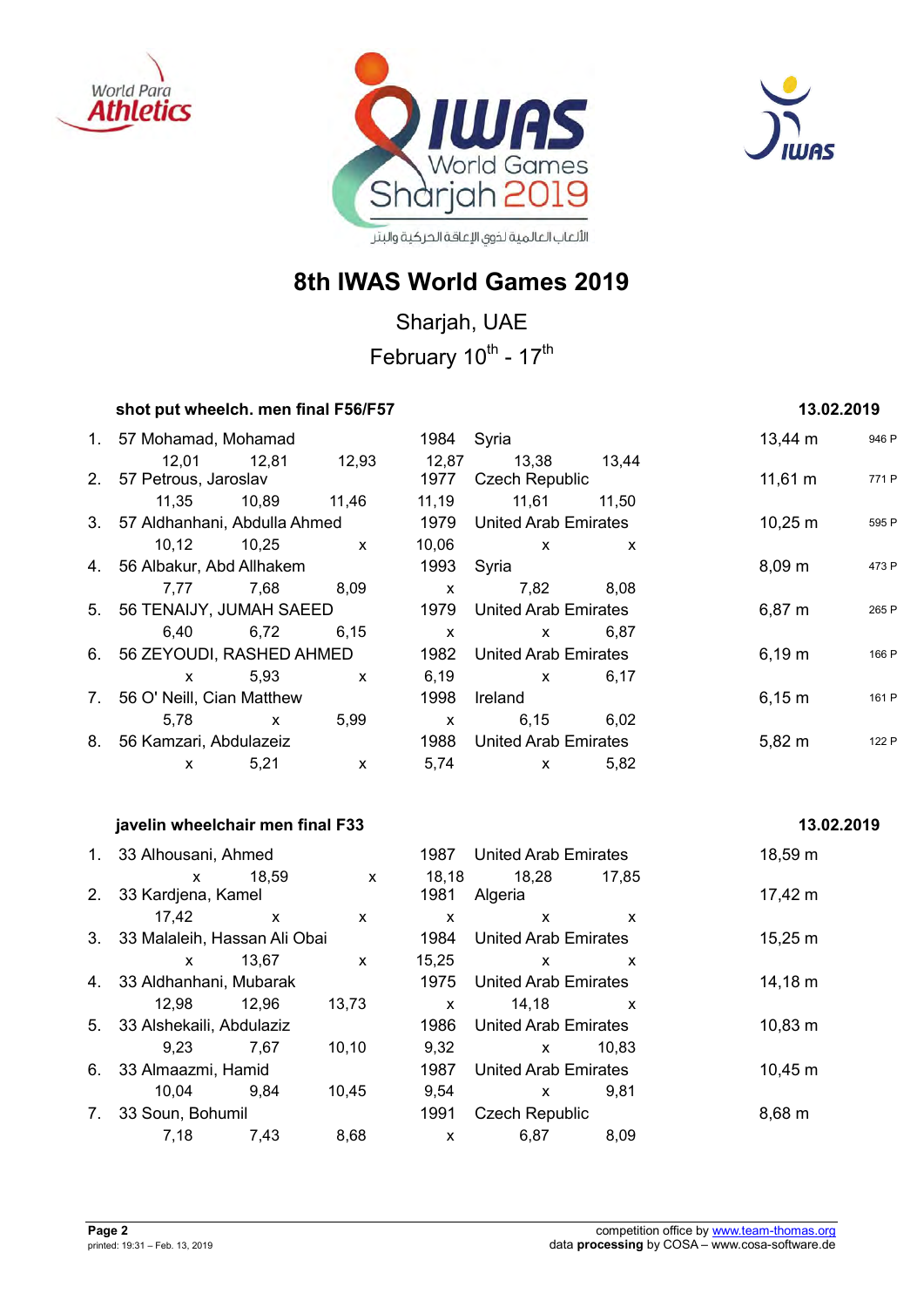# 8th IWAS World Games 2019

Sharjah, UAE

February 10th - 17th

### shot put wheelch. men final F56/F57 — 13.02.2019

| Rank | Name | Year | Country | Result | Points |
|---|---|---|---|---|---|
| 1. | 57 Mohamad, Mohamad | 1984 | Syria | 13,44 m | 946 P |
| | 12,01 · 12,81 · 12,93 · 12,87 · 13,38 · 13,44 | | | | |
| 2. | 57 Petrous, Jaroslav | 1977 | Czech Republic | 11,61 m | 771 P |
| | 11,35 · 10,89 · 11,46 · 11,19 · 11,61 · 11,50 | | | | |
| 3. | 57 Aldhanhani, Abdulla Ahmed | 1979 | United Arab Emirates | 10,25 m | 595 P |
| | 10,12 · 10,25 · x · 10,06 · x · x | | | | |
| 4. | 56 Albakur, Abd Allhakem | 1993 | Syria | 8,09 m | 473 P |
| | 7,77 · 7,68 · 8,09 · x · 7,82 · 8,08 | | | | |
| 5. | 56 TENAIJY, JUMAH SAEED | 1979 | United Arab Emirates | 6,87 m | 265 P |
| | 6,40 · 6,72 · 6,15 · x · x · 6,87 | | | | |
| 6. | 56 ZEYOUDI, RASHED AHMED | 1982 | United Arab Emirates | 6,19 m | 166 P |
| | x · 5,93 · x · 6,19 · x · 6,17 | | | | |
| 7. | 56 O' Neill, Cian Matthew | 1998 | Ireland | 6,15 m | 161 P |
| | 5,78 · x · 5,99 · x · 6,15 · 6,02 | | | | |
| 8. | 56 Kamzari, Abdulazeiz | 1988 | United Arab Emirates | 5,82 m | 122 P |
| | x · 5,21 · x · 5,74 · x · 5,82 | | | | |

### javelin wheelchair men final F33 — 13.02.2019

| Rank | Name | Year | Country | Result |
|---|---|---|---|---|
| 1. | 33 Alhousani, Ahmed | 1987 | United Arab Emirates | 18,59 m |
| | x · 18,59 · x · 18,18 · 18,28 · 17,85 | | | |
| 2. | 33 Kardjena, Kamel | 1981 | Algeria | 17,42 m |
| | 17,42 · x · x · x · x · x | | | |
| 3. | 33 Malaleih, Hassan Ali Obai | 1984 | United Arab Emirates | 15,25 m |
| | x · 13,67 · x · 15,25 · x · x | | | |
| 4. | 33 Aldhanhani, Mubarak | 1975 | United Arab Emirates | 14,18 m |
| | 12,98 · 12,96 · 13,73 · x · 14,18 · x | | | |
| 5. | 33 Alshekaili, Abdulaziz | 1986 | United Arab Emirates | 10,83 m |
| | 9,23 · 7,67 · 10,10 · 9,32 · x · 10,83 | | | |
| 6. | 33 Almaazmi, Hamid | 1987 | United Arab Emirates | 10,45 m |
| | 10,04 · 9,84 · 10,45 · 9,54 · x · 9,81 | | | |
| 7. | 33 Soun, Bohumil | 1991 | Czech Republic | 8,68 m |
| | 7,18 · 7,43 · 8,68 · x · 6,87 · 8,09 | | | |

printed: 19:31 – Feb. 13, 2019

competition office by www.team-thomas.org
data **processing** by COSA – www.cosa-software.de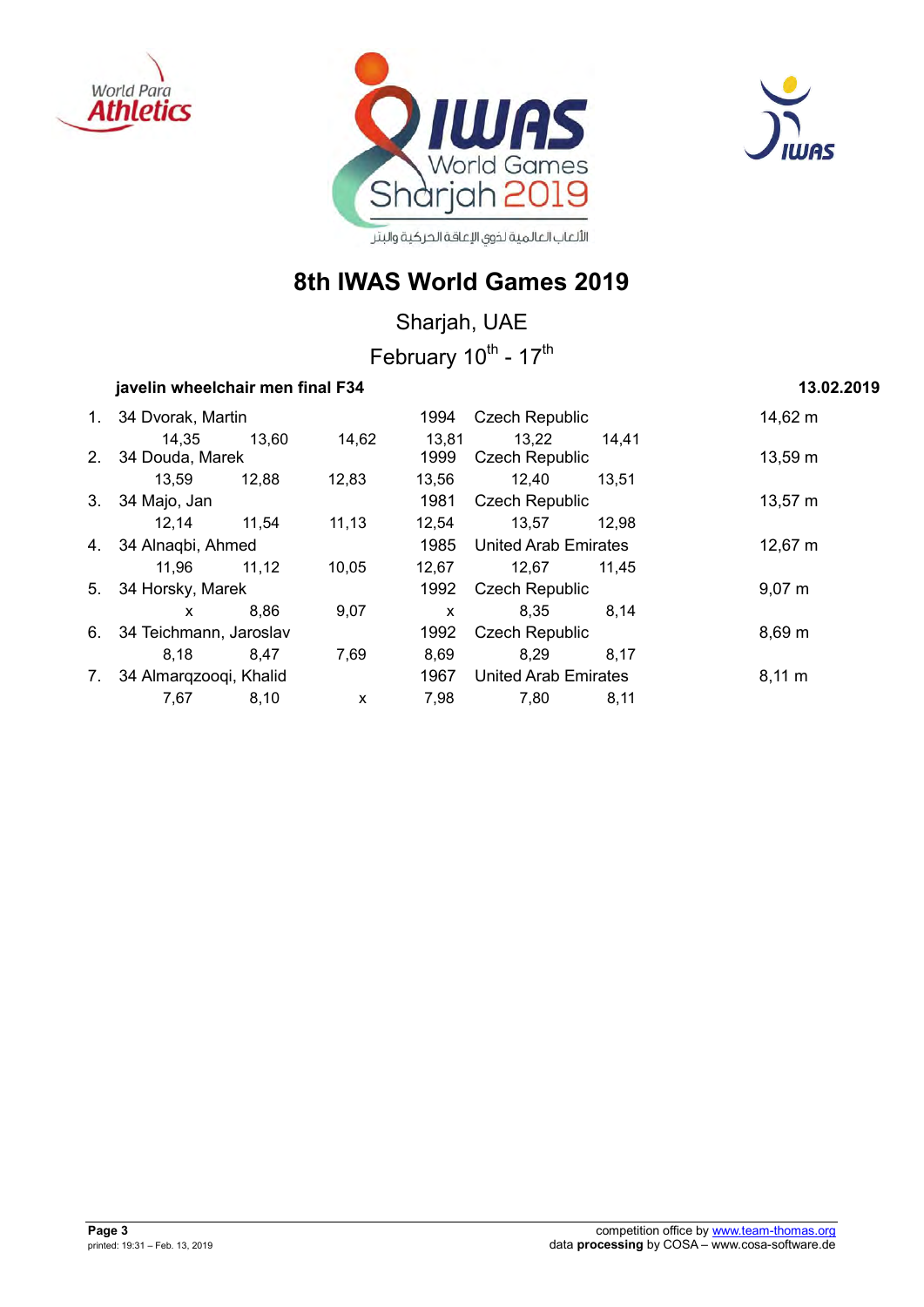# 8th IWAS World Games 2019

Sharjah, UAE

February 10th - 17th

**javelin wheelchair men final F34** **13.02.2019**

| Rank | Class | Name | Year | Country | Result |
|---|---|---|---|---|---|
| 1. | 34 | Dvorak, Martin | 1994 | Czech Republic | 14,62 m |
| | | 14,35 / 13,60 / 14,62 / 13,81 / 13,22 / 14,41 | | | |
| 2. | 34 | Douda, Marek | 1999 | Czech Republic | 13,59 m |
| | | 13,59 / 12,88 / 12,83 / 13,56 / 12,40 / 13,51 | | | |
| 3. | 34 | Majo, Jan | 1981 | Czech Republic | 13,57 m |
| | | 12,14 / 11,54 / 11,13 / 12,54 / 13,57 / 12,98 | | | |
| 4. | 34 | Alnaqbi, Ahmed | 1985 | United Arab Emirates | 12,67 m |
| | | 11,96 / 11,12 / 10,05 / 12,67 / 12,67 / 11,45 | | | |
| 5. | 34 | Horsky, Marek | 1992 | Czech Republic | 9,07 m |
| | | x / 8,86 / 9,07 / x / 8,35 / 8,14 | | | |
| 6. | 34 | Teichmann, Jaroslav | 1992 | Czech Republic | 8,69 m |
| | | 8,18 / 8,47 / 7,69 / 8,69 / 8,29 / 8,17 | | | |
| 7. | 34 | Almarqzooqi, Khalid | 1967 | United Arab Emirates | 8,11 m |
| | | 7,67 / 8,10 / x / 7,98 / 7,80 / 8,11 | | | |

printed: 19:31 – Feb. 13, 2019

competition office by www.team-thomas.org
data **processing** by COSA – www.cosa-software.de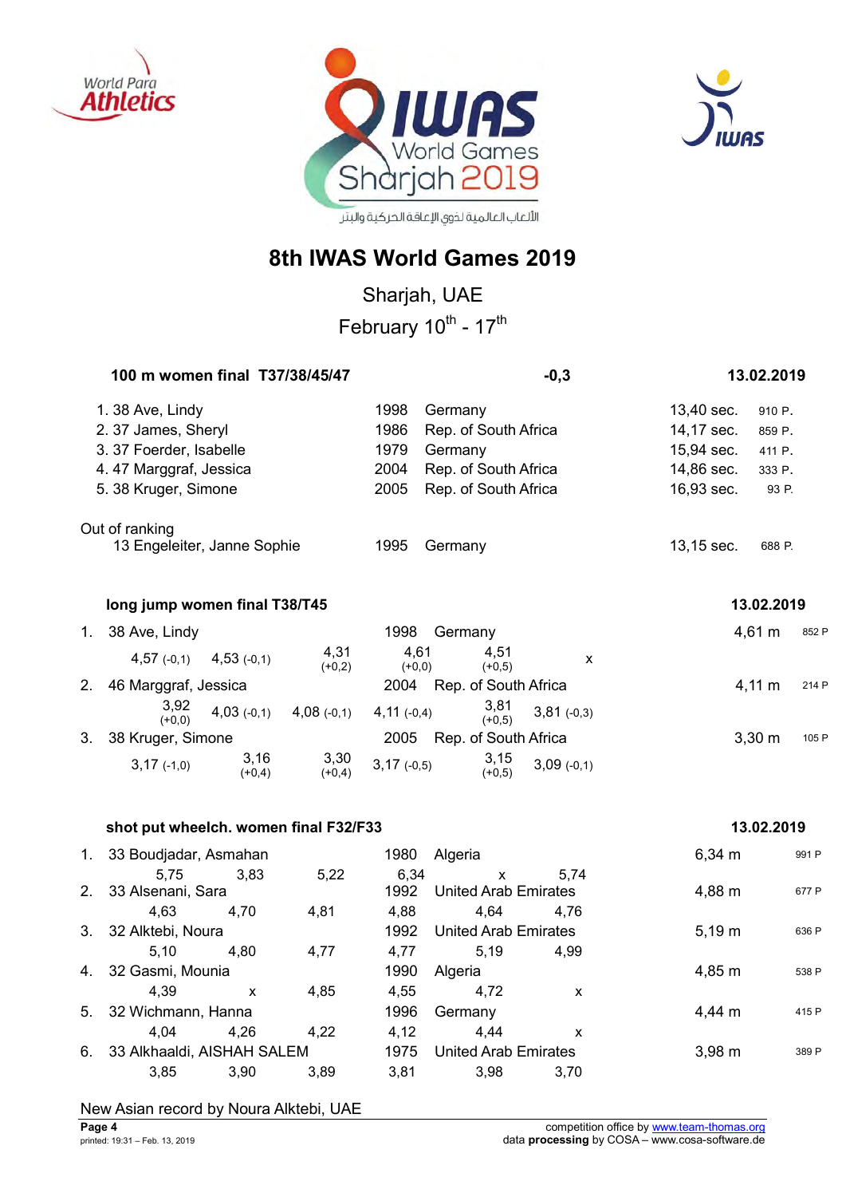# 8th IWAS World Games 2019

Sharjah, UAE

February 10th - 17th

## 100 m women final T37/38/45/47 — -0,3 — 13.02.2019

| Rank | Class | Name | Year | Country | Result | Points |
|---|---|---|---|---|---|---|
| 1. | 38 | Ave, Lindy | 1998 | Germany | 13,40 sec. | 910 P. |
| 2. | 37 | James, Sheryl | 1986 | Rep. of South Africa | 14,17 sec. | 859 P. |
| 3. | 37 | Foerder, Isabelle | 1979 | Germany | 15,94 sec. | 411 P. |
| 4. | 47 | Marggraf, Jessica | 2004 | Rep. of South Africa | 14,86 sec. | 333 P. |
| 5. | 38 | Kruger, Simone | 2005 | Rep. of South Africa | 16,93 sec. | 93 P. |

Out of ranking

| Class | Name | Year | Country | Result | Points |
|---|---|---|---|---|---|
| 13 | Engeleiter, Janne Sophie | 1995 | Germany | 13,15 sec. | 688 P. |

## long jump women final T38/T45 — 13.02.2019

| Rank | Class | Name | Year | Country | Result | Points |
|---|---|---|---|---|---|---|
| 1. | 38 | Ave, Lindy | 1998 | Germany | 4,61 m | 852 P |
| | | 4,57 (-0,1) · 4,53 (-0,1) · 4,31 (+0,2) · 4,61 (+0,0) · 4,51 (+0,5) · x | | | | |
| 2. | 46 | Marggraf, Jessica | 2004 | Rep. of South Africa | 4,11 m | 214 P |
| | | 3,92 (+0,0) · 4,03 (-0,1) · 4,08 (-0,1) · 4,11 (-0,4) · 3,81 (+0,5) · 3,81 (-0,3) | | | | |
| 3. | 38 | Kruger, Simone | 2005 | Rep. of South Africa | 3,30 m | 105 P |
| | | 3,17 (-1,0) · 3,16 (+0,4) · 3,30 (+0,4) · 3,17 (-0,5) · 3,15 (+0,5) · 3,09 (-0,1) | | | | |

## shot put wheelch. women final F32/F33 — 13.02.2019

| Rank | Class | Name | Year | Country | Result | Points |
|---|---|---|---|---|---|---|
| 1. | 33 | Boudjadar, Asmahan | 1980 | Algeria | 6,34 m | 991 P |
| | | 5,75 · 3,83 · 5,22 · 6,34 · x · 5,74 | | | | |
| 2. | 33 | Alsenani, Sara | 1992 | United Arab Emirates | 4,88 m | 677 P |
| | | 4,63 · 4,70 · 4,81 · 4,88 · 4,64 · 4,76 | | | | |
| 3. | 32 | Alktebi, Noura | 1992 | United Arab Emirates | 5,19 m | 636 P |
| | | 5,10 · 4,80 · 4,77 · 4,77 · 5,19 · 4,99 | | | | |
| 4. | 32 | Gasmi, Mounia | 1990 | Algeria | 4,85 m | 538 P |
| | | 4,39 · x · 4,85 · 4,55 · 4,72 · x | | | | |
| 5. | 32 | Wichmann, Hanna | 1996 | Germany | 4,44 m | 415 P |
| | | 4,04 · 4,26 · 4,22 · 4,12 · 4,44 · x | | | | |
| 6. | 33 | Alkhaaldi, AISHAH SALEM | 1975 | United Arab Emirates | 3,98 m | 389 P |
| | | 3,85 · 3,90 · 3,89 · 3,81 · 3,98 · 3,70 | | | | |

New Asian record by Noura Alktebi, UAE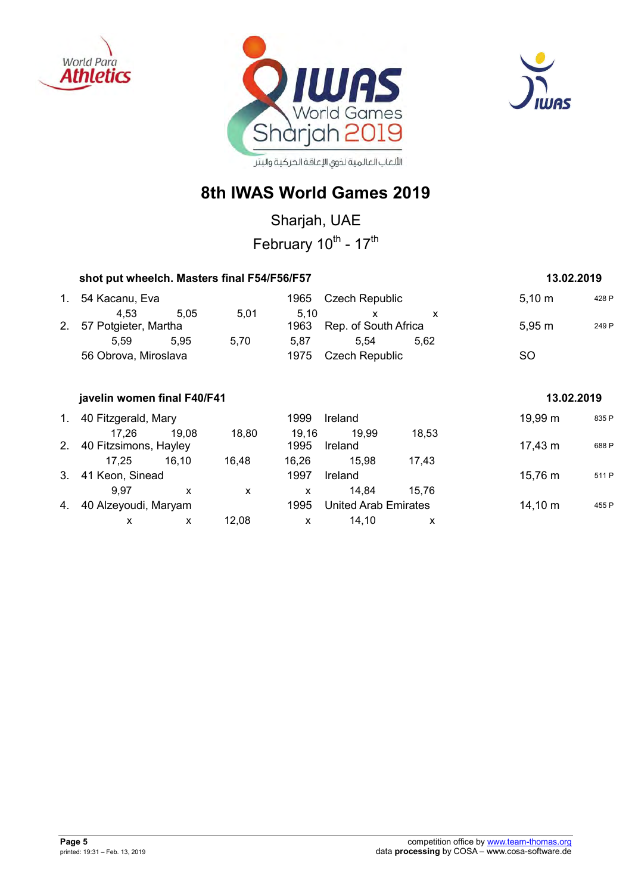# 8th IWAS World Games 2019

Sharjah, UAE

February 10th - 17th

## shot put wheelch. Masters final F54/F56/F57

13.02.2019

| Rank | Class / Name | Year | Country | Result | Points |
|---|---|---|---|---|---|
| 1. | 54 Kacanu, Eva | 1965 | Czech Republic | 5,10 m | 428 P |
| | 4,53 / 5,05 / 5,01 / 5,10 / x / x | | | | |
| 2. | 57 Potgieter, Martha | 1963 | Rep. of South Africa | 5,95 m | 249 P |
| | 5,59 / 5,95 / 5,70 / 5,87 / 5,54 / 5,62 | | | | |
| | 56 Obrova, Miroslava | 1975 | Czech Republic | SO | |

## javelin women final F40/F41

13.02.2019

| Rank | Class / Name | Year | Country | Result | Points |
|---|---|---|---|---|---|
| 1. | 40 Fitzgerald, Mary | 1999 | Ireland | 19,99 m | 835 P |
| | 17,26 / 19,08 / 18,80 / 19,16 / 19,99 / 18,53 | | | | |
| 2. | 40 Fitzsimons, Hayley | 1995 | Ireland | 17,43 m | 688 P |
| | 17,25 / 16,10 / 16,48 / 16,26 / 15,98 / 17,43 | | | | |
| 3. | 41 Keon, Sinead | 1997 | Ireland | 15,76 m | 511 P |
| | 9,97 / x / x / x / 14,84 / 15,76 | | | | |
| 4. | 40 Alzeyoudi, Maryam | 1995 | United Arab Emirates | 14,10 m | 455 P |
| | x / x / 12,08 / x / 14,10 / x | | | | |

printed: 19:31 – Feb. 13, 2019

competition office by www.team-thomas.org
data **processing** by COSA – www.cosa-software.de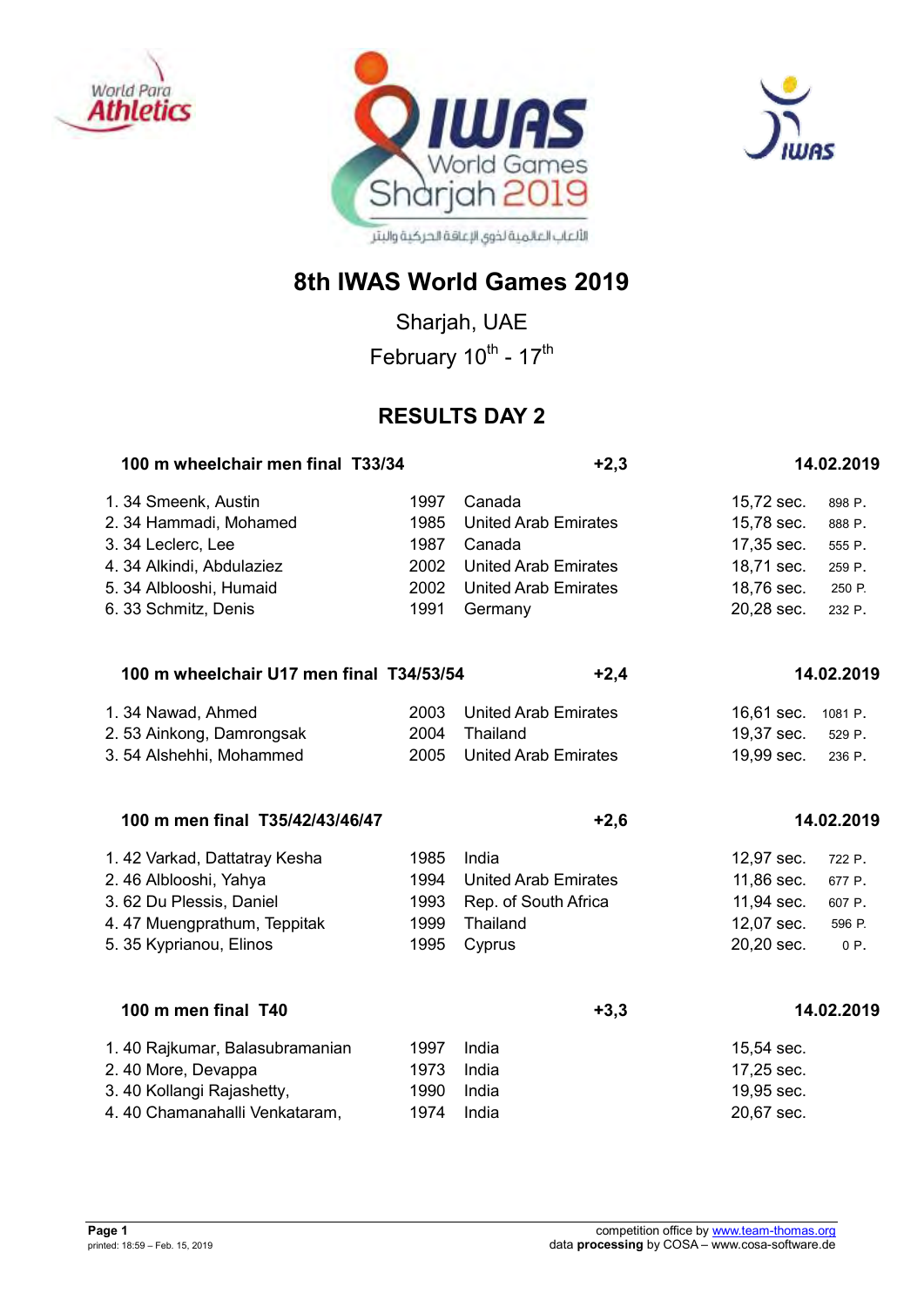# 8th IWAS World Games 2019

Sharjah, UAE

February 10th - 17th

## RESULTS DAY 2

### 100 m wheelchair men final T33/34 — +2,3 — 14.02.2019

| Rank | Class | Name | Year | Country | Time | Points |
|---|---|---|---|---|---|---|
| 1. | 34 | Smeenk, Austin | 1997 | Canada | 15,72 sec. | 898 P. |
| 2. | 34 | Hammadi, Mohamed | 1985 | United Arab Emirates | 15,78 sec. | 888 P. |
| 3. | 34 | Leclerc, Lee | 1987 | Canada | 17,35 sec. | 555 P. |
| 4. | 34 | Alkindi, Abdulaziez | 2002 | United Arab Emirates | 18,71 sec. | 259 P. |
| 5. | 34 | Alblooshi, Humaid | 2002 | United Arab Emirates | 18,76 sec. | 250 P. |
| 6. | 33 | Schmitz, Denis | 1991 | Germany | 20,28 sec. | 232 P. |

### 100 m wheelchair U17 men final T34/53/54 — +2,4 — 14.02.2019

| Rank | Class | Name | Year | Country | Time | Points |
|---|---|---|---|---|---|---|
| 1. | 34 | Nawad, Ahmed | 2003 | United Arab Emirates | 16,61 sec. | 1081 P. |
| 2. | 53 | Ainkong, Damrongsak | 2004 | Thailand | 19,37 sec. | 529 P. |
| 3. | 54 | Alshehhi, Mohammed | 2005 | United Arab Emirates | 19,99 sec. | 236 P. |

### 100 m men final T35/42/43/46/47 — +2,6 — 14.02.2019

| Rank | Class | Name | Year | Country | Time | Points |
|---|---|---|---|---|---|---|
| 1. | 42 | Varkad, Dattatray Kesha | 1985 | India | 12,97 sec. | 722 P. |
| 2. | 46 | Alblooshi, Yahya | 1994 | United Arab Emirates | 11,86 sec. | 677 P. |
| 3. | 62 | Du Plessis, Daniel | 1993 | Rep. of South Africa | 11,94 sec. | 607 P. |
| 4. | 47 | Muengprathum, Teppitak | 1999 | Thailand | 12,07 sec. | 596 P. |
| 5. | 35 | Kyprianou, Elinos | 1995 | Cyprus | 20,20 sec. | 0 P. |

### 100 m men final T40 — +3,3 — 14.02.2019

| Rank | Class | Name | Year | Country | Time |
|---|---|---|---|---|---|
| 1. | 40 | Rajkumar, Balasubramanian | 1997 | India | 15,54 sec. |
| 2. | 40 | More, Devappa | 1973 | India | 17,25 sec. |
| 3. | 40 | Kollangi Rajashetty, | 1990 | India | 19,95 sec. |
| 4. | 40 | Chamanahalli Venkataram, | 1974 | India | 20,67 sec. |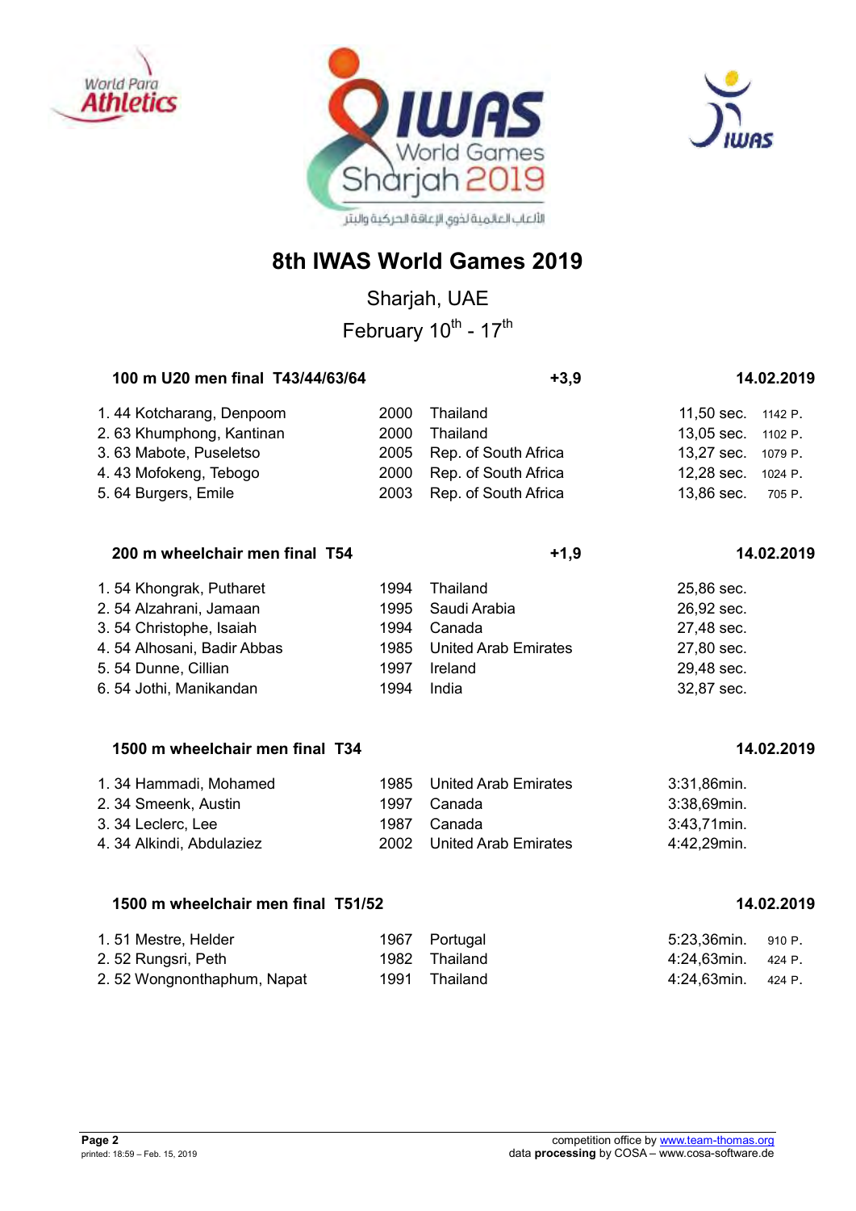# 8th IWAS World Games 2019

Sharjah, UAE

February 10th - 17th

### 100 m U20 men final T43/44/63/64 — +3,9 — 14.02.2019

| Rank | Class | Name | Year | Country | Result | Points |
|---|---|---|---|---|---|---|
| 1. | 44 | Kotcharang, Denpoom | 2000 | Thailand | 11,50 sec. | 1142 P. |
| 2. | 63 | Khumphong, Kantinan | 2000 | Thailand | 13,05 sec. | 1102 P. |
| 3. | 63 | Mabote, Puseletso | 2005 | Rep. of South Africa | 13,27 sec. | 1079 P. |
| 4. | 43 | Mofokeng, Tebogo | 2000 | Rep. of South Africa | 12,28 sec. | 1024 P. |
| 5. | 64 | Burgers, Emile | 2003 | Rep. of South Africa | 13,86 sec. | 705 P. |

### 200 m wheelchair men final T54 — +1,9 — 14.02.2019

| Rank | Class | Name | Year | Country | Result |
|---|---|---|---|---|---|
| 1. | 54 | Khongrak, Putharet | 1994 | Thailand | 25,86 sec. |
| 2. | 54 | Alzahrani, Jamaan | 1995 | Saudi Arabia | 26,92 sec. |
| 3. | 54 | Christophe, Isaiah | 1994 | Canada | 27,48 sec. |
| 4. | 54 | Alhosani, Badir Abbas | 1985 | United Arab Emirates | 27,80 sec. |
| 5. | 54 | Dunne, Cillian | 1997 | Ireland | 29,48 sec. |
| 6. | 54 | Jothi, Manikandan | 1994 | India | 32,87 sec. |

### 1500 m wheelchair men final T34 — 14.02.2019

| Rank | Class | Name | Year | Country | Result |
|---|---|---|---|---|---|
| 1. | 34 | Hammadi, Mohamed | 1985 | United Arab Emirates | 3:31,86min. |
| 2. | 34 | Smeenk, Austin | 1997 | Canada | 3:38,69min. |
| 3. | 34 | Leclerc, Lee | 1987 | Canada | 3:43,71min. |
| 4. | 34 | Alkindi, Abdulaziez | 2002 | United Arab Emirates | 4:42,29min. |

### 1500 m wheelchair men final T51/52 — 14.02.2019

| Rank | Class | Name | Year | Country | Result | Points |
|---|---|---|---|---|---|---|
| 1. | 51 | Mestre, Helder | 1967 | Portugal | 5:23,36min. | 910 P. |
| 2. | 52 | Rungsri, Peth | 1982 | Thailand | 4:24,63min. | 424 P. |
| 2. | 52 | Wongnonthaphum, Napat | 1991 | Thailand | 4:24,63min. | 424 P. |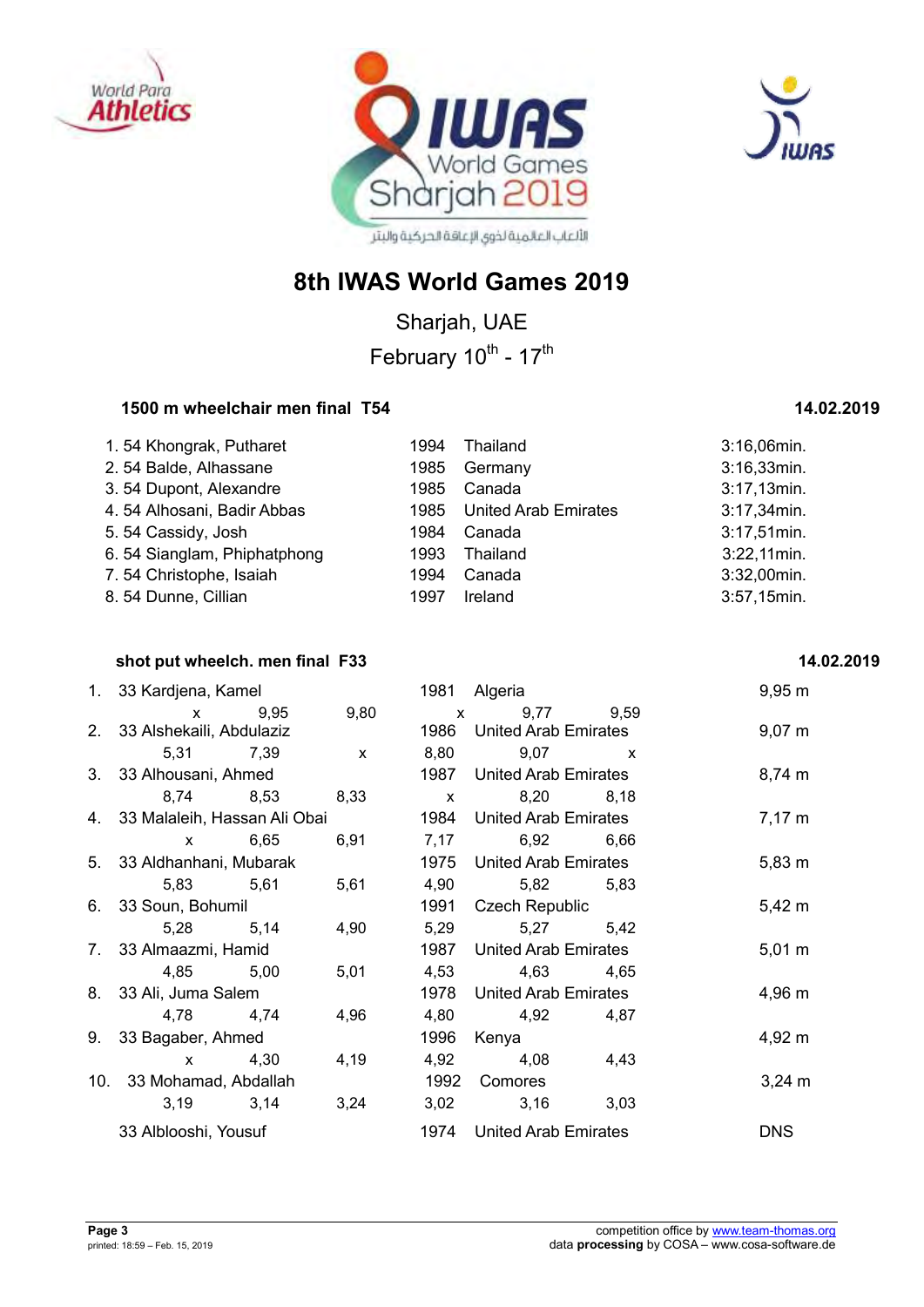# 8th IWAS World Games 2019

Sharjah, UAE

February 10th - 17th

### 1500 m wheelchair men final T54 — 14.02.2019

| Rank | Class | Name | Year | Country | Result |
|---|---|---|---|---|---|
| 1. | 54 | Khongrak, Putharet | 1994 | Thailand | 3:16,06min. |
| 2. | 54 | Balde, Alhassane | 1985 | Germany | 3:16,33min. |
| 3. | 54 | Dupont, Alexandre | 1985 | Canada | 3:17,13min. |
| 4. | 54 | Alhosani, Badir Abbas | 1985 | United Arab Emirates | 3:17,34min. |
| 5. | 54 | Cassidy, Josh | 1984 | Canada | 3:17,51min. |
| 6. | 54 | Sianglam, Phiphatphong | 1993 | Thailand | 3:22,11min. |
| 7. | 54 | Christophe, Isaiah | 1994 | Canada | 3:32,00min. |
| 8. | 54 | Dunne, Cillian | 1997 | Ireland | 3:57,15min. |

### shot put wheelch. men final F33 — 14.02.2019

| Rank | Class | Name | Year | Country | Result |
|---|---|---|---|---|---|
| 1. | 33 | Kardjena, Kamel | 1981 | Algeria | 9,95 m |
| | | x / 9,95 / 9,80 / x / 9,77 / 9,59 | | | |
| 2. | 33 | Alshekaili, Abdulaziz | 1986 | United Arab Emirates | 9,07 m |
| | | 5,31 / 7,39 / x / 8,80 / 9,07 / x | | | |
| 3. | 33 | Alhousani, Ahmed | 1987 | United Arab Emirates | 8,74 m |
| | | 8,74 / 8,53 / 8,33 / x / 8,20 / 8,18 | | | |
| 4. | 33 | Malaleih, Hassan Ali Obai | 1984 | United Arab Emirates | 7,17 m |
| | | x / 6,65 / 6,91 / 7,17 / 6,92 / 6,66 | | | |
| 5. | 33 | Aldhanhani, Mubarak | 1975 | United Arab Emirates | 5,83 m |
| | | 5,83 / 5,61 / 5,61 / 4,90 / 5,82 / 5,83 | | | |
| 6. | 33 | Soun, Bohumil | 1991 | Czech Republic | 5,42 m |
| | | 5,28 / 5,14 / 4,90 / 5,29 / 5,27 / 5,42 | | | |
| 7. | 33 | Almaazmi, Hamid | 1987 | United Arab Emirates | 5,01 m |
| | | 4,85 / 5,00 / 5,01 / 4,53 / 4,63 / 4,65 | | | |
| 8. | 33 | Ali, Juma Salem | 1978 | United Arab Emirates | 4,96 m |
| | | 4,78 / 4,74 / 4,96 / 4,80 / 4,92 / 4,87 | | | |
| 9. | 33 | Bagaber, Ahmed | 1996 | Kenya | 4,92 m |
| | | x / 4,30 / 4,19 / 4,92 / 4,08 / 4,43 | | | |
| 10. | 33 | Mohamad, Abdallah | 1992 | Comores | 3,24 m |
| | | 3,19 / 3,14 / 3,24 / 3,02 / 3,16 / 3,03 | | | |
| | 33 | Alblooshi, Yousuf | 1974 | United Arab Emirates | DNS |

competition office by www.team-thomas.org
data **processing** by COSA – www.cosa-software.de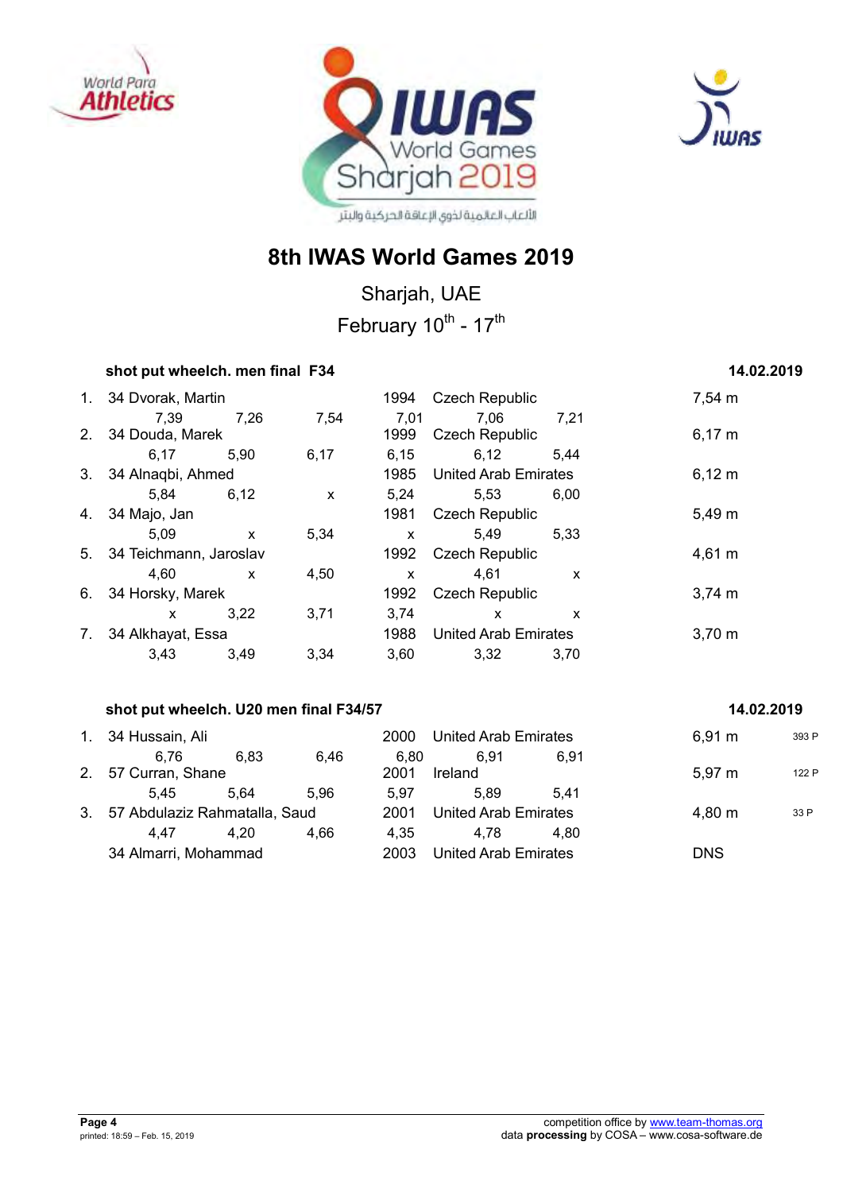# 8th IWAS World Games 2019

Sharjah, UAE

February 10th - 17th

### shot put wheelch. men final F34 — 14.02.2019

| Rank | Class | Name | Year | Country | Result |
|---|---|---|---|---|---|
| 1. | 34 | Dvorak, Martin | 1994 | Czech Republic | 7,54 m |
| | | 7,39 / 7,26 / 7,54 / 7,01 / 7,06 / 7,21 | | | |
| 2. | 34 | Douda, Marek | 1999 | Czech Republic | 6,17 m |
| | | 6,17 / 5,90 / 6,17 / 6,15 / 6,12 / 5,44 | | | |
| 3. | 34 | Alnaqbi, Ahmed | 1985 | United Arab Emirates | 6,12 m |
| | | 5,84 / 6,12 / x / 5,24 / 5,53 / 6,00 | | | |
| 4. | 34 | Majo, Jan | 1981 | Czech Republic | 5,49 m |
| | | 5,09 / x / 5,34 / x / 5,49 / 5,33 | | | |
| 5. | 34 | Teichmann, Jaroslav | 1992 | Czech Republic | 4,61 m |
| | | 4,60 / x / 4,50 / x / 4,61 / x | | | |
| 6. | 34 | Horsky, Marek | 1992 | Czech Republic | 3,74 m |
| | | x / 3,22 / 3,71 / 3,74 / x / x | | | |
| 7. | 34 | Alkhayat, Essa | 1988 | United Arab Emirates | 3,70 m |
| | | 3,43 / 3,49 / 3,34 / 3,60 / 3,32 / 3,70 | | | |

### shot put wheelch. U20 men final F34/57 — 14.02.2019

| Rank | Class | Name | Year | Country | Result | Points |
|---|---|---|---|---|---|---|
| 1. | 34 | Hussain, Ali | 2000 | United Arab Emirates | 6,91 m | 393 P |
| | | 6,76 / 6,83 / 6,46 / 6,80 / 6,91 / 6,91 | | | | |
| 2. | 57 | Curran, Shane | 2001 | Ireland | 5,97 m | 122 P |
| | | 5,45 / 5,64 / 5,96 / 5,97 / 5,89 / 5,41 | | | | |
| 3. | 57 | Abdulaziz Rahmatalla, Saud | 2001 | United Arab Emirates | 4,80 m | 33 P |
| | | 4,47 / 4,20 / 4,66 / 4,35 / 4,78 / 4,80 | | | | |
| | 34 | Almarri, Mohammad | 2003 | United Arab Emirates | DNS | |

printed: 18:59 – Feb. 15, 2019

competition office by www.team-thomas.org
data **processing** by COSA – www.cosa-software.de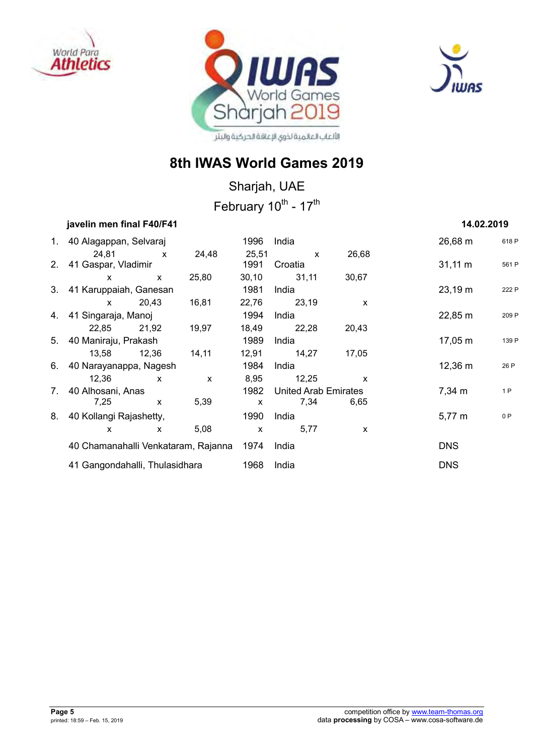# 8th IWAS World Games 2019

Sharjah, UAE

February 10th - 17th

**javelin men final F40/F41** **14.02.2019**

| Rank | Class / Name | | | Year | Country | | Result | Points |
|---|---|---|---|---|---|---|---|---|
| 1. | 40 Alagappan, Selvaraj | | | 1996 | India | | 26,68 m | 618 P |
| | 24,81 | x | 24,48 | 25,51 | x | 26,68 | | |
| 2. | 41 Gaspar, Vladimir | | | 1991 | Croatia | | 31,11 m | 561 P |
| | x | x | 25,80 | 30,10 | 31,11 | 30,67 | | |
| 3. | 41 Karuppaiah, Ganesan | | | 1981 | India | | 23,19 m | 222 P |
| | x | 20,43 | 16,81 | 22,76 | 23,19 | x | | |
| 4. | 41 Singaraja, Manoj | | | 1994 | India | | 22,85 m | 209 P |
| | 22,85 | 21,92 | 19,97 | 18,49 | 22,28 | 20,43 | | |
| 5. | 40 Maniraju, Prakash | | | 1989 | India | | 17,05 m | 139 P |
| | 13,58 | 12,36 | 14,11 | 12,91 | 14,27 | 17,05 | | |
| 6. | 40 Narayanappa, Nagesh | | | 1984 | India | | 12,36 m | 26 P |
| | 12,36 | x | x | 8,95 | 12,25 | x | | |
| 7. | 40 Alhosani, Anas | | | 1982 | United Arab Emirates | | 7,34 m | 1 P |
| | 7,25 | x | 5,39 | x | 7,34 | 6,65 | | |
| 8. | 40 Kollangi Rajashetty, | | | 1990 | India | | 5,77 m | 0 P |
| | x | x | 5,08 | x | 5,77 | x | | |
| | 40 Chamanahalli Venkataram, Rajanna | | | 1974 | India | | DNS | |
| | 41 Gangondahalli, Thulasidhara | | | 1968 | India | | DNS | |

printed: 18:59 – Feb. 15, 2019

competition office by www.team-thomas.org
data **processing** by COSA – www.cosa-software.de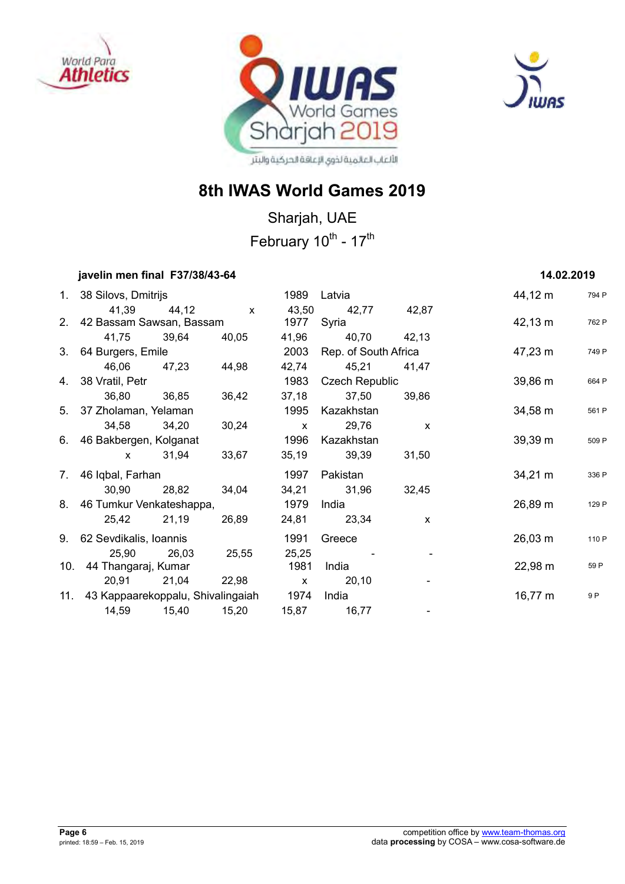# 8th IWAS World Games 2019

Sharjah, UAE

February 10th - 17th

**javelin men final F37/38/43-64** **14.02.2019**

| Rank | Class | Name | Year | Country | Result | Points |
|---|---|---|---|---|---|---|
| 1. | 38 | Silovs, Dmitrijs | 1989 | Latvia | 44,12 m | 794 P |
| | | 41,39 / 44,12 / x / 43,50 / 42,77 / 42,87 | | | | |
| 2. | 42 | Bassam Sawsan, Bassam | 1977 | Syria | 42,13 m | 762 P |
| | | 41,75 / 39,64 / 40,05 / 41,96 / 40,70 / 42,13 | | | | |
| 3. | 64 | Burgers, Emile | 2003 | Rep. of South Africa | 47,23 m | 749 P |
| | | 46,06 / 47,23 / 44,98 / 42,74 / 45,21 / 41,47 | | | | |
| 4. | 38 | Vratil, Petr | 1983 | Czech Republic | 39,86 m | 664 P |
| | | 36,80 / 36,85 / 36,42 / 37,18 / 37,50 / 39,86 | | | | |
| 5. | 37 | Zholaman, Yelaman | 1995 | Kazakhstan | 34,58 m | 561 P |
| | | 34,58 / 34,20 / 30,24 / x / 29,76 / x | | | | |
| 6. | 46 | Bakbergen, Kolganat | 1996 | Kazakhstan | 39,39 m | 509 P |
| | | x / 31,94 / 33,67 / 35,19 / 39,39 / 31,50 | | | | |
| 7. | 46 | Iqbal, Farhan | 1997 | Pakistan | 34,21 m | 336 P |
| | | 30,90 / 28,82 / 34,04 / 34,21 / 31,96 / 32,45 | | | | |
| 8. | 46 | Tumkur Venkateshappa, | 1979 | India | 26,89 m | 129 P |
| | | 25,42 / 21,19 / 26,89 / 24,81 / 23,34 / x | | | | |
| 9. | 62 | Sevdikalis, Ioannis | 1991 | Greece | 26,03 m | 110 P |
| | | 25,90 / 26,03 / 25,55 / 25,25 / - / - | | | | |
| 10. | 44 | Thangaraj, Kumar | 1981 | India | 22,98 m | 59 P |
| | | 20,91 / 21,04 / 22,98 / x / 20,10 / - | | | | |
| 11. | 43 | Kappaarekoppalu, Shivalingaiah | 1974 | India | 16,77 m | 9 P |
| | | 14,59 / 15,40 / 15,20 / 15,87 / 16,77 / - | | | | |

printed: 18:59 – Feb. 15, 2019

competition office by www.team-thomas.org
data **processing** by COSA – www.cosa-software.de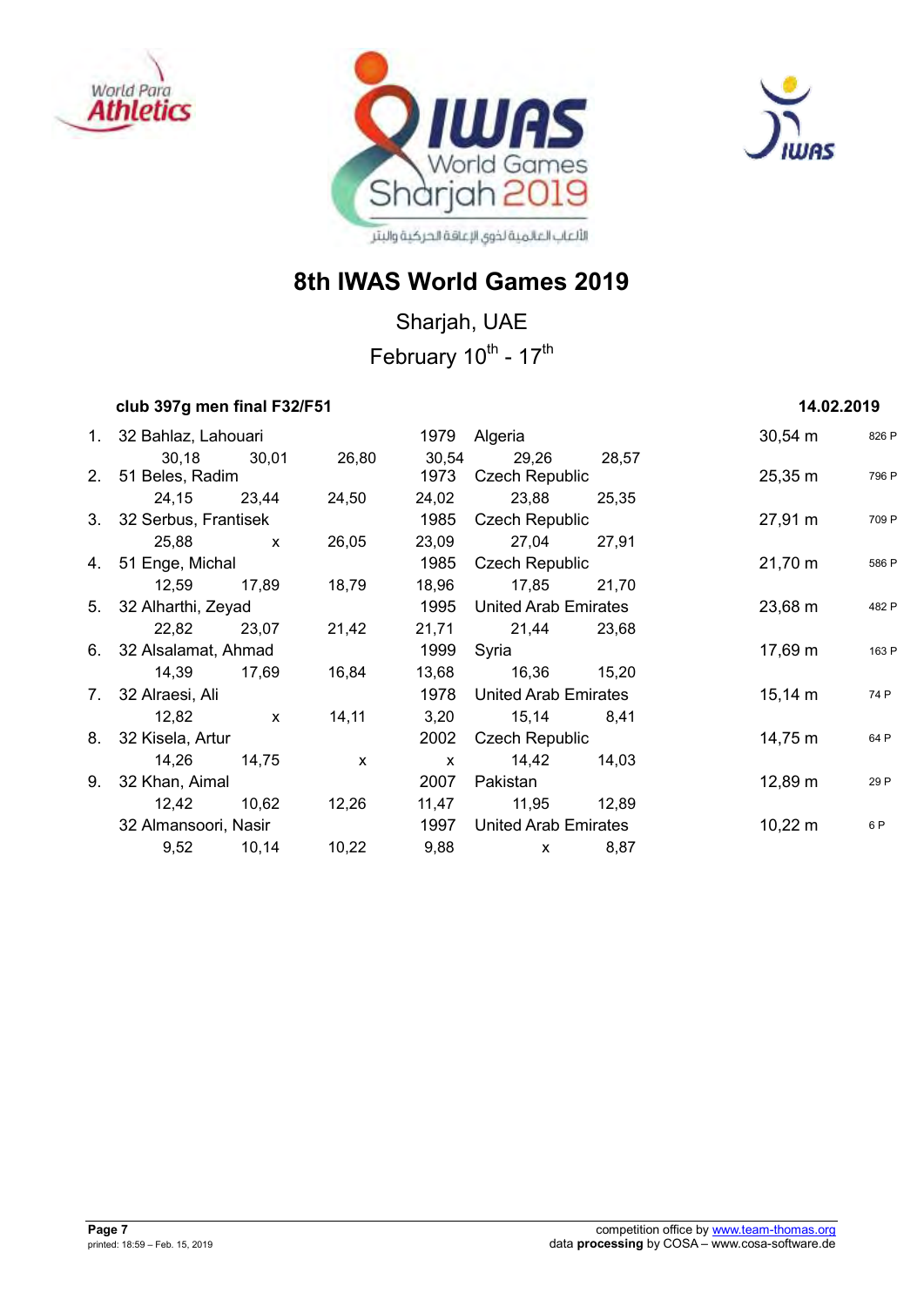# 8th IWAS World Games 2019

Sharjah, UAE

February 10th - 17th

**club 397g men final F32/F51** **14.02.2019**

| Rank | Class | Name | YOB | Country | Result | Points |
|---|---|---|---|---|---|---|
| 1. | 32 | Bahlaz, Lahouari | 1979 | Algeria | 30,54 m | 826 P |
| | | 30,18 / 30,01 / 26,80 / 30,54 / 29,26 / 28,57 | | | | |
| 2. | 51 | Beles, Radim | 1973 | Czech Republic | 25,35 m | 796 P |
| | | 24,15 / 23,44 / 24,50 / 24,02 / 23,88 / 25,35 | | | | |
| 3. | 32 | Serbus, Frantisek | 1985 | Czech Republic | 27,91 m | 709 P |
| | | 25,88 / x / 26,05 / 23,09 / 27,04 / 27,91 | | | | |
| 4. | 51 | Enge, Michal | 1985 | Czech Republic | 21,70 m | 586 P |
| | | 12,59 / 17,89 / 18,79 / 18,96 / 17,85 / 21,70 | | | | |
| 5. | 32 | Alharthi, Zeyad | 1995 | United Arab Emirates | 23,68 m | 482 P |
| | | 22,82 / 23,07 / 21,42 / 21,71 / 21,44 / 23,68 | | | | |
| 6. | 32 | Alsalamat, Ahmad | 1999 | Syria | 17,69 m | 163 P |
| | | 14,39 / 17,69 / 16,84 / 13,68 / 16,36 / 15,20 | | | | |
| 7. | 32 | Alraesi, Ali | 1978 | United Arab Emirates | 15,14 m | 74 P |
| | | 12,82 / x / 14,11 / 3,20 / 15,14 / 8,41 | | | | |
| 8. | 32 | Kisela, Artur | 2002 | Czech Republic | 14,75 m | 64 P |
| | | 14,26 / 14,75 / x / x / 14,42 / 14,03 | | | | |
| 9. | 32 | Khan, Aimal | 2007 | Pakistan | 12,89 m | 29 P |
| | | 12,42 / 10,62 / 12,26 / 11,47 / 11,95 / 12,89 | | | | |
| | 32 | Almansoori, Nasir | 1997 | United Arab Emirates | 10,22 m | 6 P |
| | | 9,52 / 10,14 / 10,22 / 9,88 / x / 8,87 | | | | |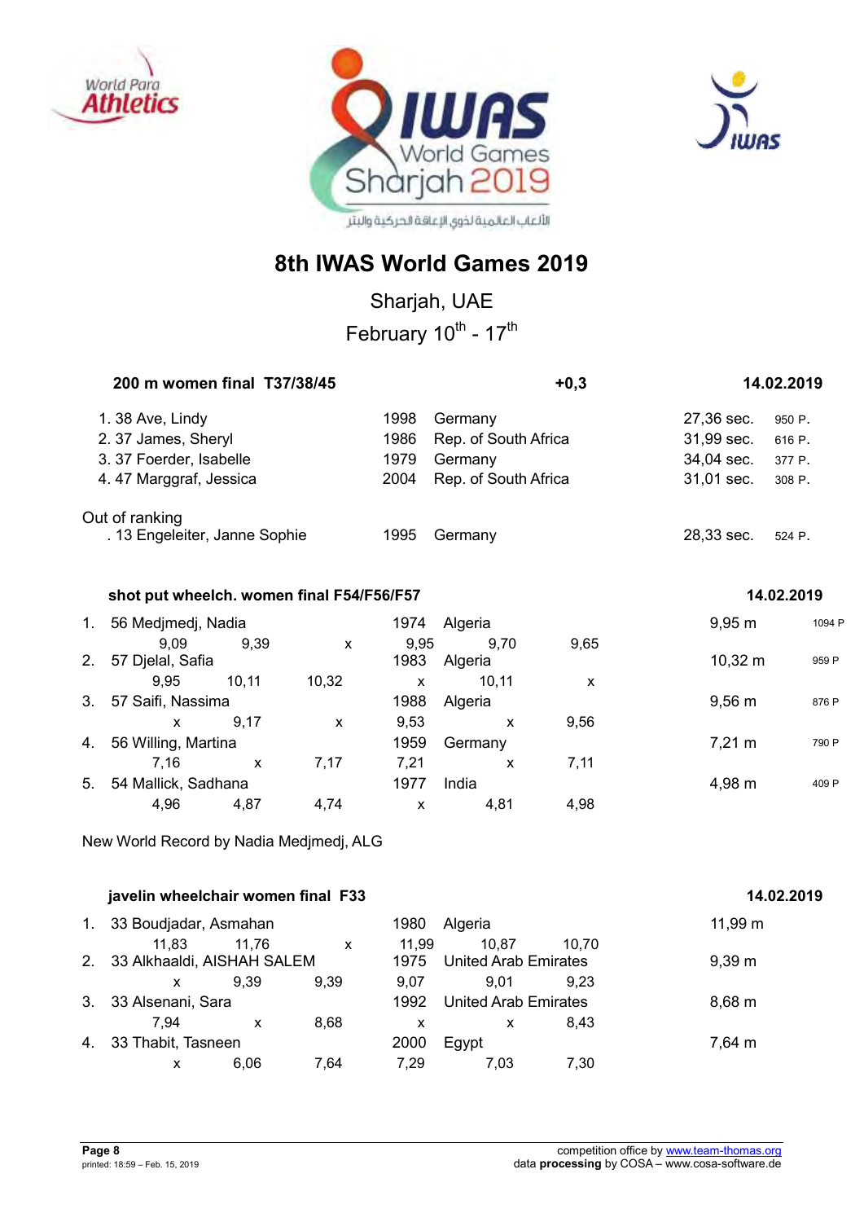# 8th IWAS World Games 2019

Sharjah, UAE

February 10th - 17th

## 200 m women final T37/38/45 — +0,3 — 14.02.2019

| Rank | Class | Name | Year | Country | Result | Points |
|---|---|---|---|---|---|---|
| 1. | 38 | Ave, Lindy | 1998 | Germany | 27,36 sec. | 950 P. |
| 2. | 37 | James, Sheryl | 1986 | Rep. of South Africa | 31,99 sec. | 616 P. |
| 3. | 37 | Foerder, Isabelle | 1979 | Germany | 34,04 sec. | 377 P. |
| 4. | 47 | Marggraf, Jessica | 2004 | Rep. of South Africa | 31,01 sec. | 308 P. |

Out of ranking

| Rank | Class | Name | Year | Country | Result | Points |
|---|---|---|---|---|---|---|
| . | 13 | Engeleiter, Janne Sophie | 1995 | Germany | 28,33 sec. | 524 P. |

## shot put wheelch. women final F54/F56/F57 — 14.02.2019

| Rank | Class | Name | Year | Country | Result | Points |
|---|---|---|---|---|---|---|
| 1. | 56 | Medjmedj, Nadia | 1974 | Algeria | 9,95 m | 1094 P |
| | | 9,09 · 9,39 · x · 9,95 · 9,70 · 9,65 | | | | |
| 2. | 57 | Djelal, Safia | 1983 | Algeria | 10,32 m | 959 P |
| | | 9,95 · 10,11 · 10,32 · x · 10,11 · x | | | | |
| 3. | 57 | Saifi, Nassima | 1988 | Algeria | 9,56 m | 876 P |
| | | x · 9,17 · x · 9,53 · x · 9,56 | | | | |
| 4. | 56 | Willing, Martina | 1959 | Germany | 7,21 m | 790 P |
| | | 7,16 · x · 7,17 · 7,21 · x · 7,11 | | | | |
| 5. | 54 | Mallick, Sadhana | 1977 | India | 4,98 m | 409 P |
| | | 4,96 · 4,87 · 4,74 · x · 4,81 · 4,98 | | | | |

New World Record by Nadia Medjmedj, ALG

## javelin wheelchair women final F33 — 14.02.2019

| Rank | Class | Name | Year | Country | Result |
|---|---|---|---|---|---|
| 1. | 33 | Boudjadar, Asmahan | 1980 | Algeria | 11,99 m |
| | | 11,83 · 11,76 · x · 11,99 · 10,87 · 10,70 | | | |
| 2. | 33 | Alkhaaldi, AISHAH SALEM | 1975 | United Arab Emirates | 9,39 m |
| | | x · 9,39 · 9,39 · 9,07 · 9,01 · 9,23 | | | |
| 3. | 33 | Alsenani, Sara | 1992 | United Arab Emirates | 8,68 m |
| | | 7,94 · x · 8,68 · x · x · 8,43 | | | |
| 4. | 33 | Thabit, Tasneen | 2000 | Egypt | 7,64 m |
| | | x · 6,06 · 7,64 · 7,29 · 7,03 · 7,30 | | | |

competition office by www.team-thomas.org
data **processing** by COSA – www.cosa-software.de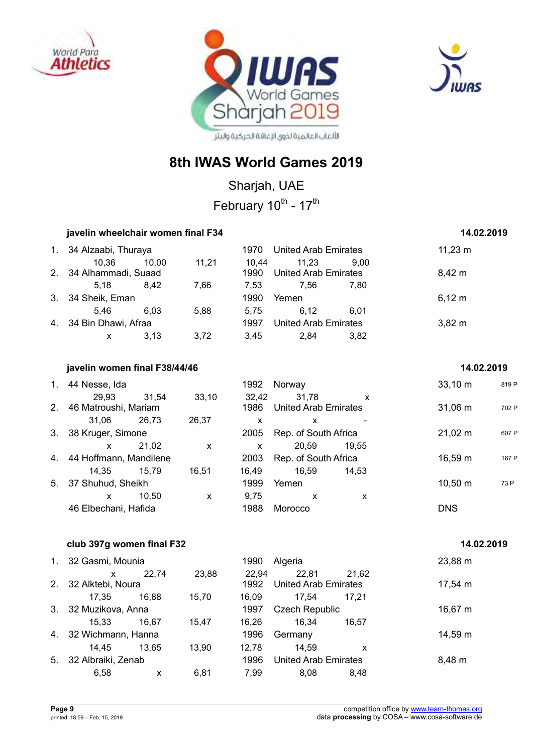# 8th IWAS World Games 2019

Sharjah, UAE

February 10th - 17th

### javelin wheelchair women final F34 — 14.02.2019

| Rank | Class / Name | Year | Nation | Result | Points |
|---|---|---|---|---|---|
| 1. | 34 Alzaabi, Thuraya | 1970 | United Arab Emirates | 11,23 m | |
| | 10,36 · 10,00 · 11,21 · 10,44 · 11,23 · 9,00 | | | | |
| 2. | 34 Alhammadi, Suaad | 1990 | United Arab Emirates | 8,42 m | |
| | 5,18 · 8,42 · 7,66 · 7,53 · 7,56 · 7,80 | | | | |
| 3. | 34 Sheik, Eman | 1990 | Yemen | 6,12 m | |
| | 5,46 · 6,03 · 5,88 · 5,75 · 6,12 · 6,01 | | | | |
| 4. | 34 Bin Dhawi, Afraa | 1997 | United Arab Emirates | 3,82 m | |
| | x · 3,13 · 3,72 · 3,45 · 2,84 · 3,82 | | | | |

### javelin women final F38/44/46 — 14.02.2019

| Rank | Class / Name | Year | Nation | Result | Points |
|---|---|---|---|---|---|
| 1. | 44 Nesse, Ida | 1992 | Norway | 33,10 m | 819 P |
| | 29,93 · 31,54 · 33,10 · 32,42 · 31,78 · x | | | | |
| 2. | 46 Matroushi, Mariam | 1986 | United Arab Emirates | 31,06 m | 702 P |
| | 31,06 · 26,73 · 26,37 · x · x · - | | | | |
| 3. | 38 Kruger, Simone | 2005 | Rep. of South Africa | 21,02 m | 607 P |
| | x · 21,02 · x · x · 20,59 · 19,55 | | | | |
| 4. | 44 Hoffmann, Mandilene | 2003 | Rep. of South Africa | 16,59 m | 167 P |
| | 14,35 · 15,79 · 16,51 · 16,49 · 16,59 · 14,53 | | | | |
| 5. | 37 Shuhud, Sheikh | 1999 | Yemen | 10,50 m | 73 P |
| | x · 10,50 · x · 9,75 · x · x | | | | |
| | 46 Elbechani, Hafida | 1988 | Morocco | DNS | |

### club 397g women final F32 — 14.02.2019

| Rank | Class / Name | Year | Nation | Result |
|---|---|---|---|---|
| 1. | 32 Gasmi, Mounia | 1990 | Algeria | 23,88 m |
| | x · 22,74 · 23,88 · 22,94 · 22,81 · 21,62 | | | |
| 2. | 32 Alktebi, Noura | 1992 | United Arab Emirates | 17,54 m |
| | 17,35 · 16,88 · 15,70 · 16,09 · 17,54 · 17,21 | | | |
| 3. | 32 Muzikova, Anna | 1997 | Czech Republic | 16,67 m |
| | 15,33 · 16,67 · 15,47 · 16,26 · 16,34 · 16,57 | | | |
| 4. | 32 Wichmann, Hanna | 1996 | Germany | 14,59 m |
| | 14,45 · 13,65 · 13,90 · 12,78 · 14,59 · x | | | |
| 5. | 32 Albraiki, Zenab | 1996 | United Arab Emirates | 8,48 m |
| | 6,58 · x · 6,81 · 7,99 · 8,08 · 8,48 | | | |

printed: 18:59 – Feb. 15, 2019

competition office by www.team-thomas.org
data **processing** by COSA – www.cosa-software.de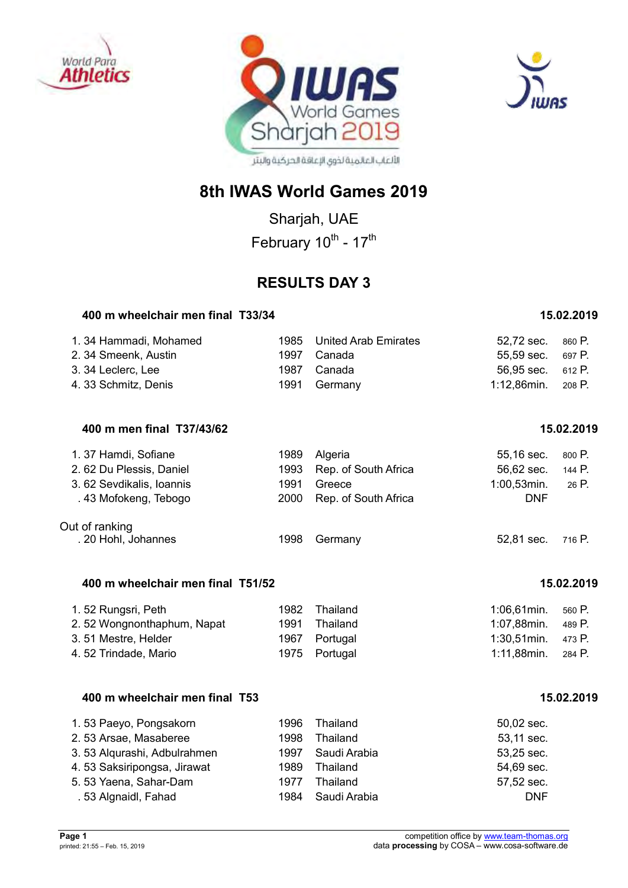# 8th IWAS World Games 2019

Sharjah, UAE

February 10th - 17th

## RESULTS DAY 3

### 400 m wheelchair men final T33/34 — 15.02.2019

| Rank | Class | Name | Year | Country | Result | Points |
|---|---|---|---|---|---|---|
| 1. | 34 | Hammadi, Mohamed | 1985 | United Arab Emirates | 52,72 sec. | 860 P. |
| 2. | 34 | Smeenk, Austin | 1997 | Canada | 55,59 sec. | 697 P. |
| 3. | 34 | Leclerc, Lee | 1987 | Canada | 56,95 sec. | 612 P. |
| 4. | 33 | Schmitz, Denis | 1991 | Germany | 1:12,86min. | 208 P. |

### 400 m men final T37/43/62 — 15.02.2019

| Rank | Class | Name | Year | Country | Result | Points |
|---|---|---|---|---|---|---|
| 1. | 37 | Hamdi, Sofiane | 1989 | Algeria | 55,16 sec. | 800 P. |
| 2. | 62 | Du Plessis, Daniel | 1993 | Rep. of South Africa | 56,62 sec. | 144 P. |
| 3. | 62 | Sevdikalis, Ioannis | 1991 | Greece | 1:00,53min. | 26 P. |
| . | 43 | Mofokeng, Tebogo | 2000 | Rep. of South Africa | DNF | |

Out of ranking

| Rank | Class | Name | Year | Country | Result | Points |
|---|---|---|---|---|---|---|
| . | 20 | Hohl, Johannes | 1998 | Germany | 52,81 sec. | 716 P. |

### 400 m wheelchair men final T51/52 — 15.02.2019

| Rank | Class | Name | Year | Country | Result | Points |
|---|---|---|---|---|---|---|
| 1. | 52 | Rungsri, Peth | 1982 | Thailand | 1:06,61min. | 560 P. |
| 2. | 52 | Wongnonthaphum, Napat | 1991 | Thailand | 1:07,88min. | 489 P. |
| 3. | 51 | Mestre, Helder | 1967 | Portugal | 1:30,51min. | 473 P. |
| 4. | 52 | Trindade, Mario | 1975 | Portugal | 1:11,88min. | 284 P. |

### 400 m wheelchair men final T53 — 15.02.2019

| Rank | Class | Name | Year | Country | Result |
|---|---|---|---|---|---|
| 1. | 53 | Paeyo, Pongsakorn | 1996 | Thailand | 50,02 sec. |
| 2. | 53 | Arsae, Masaberee | 1998 | Thailand | 53,11 sec. |
| 3. | 53 | Alqurashi, Adbulrahmen | 1997 | Saudi Arabia | 53,25 sec. |
| 4. | 53 | Saksiripongsa, Jirawat | 1989 | Thailand | 54,69 sec. |
| 5. | 53 | Yaena, Sahar-Dam | 1977 | Thailand | 57,52 sec. |
| . | 53 | Algnaidl, Fahad | 1984 | Saudi Arabia | DNF |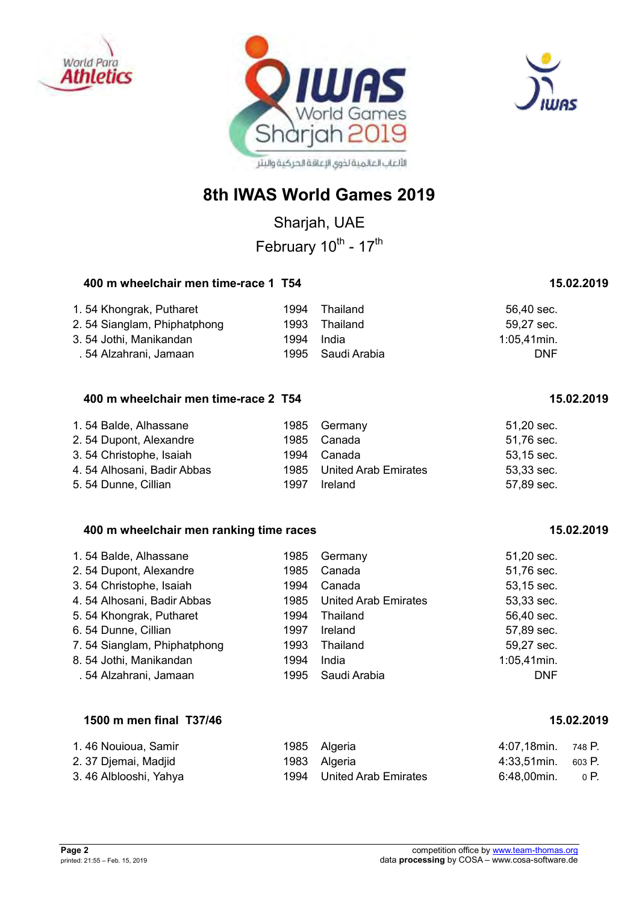# 8th IWAS World Games 2019

Sharjah, UAE

February 10th - 17th

### 400 m wheelchair men time-race 1 T54 — 15.02.2019

| | | | | |
|---|---|---|---|---|
| 1. | 54 Khongrak, Putharet | 1994 | Thailand | 56,40 sec. |
| 2. | 54 Sianglam, Phiphatphong | 1993 | Thailand | 59,27 sec. |
| 3. | 54 Jothi, Manikandan | 1994 | India | 1:05,41min. |
| . | 54 Alzahrani, Jamaan | 1995 | Saudi Arabia | DNF |

### 400 m wheelchair men time-race 2 T54 — 15.02.2019

| | | | | |
|---|---|---|---|---|
| 1. | 54 Balde, Alhassane | 1985 | Germany | 51,20 sec. |
| 2. | 54 Dupont, Alexandre | 1985 | Canada | 51,76 sec. |
| 3. | 54 Christophe, Isaiah | 1994 | Canada | 53,15 sec. |
| 4. | 54 Alhosani, Badir Abbas | 1985 | United Arab Emirates | 53,33 sec. |
| 5. | 54 Dunne, Cillian | 1997 | Ireland | 57,89 sec. |

### 400 m wheelchair men ranking time races — 15.02.2019

| | | | | |
|---|---|---|---|---|
| 1. | 54 Balde, Alhassane | 1985 | Germany | 51,20 sec. |
| 2. | 54 Dupont, Alexandre | 1985 | Canada | 51,76 sec. |
| 3. | 54 Christophe, Isaiah | 1994 | Canada | 53,15 sec. |
| 4. | 54 Alhosani, Badir Abbas | 1985 | United Arab Emirates | 53,33 sec. |
| 5. | 54 Khongrak, Putharet | 1994 | Thailand | 56,40 sec. |
| 6. | 54 Dunne, Cillian | 1997 | Ireland | 57,89 sec. |
| 7. | 54 Sianglam, Phiphatphong | 1993 | Thailand | 59,27 sec. |
| 8. | 54 Jothi, Manikandan | 1994 | India | 1:05,41min. |
| . | 54 Alzahrani, Jamaan | 1995 | Saudi Arabia | DNF |

### 1500 m men final T37/46 — 15.02.2019

| | | | | | |
|---|---|---|---|---|---|
| 1. | 46 Nouioua, Samir | 1985 | Algeria | 4:07,18min. | 748 P. |
| 2. | 37 Djemai, Madjid | 1983 | Algeria | 4:33,51min. | 603 P. |
| 3. | 46 Alblooshi, Yahya | 1994 | United Arab Emirates | 6:48,00min. | 0 P. |

competition office by www.team-thomas.org
data **processing** by COSA – www.cosa-software.de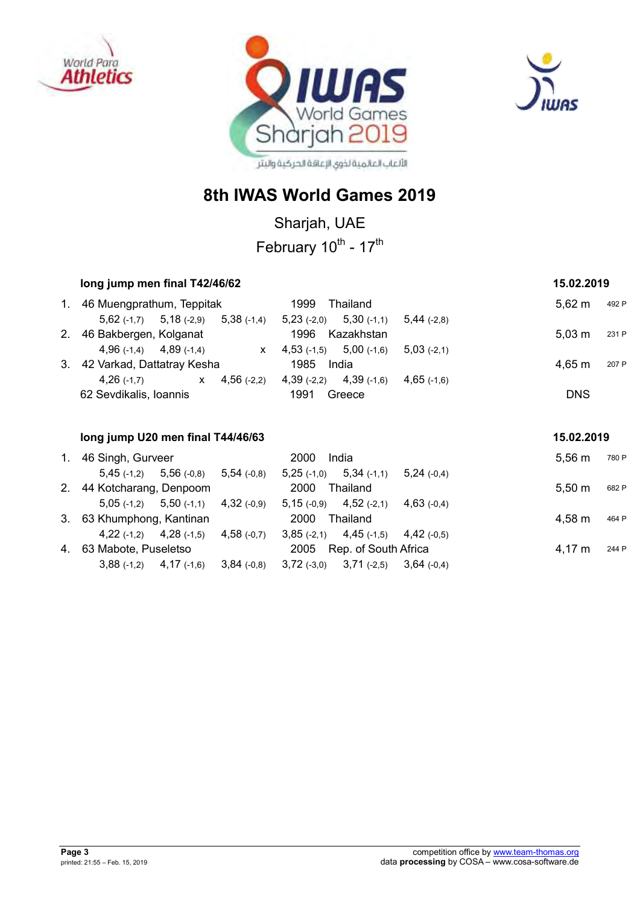# 8th IWAS World Games 2019

Sharjah, UAE

February 10th - 17th

## long jump men final T42/46/62 — 15.02.2019

| Rank | Class / Name | Year | Country | | | Result | Points |
|---|---|---|---|---|---|---|---|
| 1. | 46 Muengprathum, Teppitak | 1999 | Thailand | | | 5,62 m | 492 P |
| | 5,62 (-1,7) | 5,18 (-2,9) | 5,38 (-1,4) | 5,23 (-2,0) | 5,30 (-1,1) | 5,44 (-2,8) | |
| 2. | 46 Bakbergen, Kolganat | 1996 | Kazakhstan | | | 5,03 m | 231 P |
| | 4,96 (-1,4) | 4,89 (-1,4) | x | 4,53 (-1,5) | 5,00 (-1,6) | 5,03 (-2,1) | |
| 3. | 42 Varkad, Dattatray Kesha | 1985 | India | | | 4,65 m | 207 P |
| | 4,26 (-1,7) | x | 4,56 (-2,2) | 4,39 (-2,2) | 4,39 (-1,6) | 4,65 (-1,6) | |
| | 62 Sevdikalis, Ioannis | 1991 | Greece | | | DNS | |

## long jump U20 men final T44/46/63 — 15.02.2019

| Rank | Class / Name | Year | Country | | | Result | Points |
|---|---|---|---|---|---|---|---|
| 1. | 46 Singh, Gurveer | 2000 | India | | | 5,56 m | 780 P |
| | 5,45 (-1,2) | 5,56 (-0,8) | 5,54 (-0,8) | 5,25 (-1,0) | 5,34 (-1,1) | 5,24 (-0,4) | |
| 2. | 44 Kotcharang, Denpoom | 2000 | Thailand | | | 5,50 m | 682 P |
| | 5,05 (-1,2) | 5,50 (-1,1) | 4,32 (-0,9) | 5,15 (-0,9) | 4,52 (-2,1) | 4,63 (-0,4) | |
| 3. | 63 Khumphong, Kantinan | 2000 | Thailand | | | 4,58 m | 464 P |
| | 4,22 (-1,2) | 4,28 (-1,5) | 4,58 (-0,7) | 3,85 (-2,1) | 4,45 (-1,5) | 4,42 (-0,5) | |
| 4. | 63 Mabote, Puseletso | 2005 | Rep. of South Africa | | | 4,17 m | 244 P |
| | 3,88 (-1,2) | 4,17 (-1,6) | 3,84 (-0,8) | 3,72 (-3,0) | 3,71 (-2,5) | 3,64 (-0,4) | |

printed: 21:55 – Feb. 15, 2019

competition office by www.team-thomas.org
data **processing** by COSA – www.cosa-software.de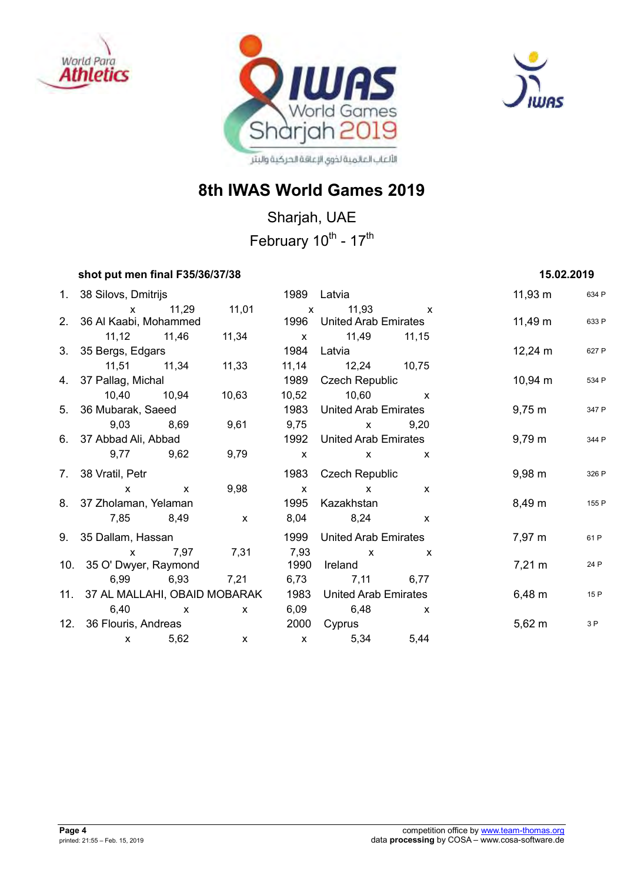# 8th IWAS World Games 2019

Sharjah, UAE

February 10th - 17th

**shot put men final F35/36/37/38** **15.02.2019**

| Rank | Class | Name | Born | Country | Result | Points |
|---|---|---|---|---|---|---|
| 1. | 38 | Silovs, Dmitrijs | 1989 | Latvia | 11,93 m | 634 P |
| | | x 11,29 11,01 x 11,93 x | | | | |
| 2. | 36 | Al Kaabi, Mohammed | 1996 | United Arab Emirates | 11,49 m | 633 P |
| | | 11,12 11,46 11,34 x 11,49 11,15 | | | | |
| 3. | 35 | Bergs, Edgars | 1984 | Latvia | 12,24 m | 627 P |
| | | 11,51 11,34 11,33 11,14 12,24 10,75 | | | | |
| 4. | 37 | Pallag, Michal | 1989 | Czech Republic | 10,94 m | 534 P |
| | | 10,40 10,94 10,63 10,52 10,60 x | | | | |
| 5. | 36 | Mubarak, Saeed | 1983 | United Arab Emirates | 9,75 m | 347 P |
| | | 9,03 8,69 9,61 9,75 x 9,20 | | | | |
| 6. | 37 | Abbad Ali, Abbad | 1992 | United Arab Emirates | 9,79 m | 344 P |
| | | 9,77 9,62 9,79 x x x | | | | |
| 7. | 38 | Vratil, Petr | 1983 | Czech Republic | 9,98 m | 326 P |
| | | x x 9,98 x x x | | | | |
| 8. | 37 | Zholaman, Yelaman | 1995 | Kazakhstan | 8,49 m | 155 P |
| | | 7,85 8,49 x 8,04 8,24 x | | | | |
| 9. | 35 | Dallam, Hassan | 1999 | United Arab Emirates | 7,97 m | 61 P |
| | | x 7,97 7,31 7,93 x x | | | | |
| 10. | 35 | O' Dwyer, Raymond | 1990 | Ireland | 7,21 m | 24 P |
| | | 6,99 6,93 7,21 6,73 7,11 6,77 | | | | |
| 11. | 37 | AL MALLAHI, OBAID MOBARAK | 1983 | United Arab Emirates | 6,48 m | 15 P |
| | | 6,40 x x 6,09 6,48 x | | | | |
| 12. | 36 | Flouris, Andreas | 2000 | Cyprus | 5,62 m | 3 P |
| | | x 5,62 x x 5,34 5,44 | | | | |

competition office by www.team-thomas.org
data **processing** by COSA – www.cosa-software.de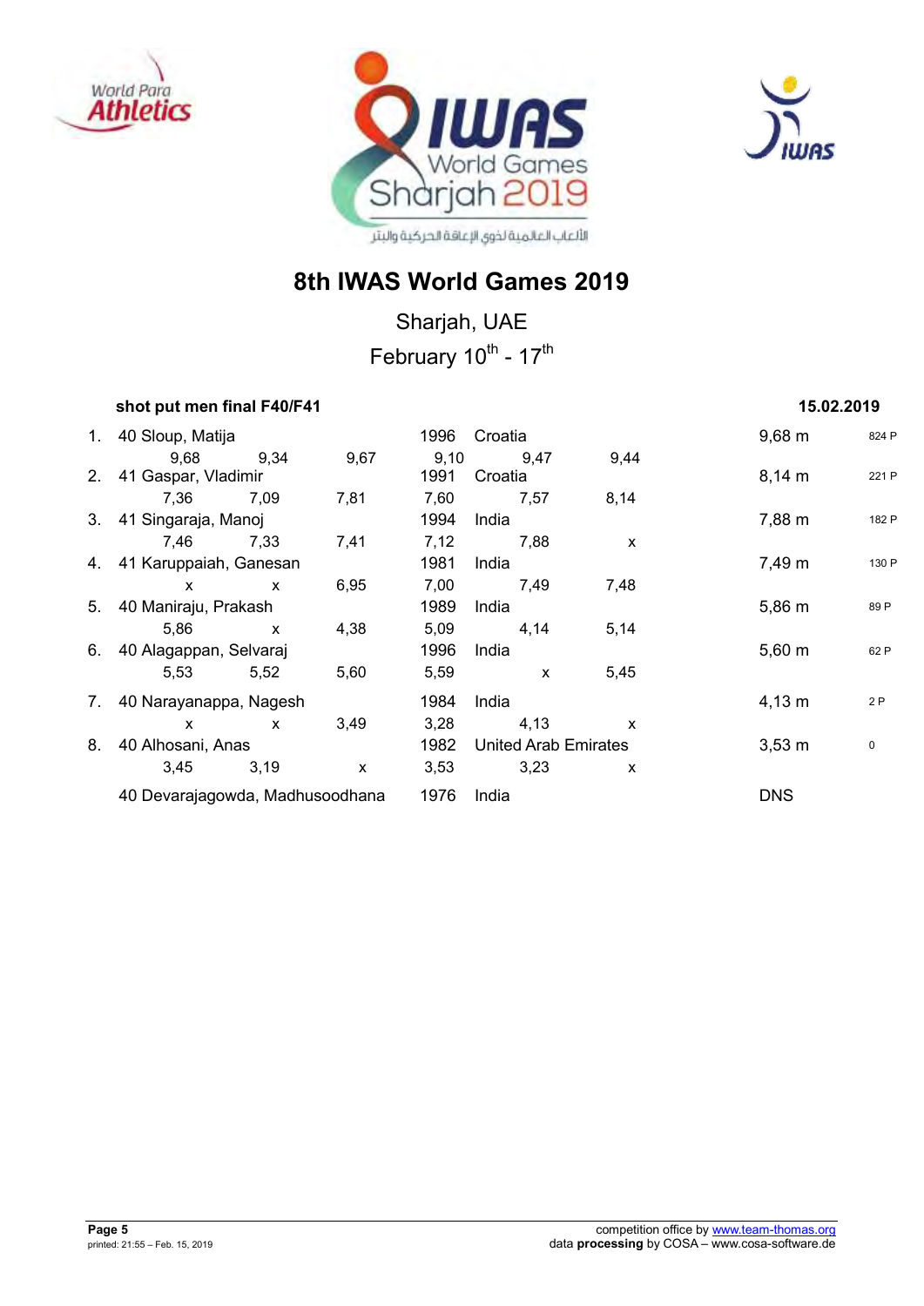# 8th IWAS World Games 2019

Sharjah, UAE

February 10th - 17th

**shot put men final F40/F41** **15.02.2019**

| Rank | Class | Name | Year | Country | Result | Points |
|---|---|---|---|---|---|---|
| 1. | 40 | Sloup, Matija | 1996 | Croatia | 9,68 m | 824 P |
| | | 9,68 · 9,34 · 9,67 · 9,10 · 9,47 · 9,44 | | | | |
| 2. | 41 | Gaspar, Vladimir | 1991 | Croatia | 8,14 m | 221 P |
| | | 7,36 · 7,09 · 7,81 · 7,60 · 7,57 · 8,14 | | | | |
| 3. | 41 | Singaraja, Manoj | 1994 | India | 7,88 m | 182 P |
| | | 7,46 · 7,33 · 7,41 · 7,12 · 7,88 · x | | | | |
| 4. | 41 | Karuppaiah, Ganesan | 1981 | India | 7,49 m | 130 P |
| | | x · x · 6,95 · 7,00 · 7,49 · 7,48 | | | | |
| 5. | 40 | Maniraju, Prakash | 1989 | India | 5,86 m | 89 P |
| | | 5,86 · x · 4,38 · 5,09 · 4,14 · 5,14 | | | | |
| 6. | 40 | Alagappan, Selvaraj | 1996 | India | 5,60 m | 62 P |
| | | 5,53 · 5,52 · 5,60 · 5,59 · x · 5,45 | | | | |
| 7. | 40 | Narayanappa, Nagesh | 1984 | India | 4,13 m | 2 P |
| | | x · x · 3,49 · 3,28 · 4,13 · x | | | | |
| 8. | 40 | Alhosani, Anas | 1982 | United Arab Emirates | 3,53 m | 0 |
| | | 3,45 · 3,19 · x · 3,53 · 3,23 · x | | | | |
| | 40 | Devarajagowda, Madhusoodhana | 1976 | India | DNS | |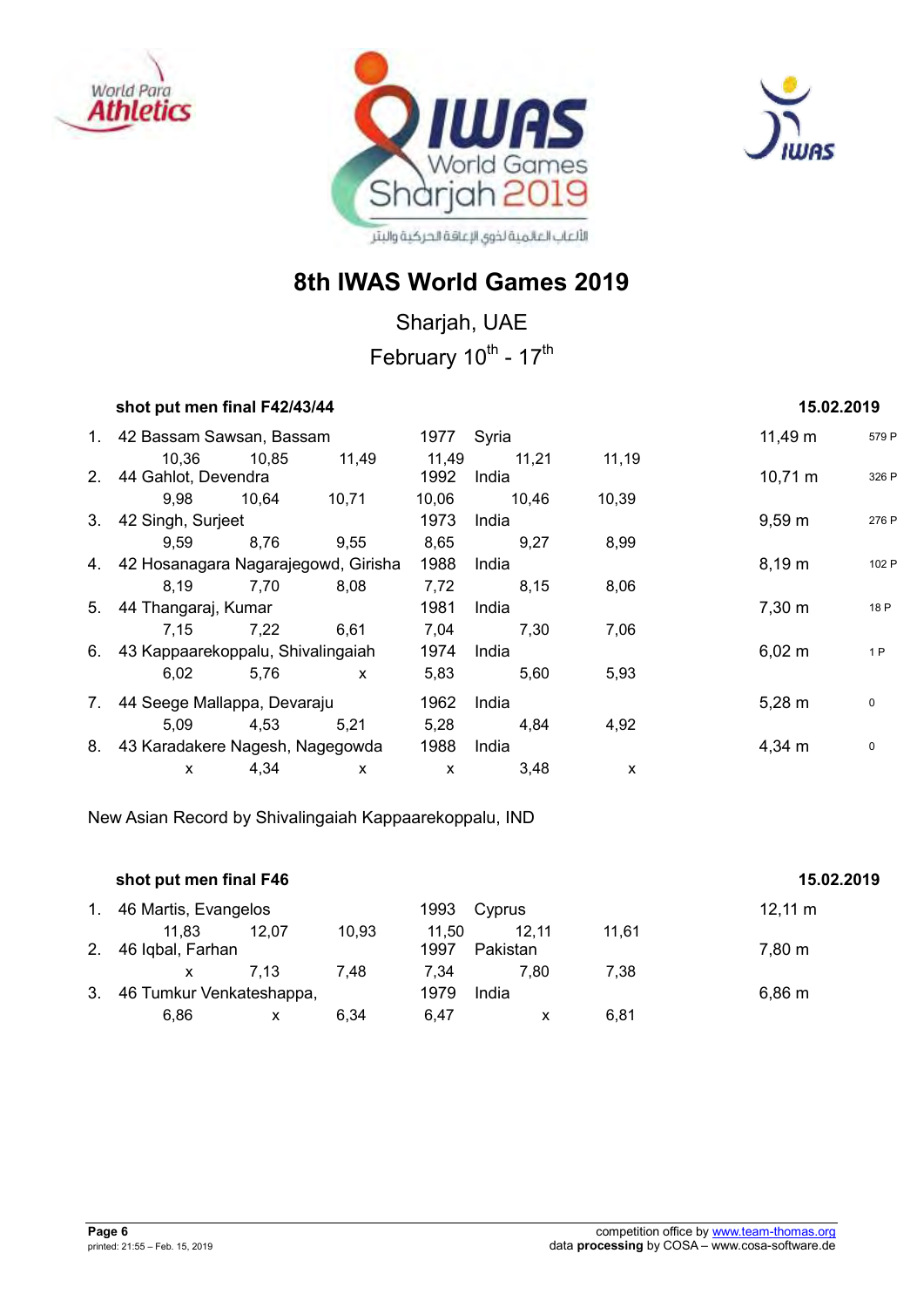# 8th IWAS World Games 2019

Sharjah, UAE

February 10th - 17th

### shot put men final F42/43/44 — 15.02.2019

| Rank | Class | Name | Year | Country | Result | Points |
|---|---|---|---|---|---|---|
| 1. | 42 | Bassam Sawsan, Bassam | 1977 | Syria | 11,49 m | 579 P |
| | | 10,36 / 10,85 / 11,49 / 11,49 / 11,21 / 11,19 | | | | |
| 2. | 44 | Gahlot, Devendra | 1992 | India | 10,71 m | 326 P |
| | | 9,98 / 10,64 / 10,71 / 10,06 / 10,46 / 10,39 | | | | |
| 3. | 42 | Singh, Surjeet | 1973 | India | 9,59 m | 276 P |
| | | 9,59 / 8,76 / 9,55 / 8,65 / 9,27 / 8,99 | | | | |
| 4. | 42 | Hosanagara Nagarajegowd, Girisha | 1988 | India | 8,19 m | 102 P |
| | | 8,19 / 7,70 / 8,08 / 7,72 / 8,15 / 8,06 | | | | |
| 5. | 44 | Thangaraj, Kumar | 1981 | India | 7,30 m | 18 P |
| | | 7,15 / 7,22 / 6,61 / 7,04 / 7,30 / 7,06 | | | | |
| 6. | 43 | Kappaarekoppalu, Shivalingaiah | 1974 | India | 6,02 m | 1 P |
| | | 6,02 / 5,76 / x / 5,83 / 5,60 / 5,93 | | | | |
| 7. | 44 | Seege Mallappa, Devaraju | 1962 | India | 5,28 m | 0 |
| | | 5,09 / 4,53 / 5,21 / 5,28 / 4,84 / 4,92 | | | | |
| 8. | 43 | Karadakere Nagesh, Nagegowda | 1988 | India | 4,34 m | 0 |
| | | x / 4,34 / x / x / 3,48 / x | | | | |

New Asian Record by Shivalingaiah Kappaarekoppalu, IND

### shot put men final F46 — 15.02.2019

| Rank | Class | Name | Year | Country | Result |
|---|---|---|---|---|---|
| 1. | 46 | Martis, Evangelos | 1993 | Cyprus | 12,11 m |
| | | 11,83 / 12,07 / 10,93 / 11,50 / 12,11 / 11,61 | | | |
| 2. | 46 | Iqbal, Farhan | 1997 | Pakistan | 7,80 m |
| | | x / 7,13 / 7,48 / 7,34 / 7,80 / 7,38 | | | |
| 3. | 46 | Tumkur Venkateshappa, | 1979 | India | 6,86 m |
| | | 6,86 / x / 6,34 / 6,47 / x / 6,81 | | | |

printed: 21:55 – Feb. 15, 2019

competition office by www.team-thomas.org
data **processing** by COSA – www.cosa-software.de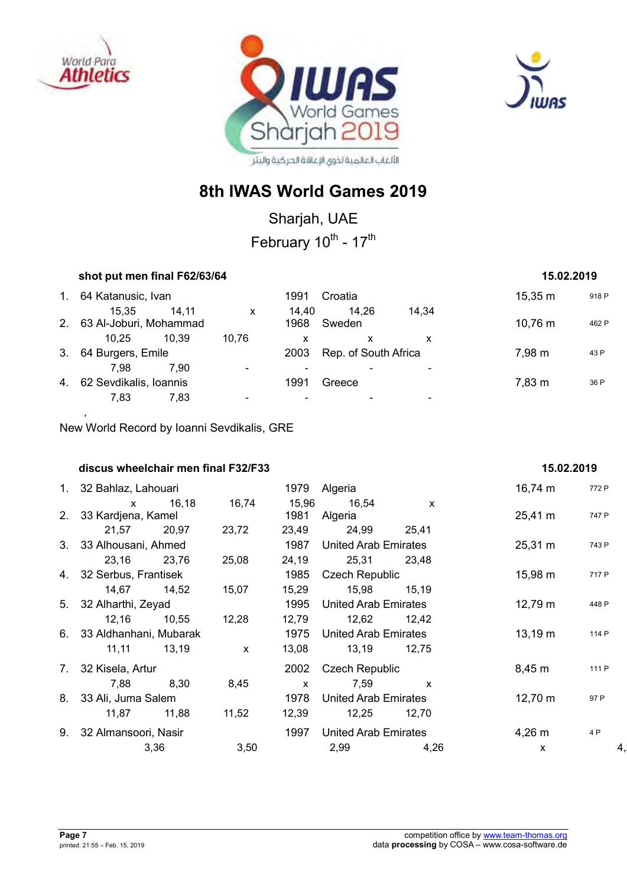# 8th IWAS World Games 2019

Sharjah, UAE

February 10th - 17th

## shot put men final F62/63/64

15.02.2019

| Rank | Class | Name | Year | Country | Result | Points |
|---|---|---|---|---|---|---|
| 1. | 64 | Katanusic, Ivan | 1991 | Croatia | 15,35 m | 918 P |
| | | 15,35 · 14,11 · x · 14,40 · 14,26 · 14,34 | | | | |
| 2. | 63 | Al-Joburi, Mohammad | 1968 | Sweden | 10,76 m | 462 P |
| | | 10,25 · 10,39 · 10,76 · x · x · x | | | | |
| 3. | 64 | Burgers, Emile | 2003 | Rep. of South Africa | 7,98 m | 43 P |
| | | 7,98 · 7,90 · - · - · - · - | | | | |
| 4. | 62 | Sevdikalis, Ioannis | 1991 | Greece | 7,83 m | 36 P |
| | | 7,83 · 7,83 · - · - · - · - | | | | |

,

New World Record by Ioanni Sevdikalis, GRE

## discus wheelchair men final F32/F33

15.02.2019

| Rank | Class | Name | Year | Country | Result | Points |
|---|---|---|---|---|---|---|
| 1. | 32 | Bahlaz, Lahouari | 1979 | Algeria | 16,74 m | 772 P |
| | | x · 16,18 · 16,74 · 15,96 · 16,54 · x | | | | |
| 2. | 33 | Kardjena, Kamel | 1981 | Algeria | 25,41 m | 747 P |
| | | 21,57 · 20,97 · 23,72 · 23,49 · 24,99 · 25,41 | | | | |
| 3. | 33 | Alhousani, Ahmed | 1987 | United Arab Emirates | 25,31 m | 743 P |
| | | 23,16 · 23,76 · 25,08 · 24,19 · 25,31 · 23,48 | | | | |
| 4. | 32 | Serbus, Frantisek | 1985 | Czech Republic | 15,98 m | 717 P |
| | | 14,67 · 14,52 · 15,07 · 15,29 · 15,98 · 15,19 | | | | |
| 5. | 32 | Alharthi, Zeyad | 1995 | United Arab Emirates | 12,79 m | 448 P |
| | | 12,16 · 10,55 · 12,28 · 12,79 · 12,62 · 12,42 | | | | |
| 6. | 33 | Aldhanhani, Mubarak | 1975 | United Arab Emirates | 13,19 m | 114 P |
| | | 11,11 · 13,19 · x · 13,08 · 13,19 · 12,75 | | | | |
| 7. | 32 | Kisela, Artur | 2002 | Czech Republic | 8,45 m | 111 P |
| | | 7,88 · 8,30 · 8,45 · x · 7,59 · x | | | | |
| 8. | 33 | Ali, Juma Salem | 1978 | United Arab Emirates | 12,70 m | 97 P |
| | | 11,87 · 11,88 · 11,52 · 12,39 · 12,25 · 12,70 | | | | |
| 9. | 32 | Almansoori, Nasir | 1997 | United Arab Emirates | 4,26 m | 4 P |
| | | 3,36 · 3,50 · 2,99 · 4,26 · x · 4, | | | | |

competition office by www.team-thomas.org
data **processing** by COSA – www.cosa-software.de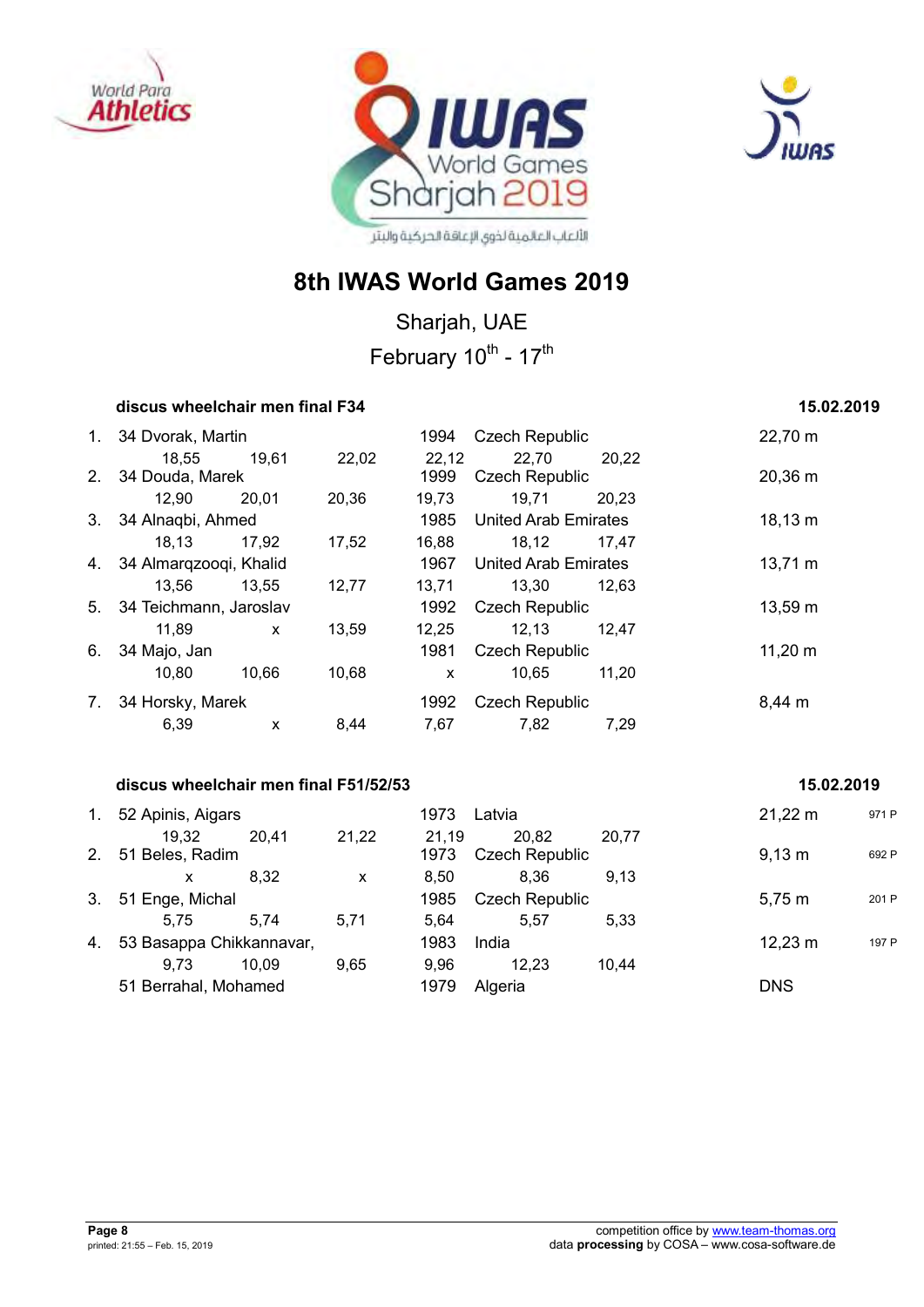# 8th IWAS World Games 2019

Sharjah, UAE

February 10th - 17th

### discus wheelchair men final F34 — 15.02.2019

| Rank | Class, Name | Year | Country | Result |
|---|---|---|---|---|
| 1. | 34 Dvorak, Martin | 1994 | Czech Republic | 22,70 m |
| | 18,55 · 19,61 · 22,02 · 22,12 · 22,70 · 20,22 | | | |
| 2. | 34 Douda, Marek | 1999 | Czech Republic | 20,36 m |
| | 12,90 · 20,01 · 20,36 · 19,73 · 19,71 · 20,23 | | | |
| 3. | 34 Alnaqbi, Ahmed | 1985 | United Arab Emirates | 18,13 m |
| | 18,13 · 17,92 · 17,52 · 16,88 · 18,12 · 17,47 | | | |
| 4. | 34 Almarqzooqi, Khalid | 1967 | United Arab Emirates | 13,71 m |
| | 13,56 · 13,55 · 12,77 · 13,71 · 13,30 · 12,63 | | | |
| 5. | 34 Teichmann, Jaroslav | 1992 | Czech Republic | 13,59 m |
| | 11,89 · x · 13,59 · 12,25 · 12,13 · 12,47 | | | |
| 6. | 34 Majo, Jan | 1981 | Czech Republic | 11,20 m |
| | 10,80 · 10,66 · 10,68 · x · 10,65 · 11,20 | | | |
| 7. | 34 Horsky, Marek | 1992 | Czech Republic | 8,44 m |
| | 6,39 · x · 8,44 · 7,67 · 7,82 · 7,29 | | | |

### discus wheelchair men final F51/52/53 — 15.02.2019

| Rank | Class, Name | Year | Country | Result | Points |
|---|---|---|---|---|---|
| 1. | 52 Apinis, Aigars | 1973 | Latvia | 21,22 m | 971 P |
| | 19,32 · 20,41 · 21,22 · 21,19 · 20,82 · 20,77 | | | | |
| 2. | 51 Beles, Radim | 1973 | Czech Republic | 9,13 m | 692 P |
| | x · 8,32 · x · 8,50 · 8,36 · 9,13 | | | | |
| 3. | 51 Enge, Michal | 1985 | Czech Republic | 5,75 m | 201 P |
| | 5,75 · 5,74 · 5,71 · 5,64 · 5,57 · 5,33 | | | | |
| 4. | 53 Basappa Chikkannavar, | 1983 | India | 12,23 m | 197 P |
| | 9,73 · 10,09 · 9,65 · 9,96 · 12,23 · 10,44 | | | | |
| | 51 Berrahal, Mohamed | 1979 | Algeria | DNS | |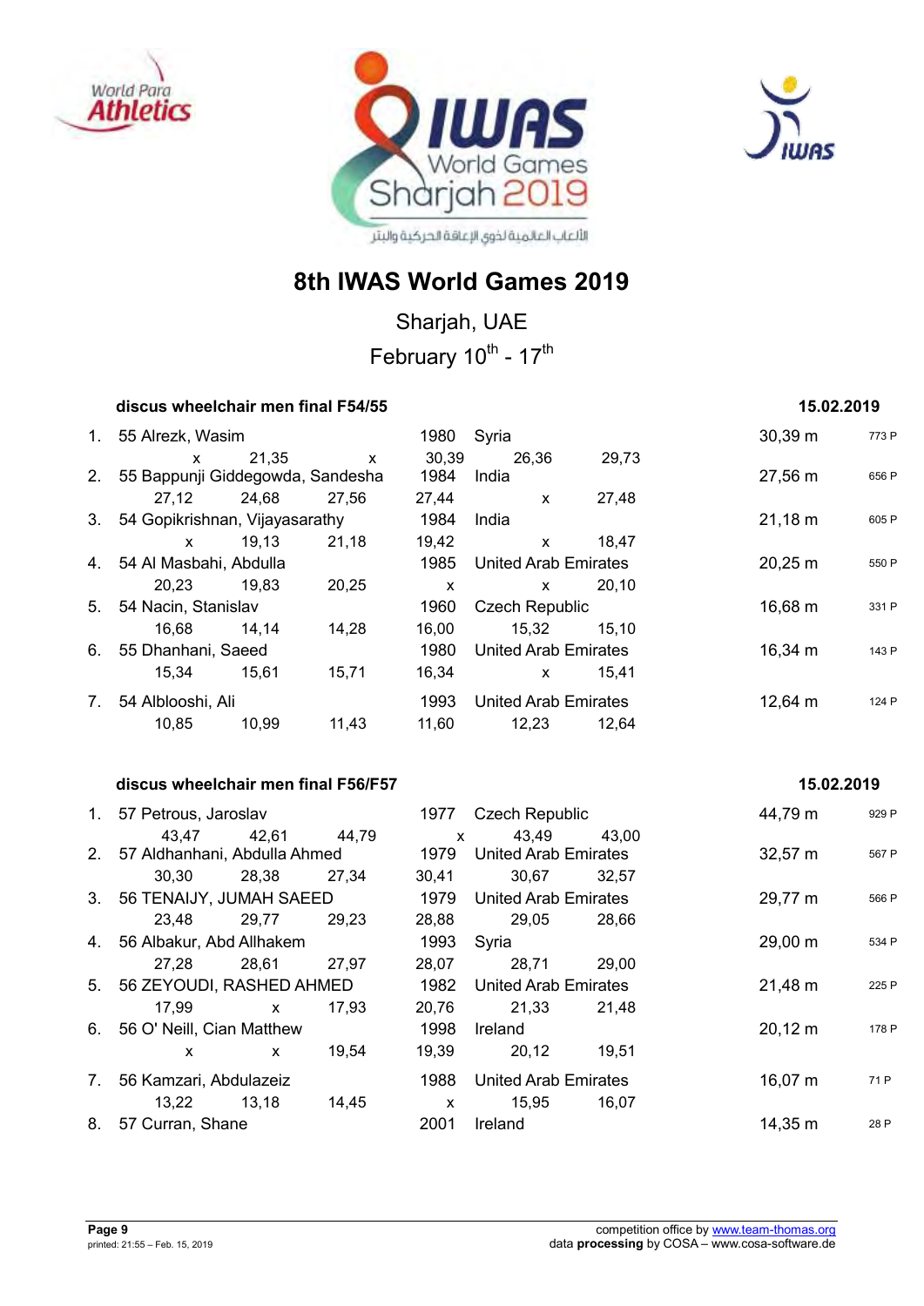# 8th IWAS World Games 2019

Sharjah, UAE

February 10th - 17th

### discus wheelchair men final F54/55 — 15.02.2019

| Rank | Class | Name | Year | Country | Result | Points |
|---|---|---|---|---|---|---|
| 1. | 55 | Alrezk, Wasim | 1980 | Syria | 30,39 m | 773 P |
| | | x / 21,35 / x / 30,39 / 26,36 / 29,73 | | | | |
| 2. | 55 | Bappunji Giddegowda, Sandesha | 1984 | India | 27,56 m | 656 P |
| | | 27,12 / 24,68 / 27,56 / 27,44 / x / 27,48 | | | | |
| 3. | 54 | Gopikrishnan, Vijayasarathy | 1984 | India | 21,18 m | 605 P |
| | | x / 19,13 / 21,18 / 19,42 / x / 18,47 | | | | |
| 4. | 54 | Al Masbahi, Abdulla | 1985 | United Arab Emirates | 20,25 m | 550 P |
| | | 20,23 / 19,83 / 20,25 / x / x / 20,10 | | | | |
| 5. | 54 | Nacin, Stanislav | 1960 | Czech Republic | 16,68 m | 331 P |
| | | 16,68 / 14,14 / 14,28 / 16,00 / 15,32 / 15,10 | | | | |
| 6. | 55 | Dhanhani, Saeed | 1980 | United Arab Emirates | 16,34 m | 143 P |
| | | 15,34 / 15,61 / 15,71 / 16,34 / x / 15,41 | | | | |
| 7. | 54 | Alblooshi, Ali | 1993 | United Arab Emirates | 12,64 m | 124 P |
| | | 10,85 / 10,99 / 11,43 / 11,60 / 12,23 / 12,64 | | | | |

### discus wheelchair men final F56/F57 — 15.02.2019

| Rank | Class | Name | Year | Country | Result | Points |
|---|---|---|---|---|---|---|
| 1. | 57 | Petrous, Jaroslav | 1977 | Czech Republic | 44,79 m | 929 P |
| | | 43,47 / 42,61 / 44,79 / x / 43,49 / 43,00 | | | | |
| 2. | 57 | Aldhanhani, Abdulla Ahmed | 1979 | United Arab Emirates | 32,57 m | 567 P |
| | | 30,30 / 28,38 / 27,34 / 30,41 / 30,67 / 32,57 | | | | |
| 3. | 56 | TENAIJY, JUMAH SAEED | 1979 | United Arab Emirates | 29,77 m | 566 P |
| | | 23,48 / 29,77 / 29,23 / 28,88 / 29,05 / 28,66 | | | | |
| 4. | 56 | Albakur, Abd Allhakem | 1993 | Syria | 29,00 m | 534 P |
| | | 27,28 / 28,61 / 27,97 / 28,07 / 28,71 / 29,00 | | | | |
| 5. | 56 | ZEYOUDI, RASHED AHMED | 1982 | United Arab Emirates | 21,48 m | 225 P |
| | | 17,99 / x / 17,93 / 20,76 / 21,33 / 21,48 | | | | |
| 6. | 56 | O' Neill, Cian Matthew | 1998 | Ireland | 20,12 m | 178 P |
| | | x / x / 19,54 / 19,39 / 20,12 / 19,51 | | | | |
| 7. | 56 | Kamzari, Abdulazeiz | 1988 | United Arab Emirates | 16,07 m | 71 P |
| | | 13,22 / 13,18 / 14,45 / x / 15,95 / 16,07 | | | | |
| 8. | 57 | Curran, Shane | 2001 | Ireland | 14,35 m | 28 P |

printed: 21:55 – Feb. 15, 2019

competition office by www.team-thomas.org
data **processing** by COSA – www.cosa-software.de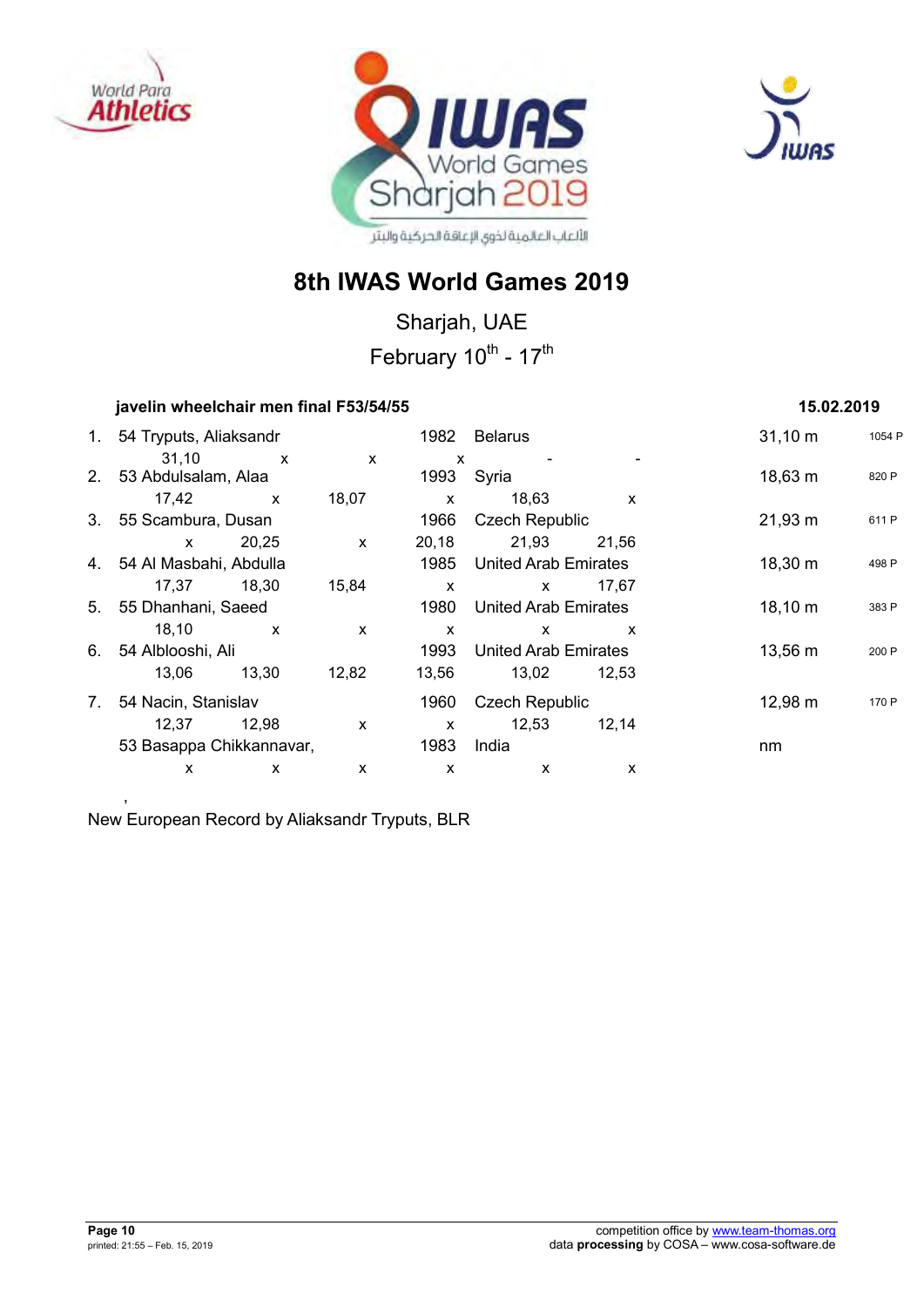# 8th IWAS World Games 2019

Sharjah, UAE

February 10th - 17th

### javelin wheelchair men final F53/54/55 — 15.02.2019

| Rank | Class | Name | Year | Country | Result | Points |
|---|---|---|---|---|---|---|
| 1. | 54 | Tryputs, Aliaksandr | 1982 | Belarus | 31,10 m | 1054 P |
| | | 31,10 x x x - - | | | | |
| 2. | 53 | Abdulsalam, Alaa | 1993 | Syria | 18,63 m | 820 P |
| | | 17,42 x 18,07 x 18,63 x | | | | |
| 3. | 55 | Scambura, Dusan | 1966 | Czech Republic | 21,93 m | 611 P |
| | | x 20,25 x 20,18 21,93 21,56 | | | | |
| 4. | 54 | Al Masbahi, Abdulla | 1985 | United Arab Emirates | 18,30 m | 498 P |
| | | 17,37 18,30 15,84 x x 17,67 | | | | |
| 5. | 55 | Dhanhani, Saeed | 1980 | United Arab Emirates | 18,10 m | 383 P |
| | | 18,10 x x x x x | | | | |
| 6. | 54 | Alblooshi, Ali | 1993 | United Arab Emirates | 13,56 m | 200 P |
| | | 13,06 13,30 12,82 13,56 13,02 12,53 | | | | |
| 7. | 54 | Nacin, Stanislav | 1960 | Czech Republic | 12,98 m | 170 P |
| | | 12,37 12,98 x x 12,53 12,14 | | | | |
| | 53 | Basappa Chikkannavar, | 1983 | India | nm | |
| | | x x x x x x | | | | |

,

New European Record by Aliaksandr Tryputs, BLR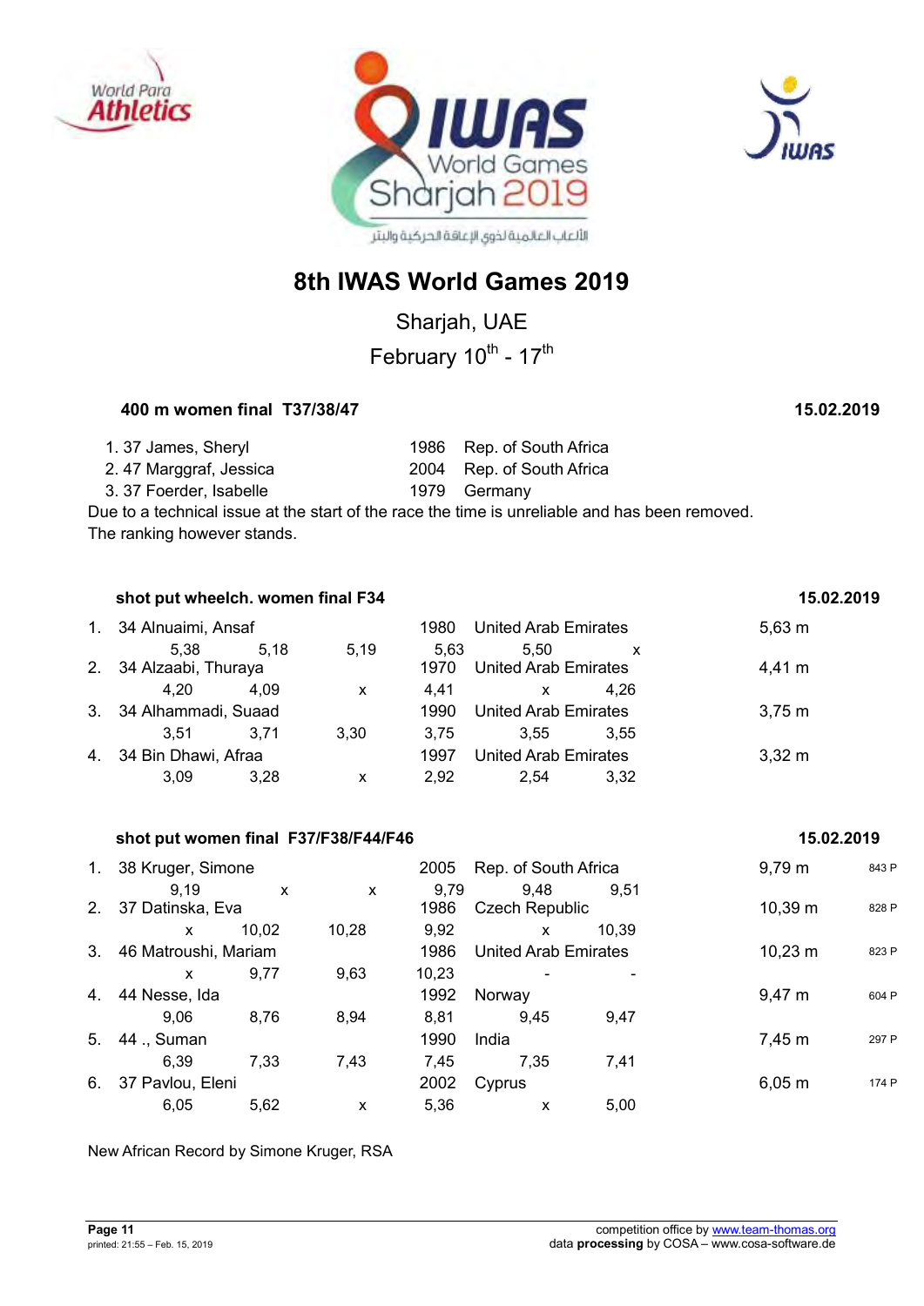# 8th IWAS World Games 2019

Sharjah, UAE

February 10th - 17th

### 400 m women final T37/38/47 — 15.02.2019

| Rank | Class | Name | Year | Country |
|---|---|---|---|---|
| 1. | 37 | James, Sheryl | 1986 | Rep. of South Africa |
| 2. | 47 | Marggraf, Jessica | 2004 | Rep. of South Africa |
| 3. | 37 | Foerder, Isabelle | 1979 | Germany |

Due to a technical issue at the start of the race the time is unreliable and has been removed.
The ranking however stands.

### shot put wheelch. women final F34 — 15.02.2019

| Rank | Class | Name | Year | Country | Result |
|---|---|---|---|---|---|
| 1. | 34 | Alnuaimi, Ansaf | 1980 | United Arab Emirates | 5,63 m |
| | | 5,38 · 5,18 · 5,19 · 5,63 · 5,50 · x | | | |
| 2. | 34 | Alzaabi, Thuraya | 1970 | United Arab Emirates | 4,41 m |
| | | 4,20 · 4,09 · x · 4,41 · x · 4,26 | | | |
| 3. | 34 | Alhammadi, Suaad | 1990 | United Arab Emirates | 3,75 m |
| | | 3,51 · 3,71 · 3,30 · 3,75 · 3,55 · 3,55 | | | |
| 4. | 34 | Bin Dhawi, Afraa | 1997 | United Arab Emirates | 3,32 m |
| | | 3,09 · 3,28 · x · 2,92 · 2,54 · 3,32 | | | |

### shot put women final F37/F38/F44/F46 — 15.02.2019

| Rank | Class | Name | Year | Country | Result | Points |
|---|---|---|---|---|---|---|
| 1. | 38 | Kruger, Simone | 2005 | Rep. of South Africa | 9,79 m | 843 P |
| | | 9,19 · x · x · 9,79 · 9,48 · 9,51 | | | | |
| 2. | 37 | Datinska, Eva | 1986 | Czech Republic | 10,39 m | 828 P |
| | | x · 10,02 · 10,28 · 9,92 · x · 10,39 | | | | |
| 3. | 46 | Matroushi, Mariam | 1986 | United Arab Emirates | 10,23 m | 823 P |
| | | x · 9,77 · 9,63 · 10,23 · - · - | | | | |
| 4. | 44 | Nesse, Ida | 1992 | Norway | 9,47 m | 604 P |
| | | 9,06 · 8,76 · 8,94 · 8,81 · 9,45 · 9,47 | | | | |
| 5. | 44 | ., Suman | 1990 | India | 7,45 m | 297 P |
| | | 6,39 · 7,33 · 7,43 · 7,45 · 7,35 · 7,41 | | | | |
| 6. | 37 | Pavlou, Eleni | 2002 | Cyprus | 6,05 m | 174 P |
| | | 6,05 · 5,62 · x · 5,36 · x · 5,00 | | | | |

New African Record by Simone Kruger, RSA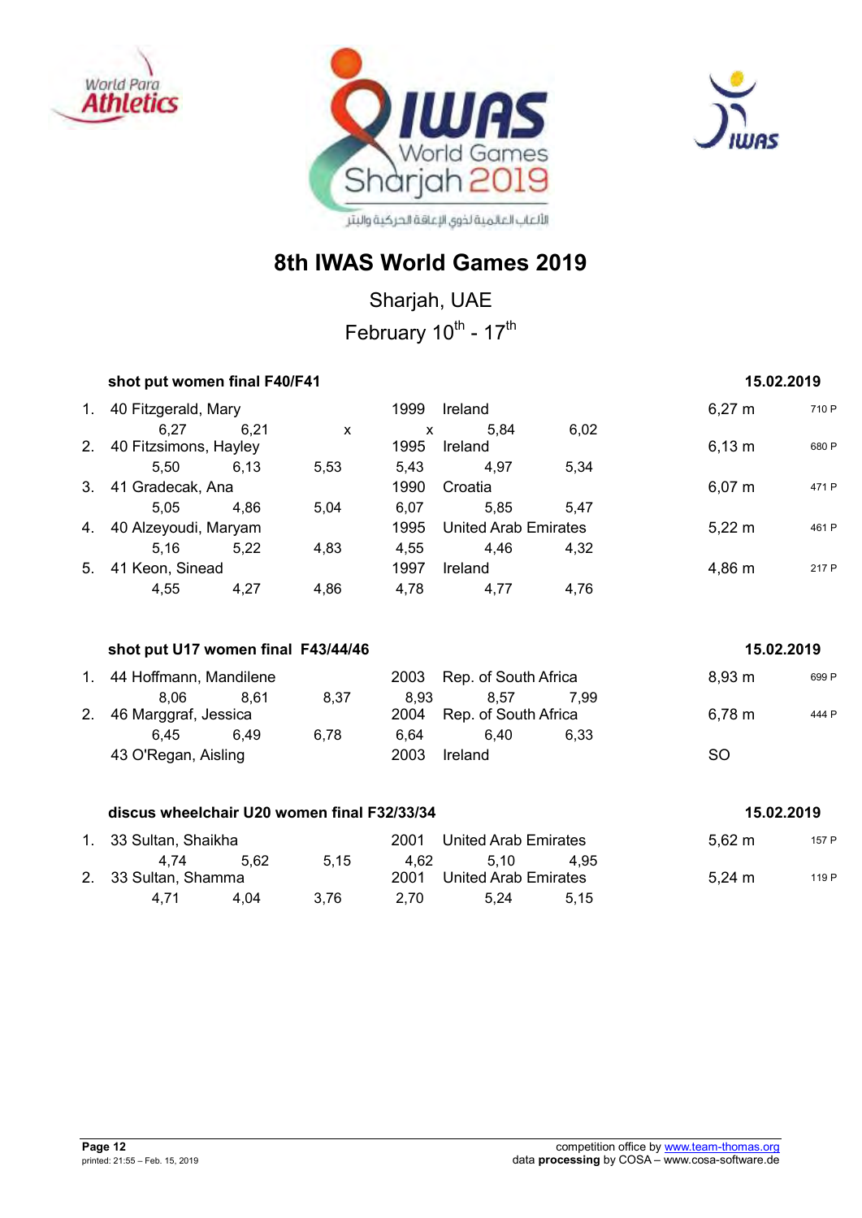# 8th IWAS World Games 2019

Sharjah, UAE

February 10th - 17th

## shot put women final F40/F41 — 15.02.2019

| Rank | Class | Name | Year | Country | Result | Points |
|---|---|---|---|---|---|---|
| 1. | 40 | Fitzgerald, Mary | 1999 | Ireland | 6,27 m | 710 P |
| | | 6,27 / 6,21 / x / x / 5,84 / 6,02 | | | | |
| 2. | 40 | Fitzsimons, Hayley | 1995 | Ireland | 6,13 m | 680 P |
| | | 5,50 / 6,13 / 5,53 / 5,43 / 4,97 / 5,34 | | | | |
| 3. | 41 | Gradecak, Ana | 1990 | Croatia | 6,07 m | 471 P |
| | | 5,05 / 4,86 / 5,04 / 6,07 / 5,85 / 5,47 | | | | |
| 4. | 40 | Alzeyoudi, Maryam | 1995 | United Arab Emirates | 5,22 m | 461 P |
| | | 5,16 / 5,22 / 4,83 / 4,55 / 4,46 / 4,32 | | | | |
| 5. | 41 | Keon, Sinead | 1997 | Ireland | 4,86 m | 217 P |
| | | 4,55 / 4,27 / 4,86 / 4,78 / 4,77 / 4,76 | | | | |

## shot put U17 women final F43/44/46 — 15.02.2019

| Rank | Class | Name | Year | Country | Result | Points |
|---|---|---|---|---|---|---|
| 1. | 44 | Hoffmann, Mandilene | 2003 | Rep. of South Africa | 8,93 m | 699 P |
| | | 8,06 / 8,61 / 8,37 / 8,93 / 8,57 / 7,99 | | | | |
| 2. | 46 | Marggraf, Jessica | 2004 | Rep. of South Africa | 6,78 m | 444 P |
| | | 6,45 / 6,49 / 6,78 / 6,64 / 6,40 / 6,33 | | | | |
| | 43 | O'Regan, Aisling | 2003 | Ireland | SO | |

## discus wheelchair U20 women final F32/33/34 — 15.02.2019

| Rank | Class | Name | Year | Country | Result | Points |
|---|---|---|---|---|---|---|
| 1. | 33 | Sultan, Shaikha | 2001 | United Arab Emirates | 5,62 m | 157 P |
| | | 4,74 / 5,62 / 5,15 / 4,62 / 5,10 / 4,95 | | | | |
| 2. | 33 | Sultan, Shamma | 2001 | United Arab Emirates | 5,24 m | 119 P |
| | | 4,71 / 4,04 / 3,76 / 2,70 / 5,24 / 5,15 | | | | |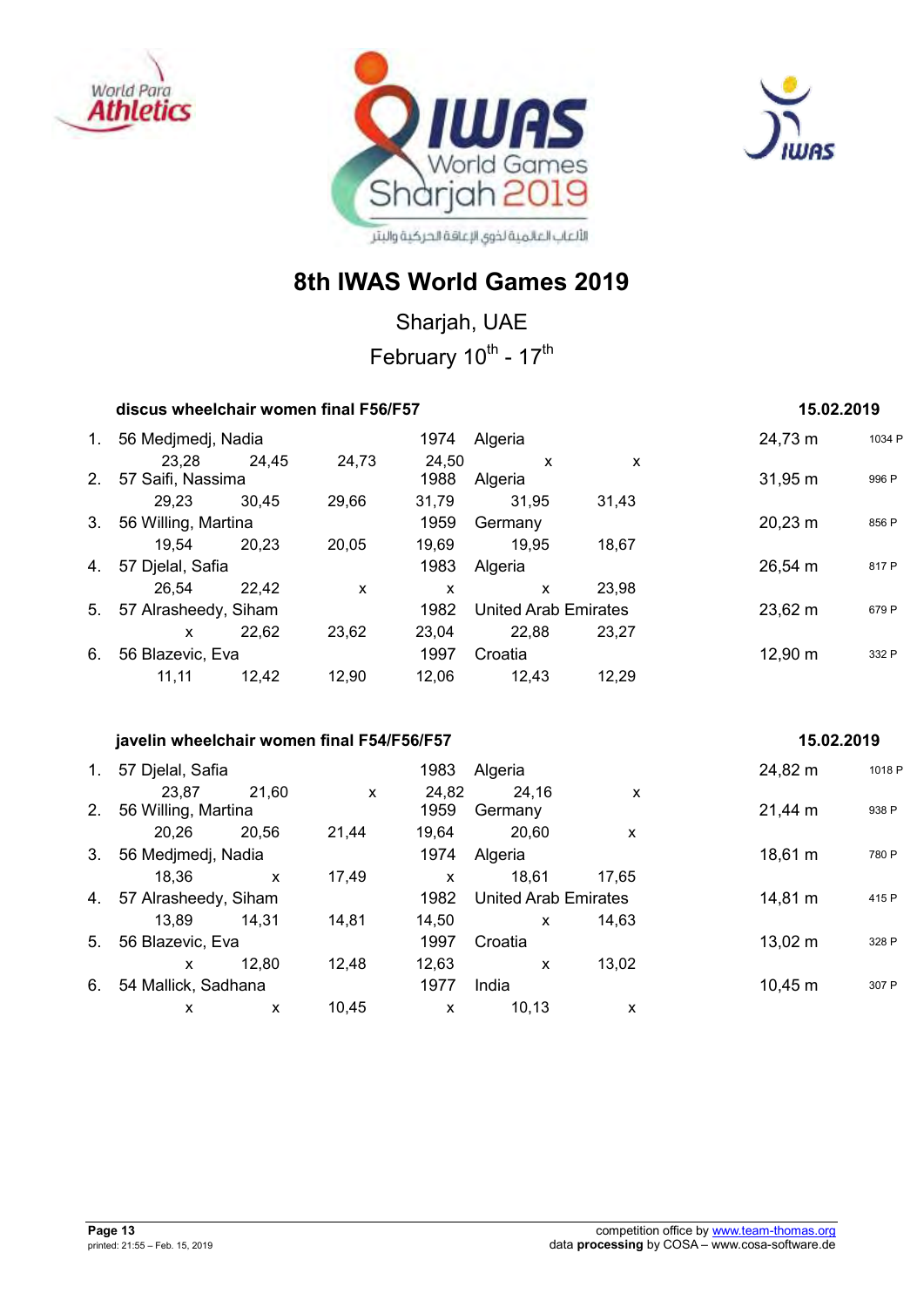# 8th IWAS World Games 2019

Sharjah, UAE

February 10th - 17th

## discus wheelchair women final F56/F57

15.02.2019

| Rank | Athlete | | | Year | Country | | Result | Points |
|---|---|---|---|---|---|---|---|---|
| 1. | 56 Medjmedj, Nadia | | | 1974 | Algeria | | 24,73 m | 1034 P |
| 23,28 | 24,45 | 24,73 | 24,50 | x | x | | | |
| 2. | 57 Saifi, Nassima | | | 1988 | Algeria | | 31,95 m | 996 P |
| 29,23 | 30,45 | 29,66 | 31,79 | 31,95 | 31,43 | | | |
| 3. | 56 Willing, Martina | | | 1959 | Germany | | 20,23 m | 856 P |
| 19,54 | 20,23 | 20,05 | 19,69 | 19,95 | 18,67 | | | |
| 4. | 57 Djelal, Safia | | | 1983 | Algeria | | 26,54 m | 817 P |
| 26,54 | 22,42 | x | x | x | 23,98 | | | |
| 5. | 57 Alrasheedy, Siham | | | 1982 | United Arab Emirates | | 23,62 m | 679 P |
| x | 22,62 | 23,62 | 23,04 | 22,88 | 23,27 | | | |
| 6. | 56 Blazevic, Eva | | | 1997 | Croatia | | 12,90 m | 332 P |
| 11,11 | 12,42 | 12,90 | 12,06 | 12,43 | 12,29 | | | |

## javelin wheelchair women final F54/F56/F57

15.02.2019

| Rank | Athlete | | | Year | Country | | Result | Points |
|---|---|---|---|---|---|---|---|---|
| 1. | 57 Djelal, Safia | | | 1983 | Algeria | | 24,82 m | 1018 P |
| 23,87 | 21,60 | x | 24,82 | 24,16 | x | | | |
| 2. | 56 Willing, Martina | | | 1959 | Germany | | 21,44 m | 938 P |
| 20,26 | 20,56 | 21,44 | 19,64 | 20,60 | x | | | |
| 3. | 56 Medjmedj, Nadia | | | 1974 | Algeria | | 18,61 m | 780 P |
| 18,36 | x | 17,49 | x | 18,61 | 17,65 | | | |
| 4. | 57 Alrasheedy, Siham | | | 1982 | United Arab Emirates | | 14,81 m | 415 P |
| 13,89 | 14,31 | 14,81 | 14,50 | x | 14,63 | | | |
| 5. | 56 Blazevic, Eva | | | 1997 | Croatia | | 13,02 m | 328 P |
| x | 12,80 | 12,48 | 12,63 | x | 13,02 | | | |
| 6. | 54 Mallick, Sadhana | | | 1977 | India | | 10,45 m | 307 P |
| x | x | 10,45 | x | 10,13 | x | | | |

printed: 21:55 – Feb. 15, 2019

competition office by www.team-thomas.org
data **processing** by COSA – www.cosa-software.de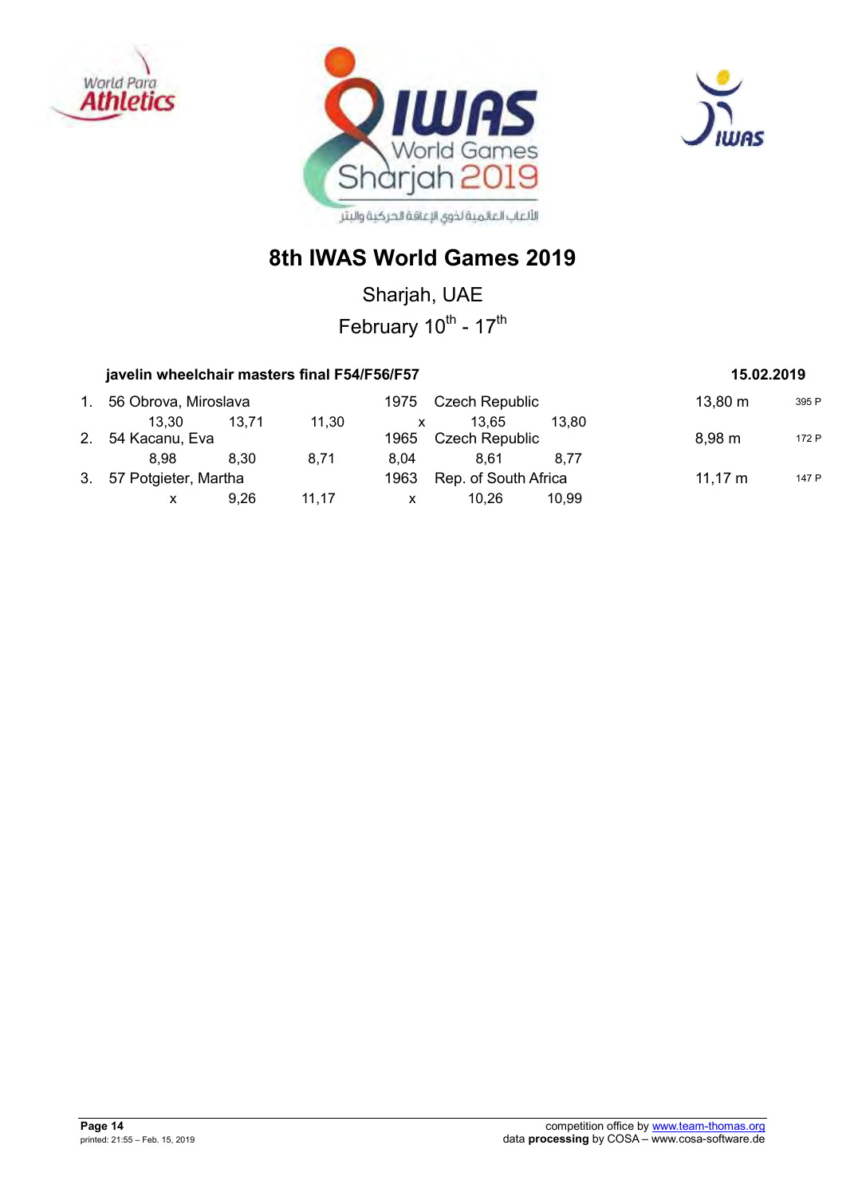# 8th IWAS World Games 2019

Sharjah, UAE

February $10^{th}$ - $17^{th}$

**javelin wheelchair masters final F54/F56/F57** **15.02.2019**

| Rank | Athlete | | | Year | Country | | Result | Points |
|---|---|---|---|---|---|---|---|---|
| 1. | 56 Obrova, Miroslava | | | 1975 | Czech Republic | | 13,80 m | 395 P |
| 13,30 | 13,71 | 11,30 | | x | 13,65 | 13,80 | | |
| 2. | 54 Kacanu, Eva | | | 1965 | Czech Republic | | 8,98 m | 172 P |
| 8,98 | 8,30 | 8,71 | | 8,04 | 8,61 | 8,77 | | |
| 3. | 57 Potgieter, Martha | | | 1963 | Rep. of South Africa | | 11,17 m | 147 P |
| x | 9,26 | 11,17 | | x | 10,26 | 10,99 | | |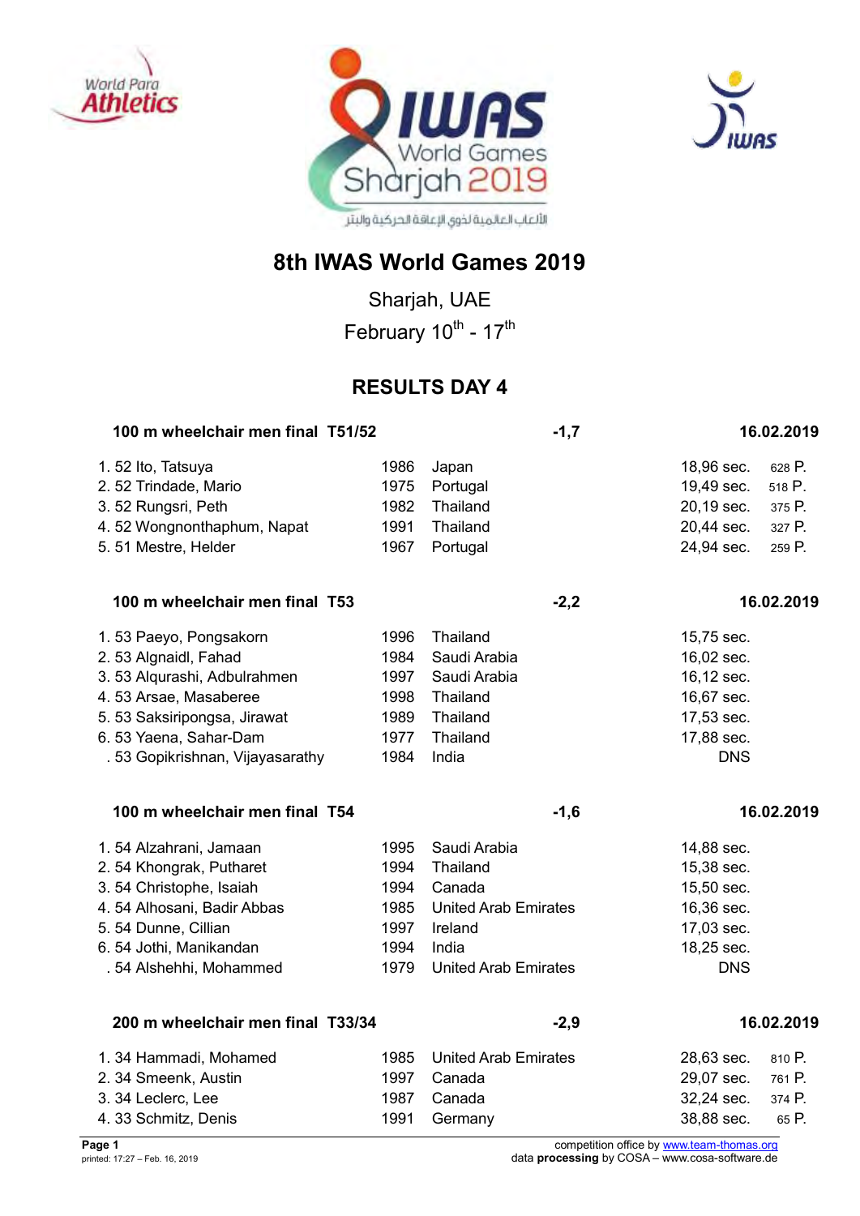# 8th IWAS World Games 2019

Sharjah, UAE

February 10th - 17th

## RESULTS DAY 4

### 100 m wheelchair men final T51/52 — -1,7 — 16.02.2019

| Rank | Class | Name | Year | Country | Result | Points |
|---|---|---|---|---|---|---|
| 1. | 52 | Ito, Tatsuya | 1986 | Japan | 18,96 sec. | 628 P. |
| 2. | 52 | Trindade, Mario | 1975 | Portugal | 19,49 sec. | 518 P. |
| 3. | 52 | Rungsri, Peth | 1982 | Thailand | 20,19 sec. | 375 P. |
| 4. | 52 | Wongnonthaphum, Napat | 1991 | Thailand | 20,44 sec. | 327 P. |
| 5. | 51 | Mestre, Helder | 1967 | Portugal | 24,94 sec. | 259 P. |

### 100 m wheelchair men final T53 — -2,2 — 16.02.2019

| Rank | Class | Name | Year | Country | Result |
|---|---|---|---|---|---|
| 1. | 53 | Paeyo, Pongsakorn | 1996 | Thailand | 15,75 sec. |
| 2. | 53 | Algnaidl, Fahad | 1984 | Saudi Arabia | 16,02 sec. |
| 3. | 53 | Alqurashi, Adbulrahmen | 1997 | Saudi Arabia | 16,12 sec. |
| 4. | 53 | Arsae, Masaberee | 1998 | Thailand | 16,67 sec. |
| 5. | 53 | Saksiripongsa, Jirawat | 1989 | Thailand | 17,53 sec. |
| 6. | 53 | Yaena, Sahar-Dam | 1977 | Thailand | 17,88 sec. |
| . | 53 | Gopikrishnan, Vijayasarathy | 1984 | India | DNS |

### 100 m wheelchair men final T54 — -1,6 — 16.02.2019

| Rank | Class | Name | Year | Country | Result |
|---|---|---|---|---|---|
| 1. | 54 | Alzahrani, Jamaan | 1995 | Saudi Arabia | 14,88 sec. |
| 2. | 54 | Khongrak, Putharet | 1994 | Thailand | 15,38 sec. |
| 3. | 54 | Christophe, Isaiah | 1994 | Canada | 15,50 sec. |
| 4. | 54 | Alhosani, Badir Abbas | 1985 | United Arab Emirates | 16,36 sec. |
| 5. | 54 | Dunne, Cillian | 1997 | Ireland | 17,03 sec. |
| 6. | 54 | Jothi, Manikandan | 1994 | India | 18,25 sec. |
| . | 54 | Alshehhi, Mohammed | 1979 | United Arab Emirates | DNS |

### 200 m wheelchair men final T33/34 — -2,9 — 16.02.2019

| Rank | Class | Name | Year | Country | Result | Points |
|---|---|---|---|---|---|---|
| 1. | 34 | Hammadi, Mohamed | 1985 | United Arab Emirates | 28,63 sec. | 810 P. |
| 2. | 34 | Smeenk, Austin | 1997 | Canada | 29,07 sec. | 761 P. |
| 3. | 34 | Leclerc, Lee | 1987 | Canada | 32,24 sec. | 374 P. |
| 4. | 33 | Schmitz, Denis | 1991 | Germany | 38,88 sec. | 65 P. |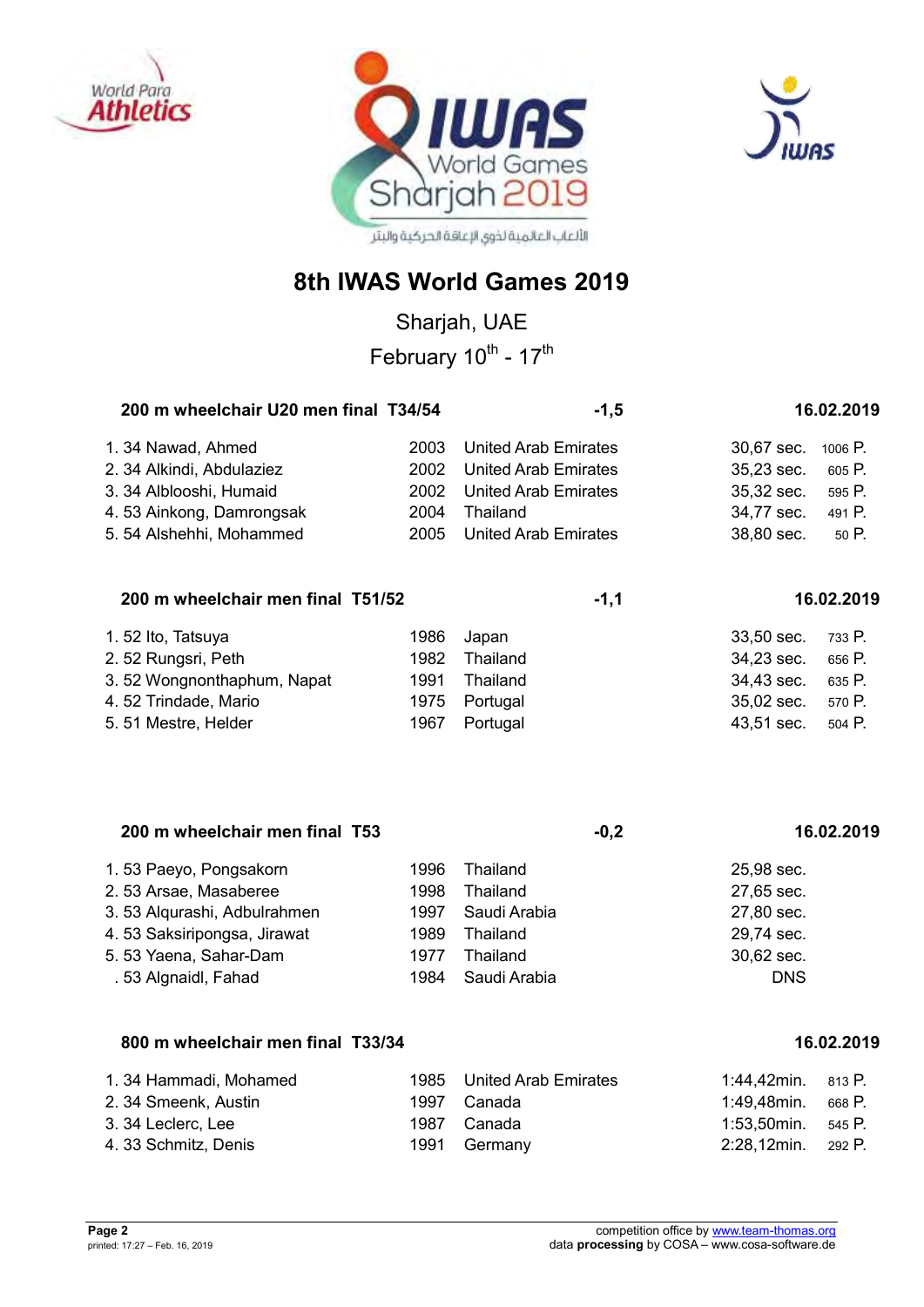# 8th IWAS World Games 2019

Sharjah, UAE

February 10th - 17th

## 200 m wheelchair U20 men final T34/54 — -1,5 — 16.02.2019

| Rank | Class | Name | Year | Country | Result | Points |
|---|---|---|---|---|---|---|
| 1. | 34 | Nawad, Ahmed | 2003 | United Arab Emirates | 30,67 sec. | 1006 P. |
| 2. | 34 | Alkindi, Abdulaziez | 2002 | United Arab Emirates | 35,23 sec. | 605 P. |
| 3. | 34 | Alblooshi, Humaid | 2002 | United Arab Emirates | 35,32 sec. | 595 P. |
| 4. | 53 | Ainkong, Damrongsak | 2004 | Thailand | 34,77 sec. | 491 P. |
| 5. | 54 | Alshehhi, Mohammed | 2005 | United Arab Emirates | 38,80 sec. | 50 P. |

## 200 m wheelchair men final T51/52 — -1,1 — 16.02.2019

| Rank | Class | Name | Year | Country | Result | Points |
|---|---|---|---|---|---|---|
| 1. | 52 | Ito, Tatsuya | 1986 | Japan | 33,50 sec. | 733 P. |
| 2. | 52 | Rungsri, Peth | 1982 | Thailand | 34,23 sec. | 656 P. |
| 3. | 52 | Wongnonthaphum, Napat | 1991 | Thailand | 34,43 sec. | 635 P. |
| 4. | 52 | Trindade, Mario | 1975 | Portugal | 35,02 sec. | 570 P. |
| 5. | 51 | Mestre, Helder | 1967 | Portugal | 43,51 sec. | 504 P. |

## 200 m wheelchair men final T53 — -0,2 — 16.02.2019

| Rank | Class | Name | Year | Country | Result |
|---|---|---|---|---|---|
| 1. | 53 | Paeyo, Pongsakorn | 1996 | Thailand | 25,98 sec. |
| 2. | 53 | Arsae, Masaberee | 1998 | Thailand | 27,65 sec. |
| 3. | 53 | Alqurashi, Adbulrahmen | 1997 | Saudi Arabia | 27,80 sec. |
| 4. | 53 | Saksiripongsa, Jirawat | 1989 | Thailand | 29,74 sec. |
| 5. | 53 | Yaena, Sahar-Dam | 1977 | Thailand | 30,62 sec. |
| . | 53 | Algnaidl, Fahad | 1984 | Saudi Arabia | DNS |

## 800 m wheelchair men final T33/34 — 16.02.2019

| Rank | Class | Name | Year | Country | Result | Points |
|---|---|---|---|---|---|---|
| 1. | 34 | Hammadi, Mohamed | 1985 | United Arab Emirates | 1:44,42min. | 813 P. |
| 2. | 34 | Smeenk, Austin | 1997 | Canada | 1:49,48min. | 668 P. |
| 3. | 34 | Leclerc, Lee | 1987 | Canada | 1:53,50min. | 545 P. |
| 4. | 33 | Schmitz, Denis | 1991 | Germany | 2:28,12min. | 292 P. |

competition office by www.team-thomas.org
data **processing** by COSA – www.cosa-software.de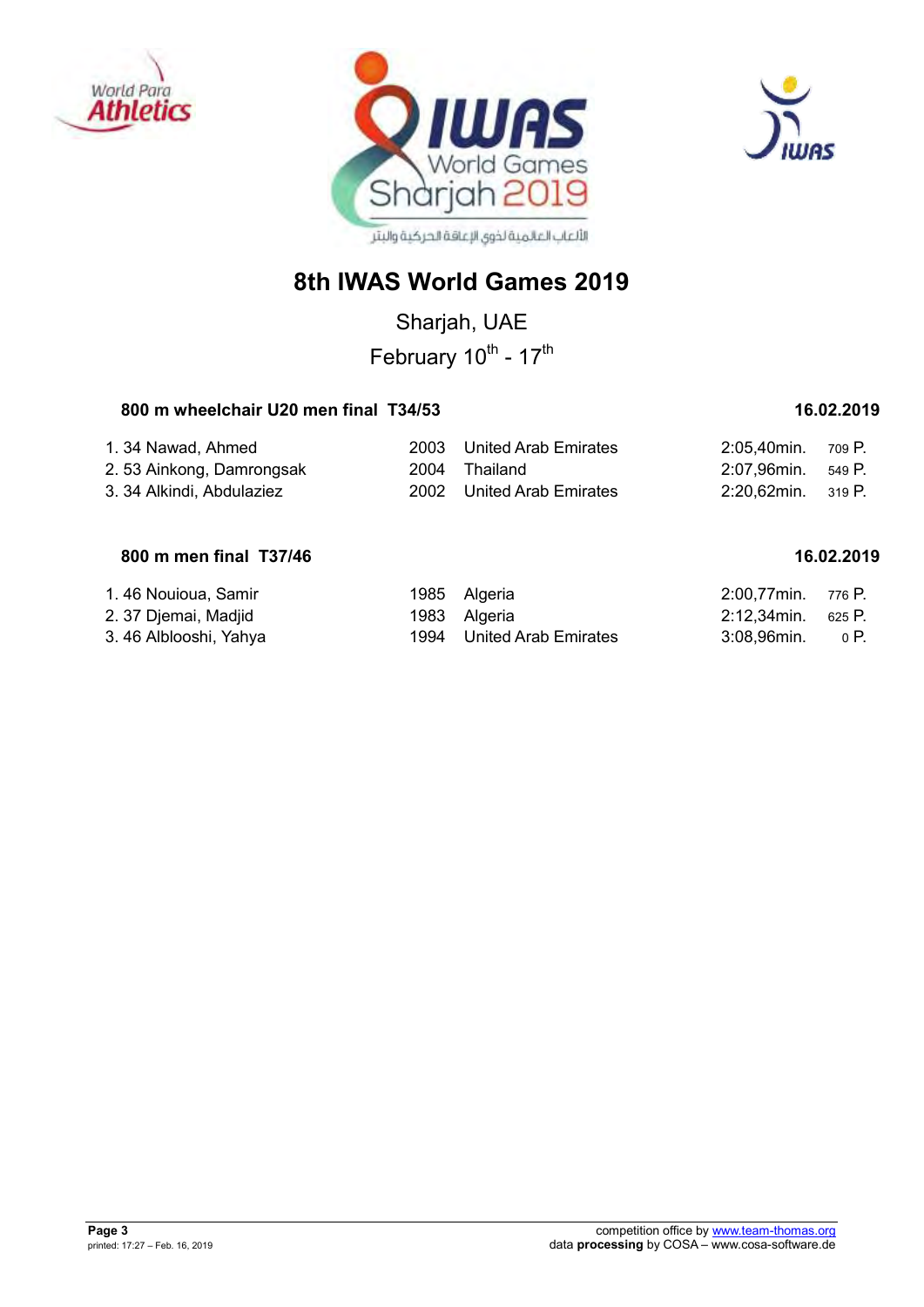# 8th IWAS World Games 2019

Sharjah, UAE

February 10$^{th}$ - 17$^{th}$

### 800 m wheelchair U20 men final T34/53 — 16.02.2019

| Rank | Class | Name | Year | Country | Result | Points |
|---|---|---|---|---|---|---|
| 1. | 34 | Nawad, Ahmed | 2003 | United Arab Emirates | 2:05,40min. | 709 P. |
| 2. | 53 | Ainkong, Damrongsak | 2004 | Thailand | 2:07,96min. | 549 P. |
| 3. | 34 | Alkindi, Abdulaziez | 2002 | United Arab Emirates | 2:20,62min. | 319 P. |

### 800 m men final T37/46 — 16.02.2019

| Rank | Class | Name | Year | Country | Result | Points |
|---|---|---|---|---|---|---|
| 1. | 46 | Nouioua, Samir | 1985 | Algeria | 2:00,77min. | 776 P. |
| 2. | 37 | Djemai, Madjid | 1983 | Algeria | 2:12,34min. | 625 P. |
| 3. | 46 | Alblooshi, Yahya | 1994 | United Arab Emirates | 3:08,96min. | 0 P. |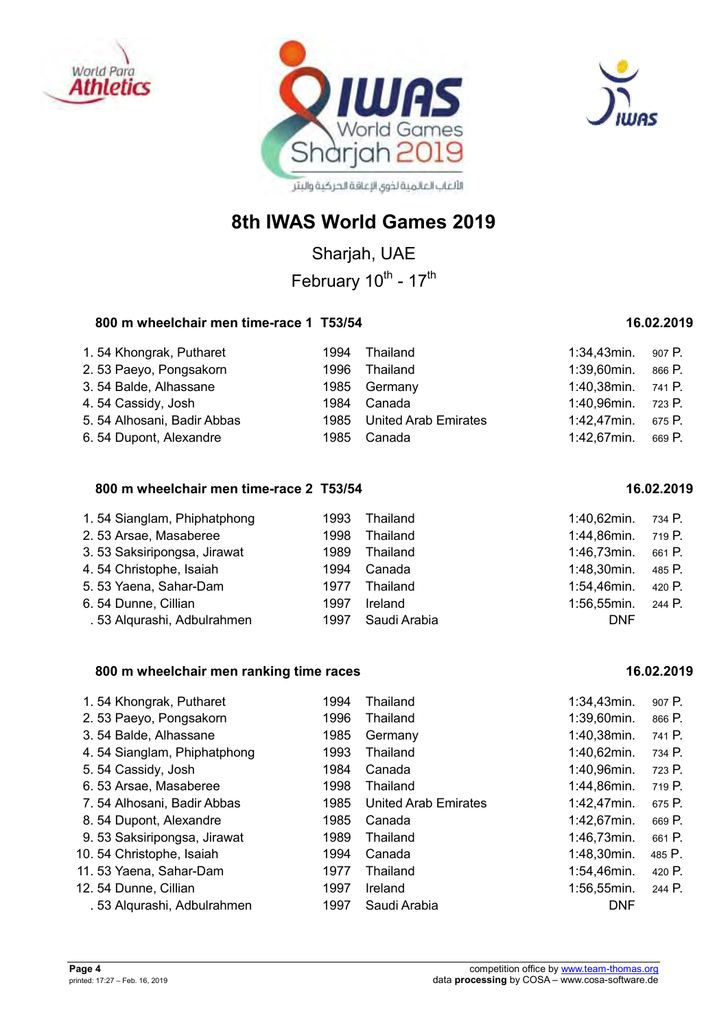# 8th IWAS World Games 2019

Sharjah, UAE

February 10th - 17th

### 800 m wheelchair men time-race 1 T53/54 — 16.02.2019

| Rank | Class | Name | Year | Country | Time | Points |
|---|---|---|---|---|---|---|
| 1. | 54 | Khongrak, Putharet | 1994 | Thailand | 1:34,43min. | 907 P. |
| 2. | 53 | Paeyo, Pongsakorn | 1996 | Thailand | 1:39,60min. | 866 P. |
| 3. | 54 | Balde, Alhassane | 1985 | Germany | 1:40,38min. | 741 P. |
| 4. | 54 | Cassidy, Josh | 1984 | Canada | 1:40,96min. | 723 P. |
| 5. | 54 | Alhosani, Badir Abbas | 1985 | United Arab Emirates | 1:42,47min. | 675 P. |
| 6. | 54 | Dupont, Alexandre | 1985 | Canada | 1:42,67min. | 669 P. |

### 800 m wheelchair men time-race 2 T53/54 — 16.02.2019

| Rank | Class | Name | Year | Country | Time | Points |
|---|---|---|---|---|---|---|
| 1. | 54 | Sianglam, Phiphatphong | 1993 | Thailand | 1:40,62min. | 734 P. |
| 2. | 53 | Arsae, Masaberee | 1998 | Thailand | 1:44,86min. | 719 P. |
| 3. | 53 | Saksiripongsa, Jirawat | 1989 | Thailand | 1:46,73min. | 661 P. |
| 4. | 54 | Christophe, Isaiah | 1994 | Canada | 1:48,30min. | 485 P. |
| 5. | 53 | Yaena, Sahar-Dam | 1977 | Thailand | 1:54,46min. | 420 P. |
| 6. | 54 | Dunne, Cillian | 1997 | Ireland | 1:56,55min. | 244 P. |
| . | 53 | Alqurashi, Adbulrahmen | 1997 | Saudi Arabia | DNF | |

### 800 m wheelchair men ranking time races — 16.02.2019

| Rank | Class | Name | Year | Country | Time | Points |
|---|---|---|---|---|---|---|
| 1. | 54 | Khongrak, Putharet | 1994 | Thailand | 1:34,43min. | 907 P. |
| 2. | 53 | Paeyo, Pongsakorn | 1996 | Thailand | 1:39,60min. | 866 P. |
| 3. | 54 | Balde, Alhassane | 1985 | Germany | 1:40,38min. | 741 P. |
| 4. | 54 | Sianglam, Phiphatphong | 1993 | Thailand | 1:40,62min. | 734 P. |
| 5. | 54 | Cassidy, Josh | 1984 | Canada | 1:40,96min. | 723 P. |
| 6. | 53 | Arsae, Masaberee | 1998 | Thailand | 1:44,86min. | 719 P. |
| 7. | 54 | Alhosani, Badir Abbas | 1985 | United Arab Emirates | 1:42,47min. | 675 P. |
| 8. | 54 | Dupont, Alexandre | 1985 | Canada | 1:42,67min. | 669 P. |
| 9. | 53 | Saksiripongsa, Jirawat | 1989 | Thailand | 1:46,73min. | 661 P. |
| 10. | 54 | Christophe, Isaiah | 1994 | Canada | 1:48,30min. | 485 P. |
| 11. | 53 | Yaena, Sahar-Dam | 1977 | Thailand | 1:54,46min. | 420 P. |
| 12. | 54 | Dunne, Cillian | 1997 | Ireland | 1:56,55min. | 244 P. |
| . | 53 | Alqurashi, Adbulrahmen | 1997 | Saudi Arabia | DNF | |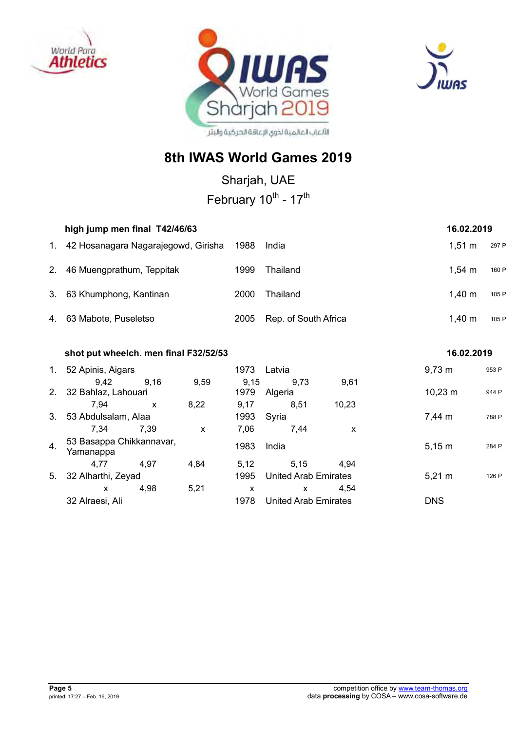# 8th IWAS World Games 2019

Sharjah, UAE

February 10th - 17th

**high jump men final T42/46/63** **16.02.2019**

| | | | | | |
|---|---|---|---|---|---|
| 1. | 42 Hosanagara Nagarajegowd, Girisha | 1988 | India | 1,51 m | 297 P |
| 2. | 46 Muengprathum, Teppitak | 1999 | Thailand | 1,54 m | 160 P |
| 3. | 63 Khumphong, Kantinan | 2000 | Thailand | 1,40 m | 105 P |
| 4. | 63 Mabote, Puseletso | 2005 | Rep. of South Africa | 1,40 m | 105 P |

**shot put wheelch. men final F32/52/53** **16.02.2019**

| | | | | | |
|---|---|---|---|---|---|
| 1. | 52 Apinis, Aigars | 1973 | Latvia | 9,73 m | 953 P |
| | 9,42 / 9,16 / 9,59 / 9,15 / 9,73 / 9,61 | | | | |
| 2. | 32 Bahlaz, Lahouari | 1979 | Algeria | 10,23 m | 944 P |
| | 7,94 / x / 8,22 / 9,17 / 8,51 / 10,23 | | | | |
| 3. | 53 Abdulsalam, Alaa | 1993 | Syria | 7,44 m | 788 P |
| | 7,34 / 7,39 / x / 7,06 / 7,44 / x | | | | |
| 4. | 53 Basappa Chikkannavar, Yamanappa | 1983 | India | 5,15 m | 284 P |
| | 4,77 / 4,97 / 4,84 / 5,12 / 5,15 / 4,94 | | | | |
| 5. | 32 Alharthi, Zeyad | 1995 | United Arab Emirates | 5,21 m | 126 P |
| | x / 4,98 / 5,21 / x / x / 4,54 | | | | |
| | 32 Alraesi, Ali | 1978 | United Arab Emirates | DNS | |

**Page 5**
printed: 17:27 – Feb. 16, 2019

competition office by www.team-thomas.org
data **processing** by COSA – www.cosa-software.de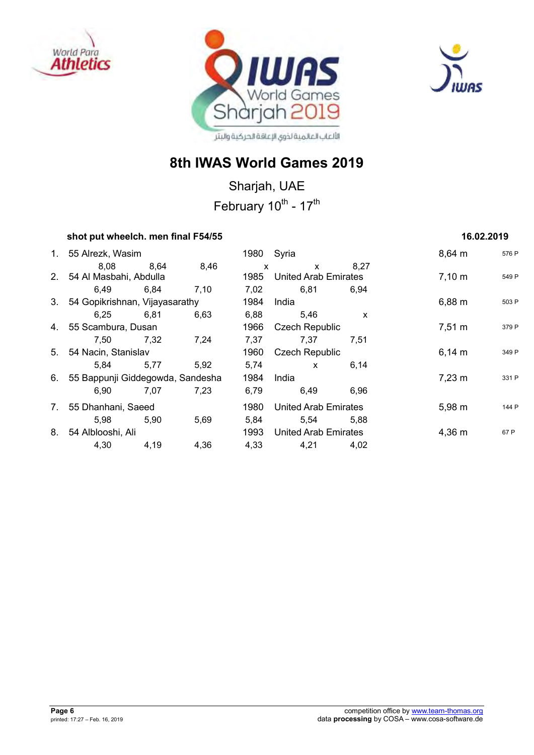# 8th IWAS World Games 2019

Sharjah, UAE

February 10$^{th}$ - 17$^{th}$

**shot put wheelch. men final F54/55** **16.02.2019**

| Rank | Class | Name | Year | Country | Result | Points |
|---|---|---|---|---|---|---|
| 1. | 55 | Alrezk, Wasim | 1980 | Syria | 8,64 m | 576 P |
| | | 8,08 / 8,64 / 8,46 / x / x / 8,27 | | | | |
| 2. | 54 | Al Masbahi, Abdulla | 1985 | United Arab Emirates | 7,10 m | 549 P |
| | | 6,49 / 6,84 / 7,10 / 7,02 / 6,81 / 6,94 | | | | |
| 3. | 54 | Gopikrishnan, Vijayasarathy | 1984 | India | 6,88 m | 503 P |
| | | 6,25 / 6,81 / 6,63 / 6,88 / 5,46 / x | | | | |
| 4. | 55 | Scambura, Dusan | 1966 | Czech Republic | 7,51 m | 379 P |
| | | 7,50 / 7,32 / 7,24 / 7,37 / 7,37 / 7,51 | | | | |
| 5. | 54 | Nacin, Stanislav | 1960 | Czech Republic | 6,14 m | 349 P |
| | | 5,84 / 5,77 / 5,92 / 5,74 / x / 6,14 | | | | |
| 6. | 55 | Bappunji Giddegowda, Sandesha | 1984 | India | 7,23 m | 331 P |
| | | 6,90 / 7,07 / 7,23 / 6,79 / 6,49 / 6,96 | | | | |
| 7. | 55 | Dhanhani, Saeed | 1980 | United Arab Emirates | 5,98 m | 144 P |
| | | 5,98 / 5,90 / 5,69 / 5,84 / 5,54 / 5,88 | | | | |
| 8. | 54 | Alblooshi, Ali | 1993 | United Arab Emirates | 4,36 m | 67 P |
| | | 4,30 / 4,19 / 4,36 / 4,33 / 4,21 / 4,02 | | | | |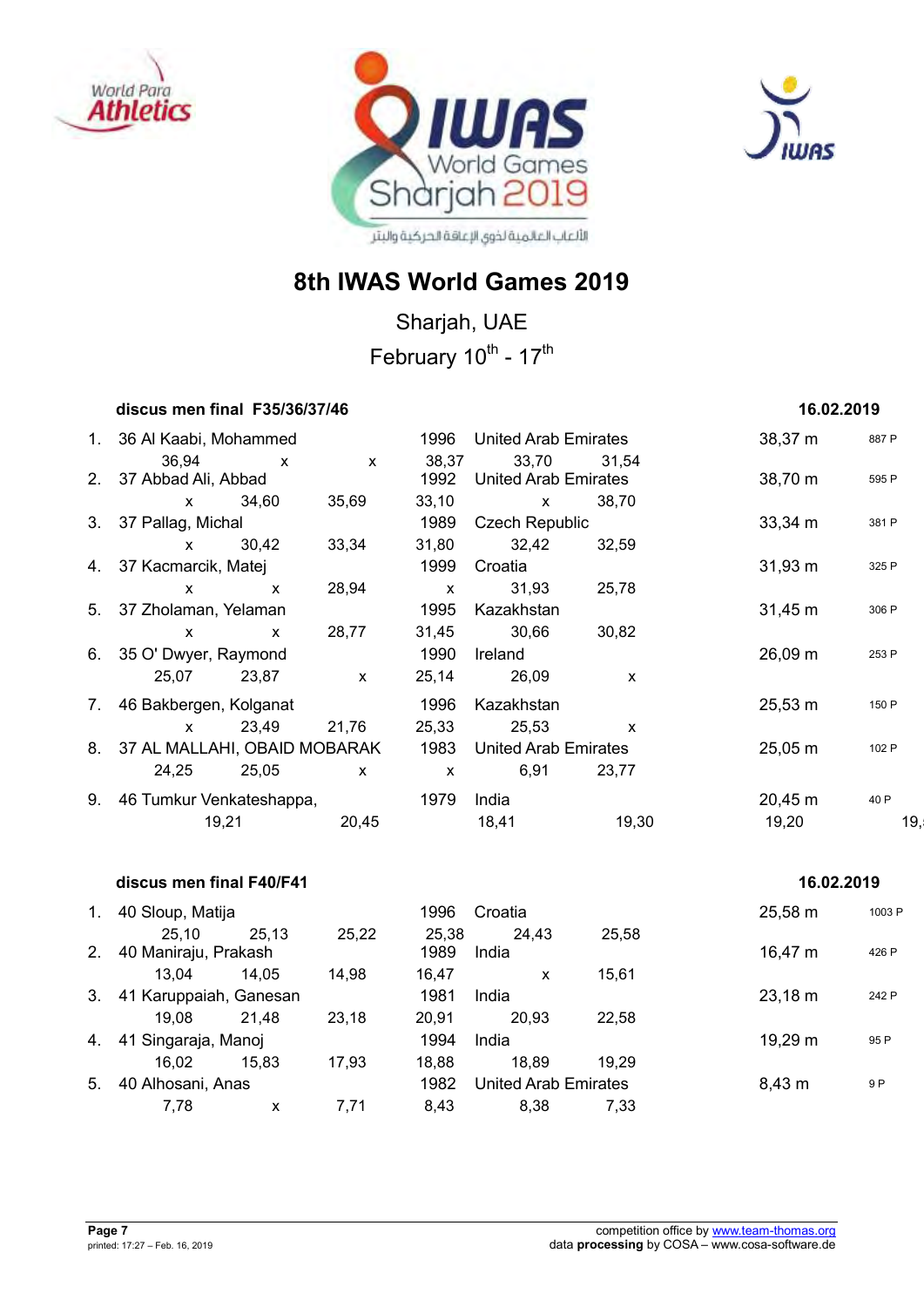# 8th IWAS World Games 2019

Sharjah, UAE

February 10th - 17th

### discus men final F35/36/37/46 — 16.02.2019

| Rank | Class / Name | Year | Country | Result | Points |
|---|---|---|---|---|---|
| 1. | 36 Al Kaabi, Mohammed | 1996 | United Arab Emirates | 38,37 m | 887 P |
| | 36,94 x x 38,37 33,70 31,54 | | | | |
| 2. | 37 Abbad Ali, Abbad | 1992 | United Arab Emirates | 38,70 m | 595 P |
| | x 34,60 35,69 33,10 x 38,70 | | | | |
| 3. | 37 Pallag, Michal | 1989 | Czech Republic | 33,34 m | 381 P |
| | x 30,42 33,34 31,80 32,42 32,59 | | | | |
| 4. | 37 Kacmarcik, Matej | 1999 | Croatia | 31,93 m | 325 P |
| | x x 28,94 x 31,93 25,78 | | | | |
| 5. | 37 Zholaman, Yelaman | 1995 | Kazakhstan | 31,45 m | 306 P |
| | x x 28,77 31,45 30,66 30,82 | | | | |
| 6. | 35 O' Dwyer, Raymond | 1990 | Ireland | 26,09 m | 253 P |
| | 25,07 23,87 x 25,14 26,09 x | | | | |
| 7. | 46 Bakbergen, Kolganat | 1996 | Kazakhstan | 25,53 m | 150 P |
| | x 23,49 21,76 25,33 25,53 x | | | | |
| 8. | 37 AL MALLAHI, OBAID MOBARAK | 1983 | United Arab Emirates | 25,05 m | 102 P |
| | 24,25 25,05 x x 6,91 23,77 | | | | |
| 9. | 46 Tumkur Venkateshappa, | 1979 | India | 20,45 m | 40 P |
| | 19,21 20,45 18,41 19,30 19,20 19, | | | | |

### discus men final F40/F41 — 16.02.2019

| Rank | Class / Name | Year | Country | Result | Points |
|---|---|---|---|---|---|
| 1. | 40 Sloup, Matija | 1996 | Croatia | 25,58 m | 1003 P |
| | 25,10 25,13 25,22 25,38 24,43 25,58 | | | | |
| 2. | 40 Maniraju, Prakash | 1989 | India | 16,47 m | 426 P |
| | 13,04 14,05 14,98 16,47 x 15,61 | | | | |
| 3. | 41 Karuppaiah, Ganesan | 1981 | India | 23,18 m | 242 P |
| | 19,08 21,48 23,18 20,91 20,93 22,58 | | | | |
| 4. | 41 Singaraja, Manoj | 1994 | India | 19,29 m | 95 P |
| | 16,02 15,83 17,93 18,88 18,89 19,29 | | | | |
| 5. | 40 Alhosani, Anas | 1982 | United Arab Emirates | 8,43 m | 9 P |
| | 7,78 x 7,71 8,43 8,38 7,33 | | | | |

printed: 17:27 – Feb. 16, 2019

competition office by www.team-thomas.org
data **processing** by COSA – www.cosa-software.de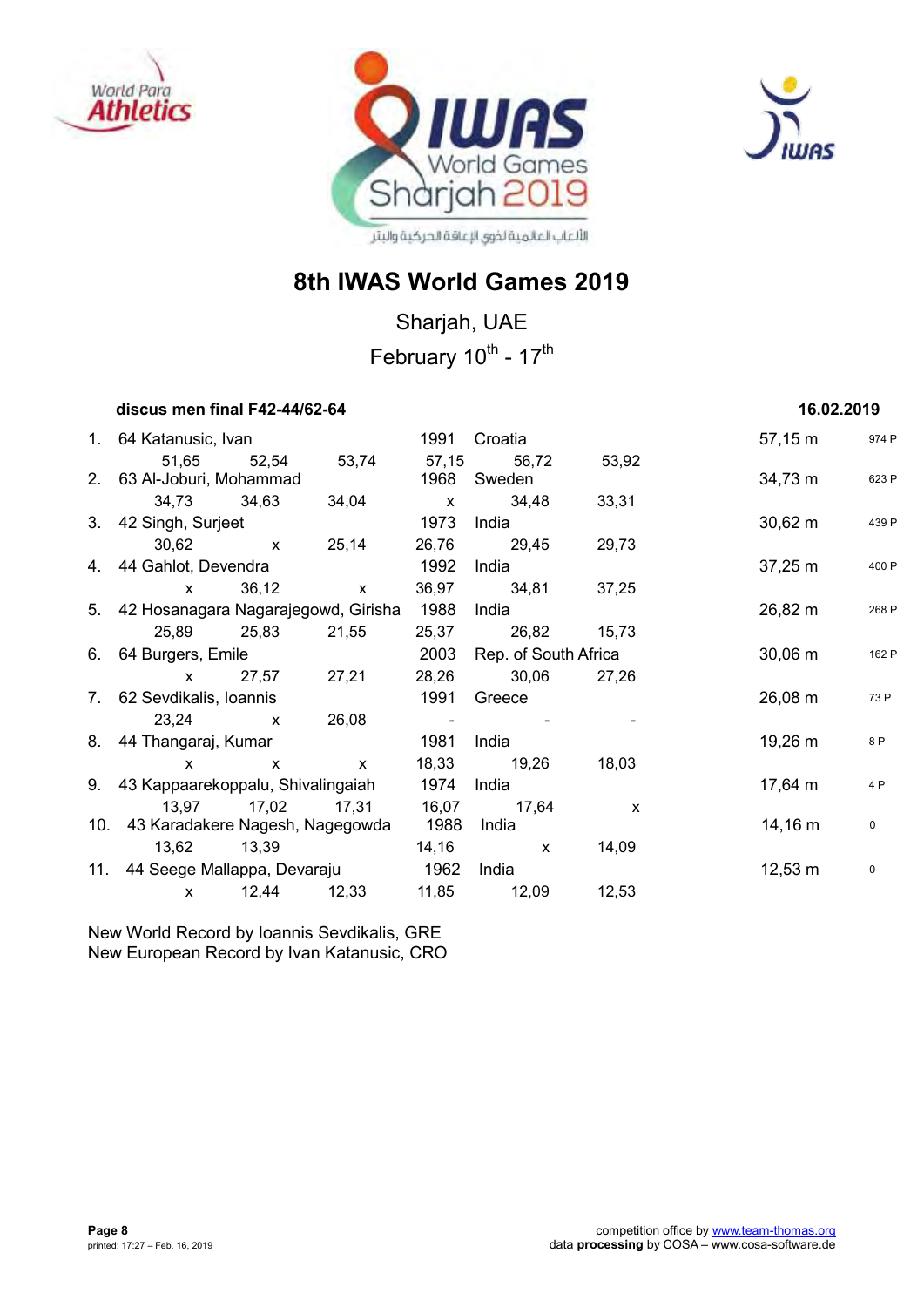# 8th IWAS World Games 2019

Sharjah, UAE

February 10th - 17th

**discus men final F42-44/62-64** — **16.02.2019**

| Rank | Class | Name | Year | Country | Result | Points |
|---|---|---|---|---|---|---|
| 1. | 64 | Katanusic, Ivan | 1991 | Croatia | 57,15 m | 974 P |
| | | 51,65 / 52,54 / 53,74 / 57,15 / 56,72 / 53,92 | | | | |
| 2. | 63 | Al-Joburi, Mohammad | 1968 | Sweden | 34,73 m | 623 P |
| | | 34,73 / 34,63 / 34,04 / x / 34,48 / 33,31 | | | | |
| 3. | 42 | Singh, Surjeet | 1973 | India | 30,62 m | 439 P |
| | | 30,62 / x / 25,14 / 26,76 / 29,45 / 29,73 | | | | |
| 4. | 44 | Gahlot, Devendra | 1992 | India | 37,25 m | 400 P |
| | | x / 36,12 / x / 36,97 / 34,81 / 37,25 | | | | |
| 5. | 42 | Hosanagara Nagarajegowd, Girisha | 1988 | India | 26,82 m | 268 P |
| | | 25,89 / 25,83 / 21,55 / 25,37 / 26,82 / 15,73 | | | | |
| 6. | 64 | Burgers, Emile | 2003 | Rep. of South Africa | 30,06 m | 162 P |
| | | x / 27,57 / 27,21 / 28,26 / 30,06 / 27,26 | | | | |
| 7. | 62 | Sevdikalis, Ioannis | 1991 | Greece | 26,08 m | 73 P |
| | | 23,24 / x / 26,08 / - / - / - | | | | |
| 8. | 44 | Thangaraj, Kumar | 1981 | India | 19,26 m | 8 P |
| | | x / x / x / 18,33 / 19,26 / 18,03 | | | | |
| 9. | 43 | Kappaarekoppalu, Shivalingaiah | 1974 | India | 17,64 m | 4 P |
| | | 13,97 / 17,02 / 17,31 / 16,07 / 17,64 / x | | | | |
| 10. | 43 | Karadakere Nagesh, Nagegowda | 1988 | India | 14,16 m | 0 |
| | | 13,62 / 13,39 / 14,16 / x / 14,09 | | | | |
| 11. | 44 | Seege Mallappa, Devaraju | 1962 | India | 12,53 m | 0 |
| | | x / 12,44 / 12,33 / 11,85 / 12,09 / 12,53 | | | | |

New World Record by Ioannis Sevdikalis, GRE
New European Record by Ivan Katanusic, CRO

competition office by www.team-thomas.org
data **processing** by COSA – www.cosa-software.de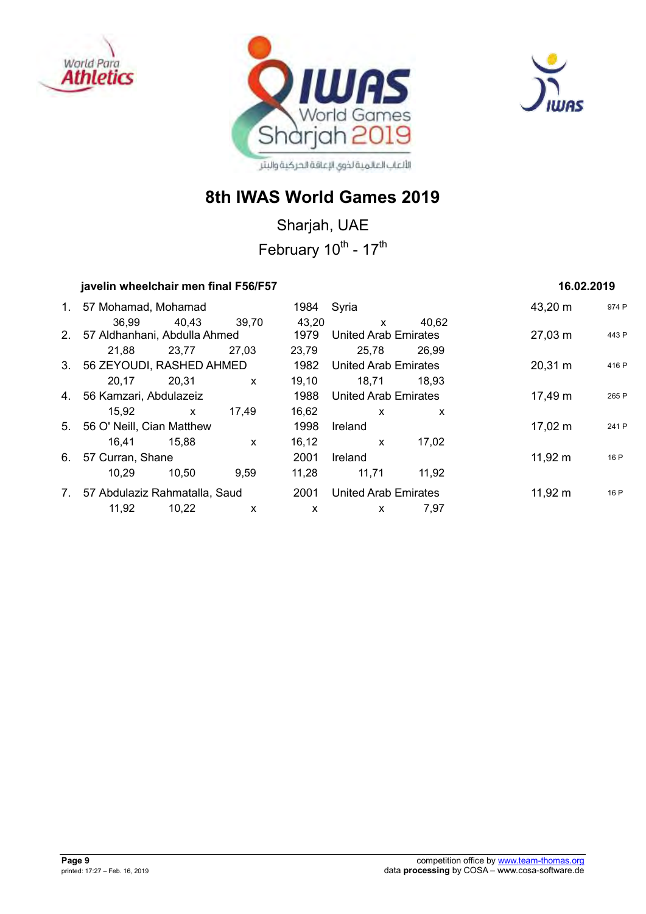# 8th IWAS World Games 2019

Sharjah, UAE

February 10th - 17th

### javelin wheelchair men final F56/F57 — 16.02.2019

| Rank | Class | Name | Year | Country | Result | Points |
|---|---|---|---|---|---|---|
| 1. | 57 | Mohamad, Mohamad | 1984 | Syria | 43,20 m | 974 P |
| | | 36,99 · 40,43 · 39,70 · 43,20 · x · 40,62 | | | | |
| 2. | 57 | Aldhanhani, Abdulla Ahmed | 1979 | United Arab Emirates | 27,03 m | 443 P |
| | | 21,88 · 23,77 · 27,03 · 23,79 · 25,78 · 26,99 | | | | |
| 3. | 56 | ZEYOUDI, RASHED AHMED | 1982 | United Arab Emirates | 20,31 m | 416 P |
| | | 20,17 · 20,31 · x · 19,10 · 18,71 · 18,93 | | | | |
| 4. | 56 | Kamzari, Abdulazeiz | 1988 | United Arab Emirates | 17,49 m | 265 P |
| | | 15,92 · x · 17,49 · 16,62 · x · x | | | | |
| 5. | 56 | O' Neill, Cian Matthew | 1998 | Ireland | 17,02 m | 241 P |
| | | 16,41 · 15,88 · x · 16,12 · x · 17,02 | | | | |
| 6. | 57 | Curran, Shane | 2001 | Ireland | 11,92 m | 16 P |
| | | 10,29 · 10,50 · 9,59 · 11,28 · 11,71 · 11,92 | | | | |
| 7. | 57 | Abdulaziz Rahmatalla, Saud | 2001 | United Arab Emirates | 11,92 m | 16 P |
| | | 11,92 · 10,22 · x · x · x · 7,97 | | | | |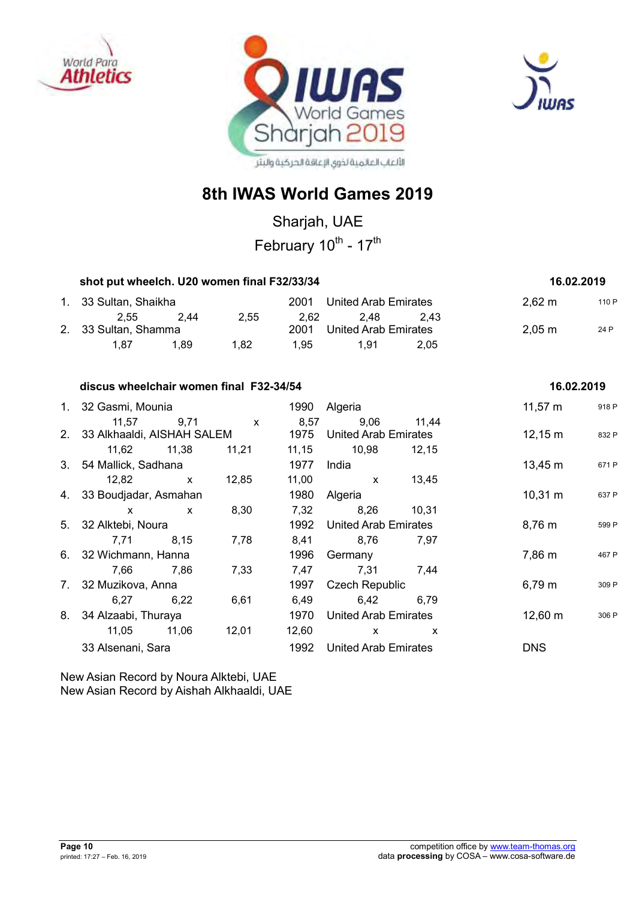# 8th IWAS World Games 2019

Sharjah, UAE

February 10$^{th}$ - 17$^{th}$

### shot put wheelch. U20 women final F32/33/34 — 16.02.2019

| Rank | Class, Name | Year | Country | Result | Points |
|---|---|---|---|---|---|
| 1. | 33 Sultan, Shaikha | 2001 | United Arab Emirates | 2,62 m | 110 P |
| | 2,55 · 2,44 · 2,55 · 2,62 · 2,48 · 2,43 | | | | |
| 2. | 33 Sultan, Shamma | 2001 | United Arab Emirates | 2,05 m | 24 P |
| | 1,87 · 1,89 · 1,82 · 1,95 · 1,91 · 2,05 | | | | |

### discus wheelchair women final F32-34/54 — 16.02.2019

| Rank | Class, Name | Year | Country | Result | Points |
|---|---|---|---|---|---|
| 1. | 32 Gasmi, Mounia | 1990 | Algeria | 11,57 m | 918 P |
| | 11,57 · 9,71 · x · 8,57 · 9,06 · 11,44 | | | | |
| 2. | 33 Alkhaaldi, AISHAH SALEM | 1975 | United Arab Emirates | 12,15 m | 832 P |
| | 11,62 · 11,38 · 11,21 · 11,15 · 10,98 · 12,15 | | | | |
| 3. | 54 Mallick, Sadhana | 1977 | India | 13,45 m | 671 P |
| | 12,82 · x · 12,85 · 11,00 · x · 13,45 | | | | |
| 4. | 33 Boudjadar, Asmahan | 1980 | Algeria | 10,31 m | 637 P |
| | x · x · 8,30 · 7,32 · 8,26 · 10,31 | | | | |
| 5. | 32 Alktebi, Noura | 1992 | United Arab Emirates | 8,76 m | 599 P |
| | 7,71 · 8,15 · 7,78 · 8,41 · 8,76 · 7,97 | | | | |
| 6. | 32 Wichmann, Hanna | 1996 | Germany | 7,86 m | 467 P |
| | 7,66 · 7,86 · 7,33 · 7,47 · 7,31 · 7,44 | | | | |
| 7. | 32 Muzikova, Anna | 1997 | Czech Republic | 6,79 m | 309 P |
| | 6,27 · 6,22 · 6,61 · 6,49 · 6,42 · 6,79 | | | | |
| 8. | 34 Alzaabi, Thuraya | 1970 | United Arab Emirates | 12,60 m | 306 P |
| | 11,05 · 11,06 · 12,01 · 12,60 · x · x | | | | |
| | 33 Alsenani, Sara | 1992 | United Arab Emirates | DNS | |

New Asian Record by Noura Alktebi, UAE
New Asian Record by Aishah Alkhaaldi, UAE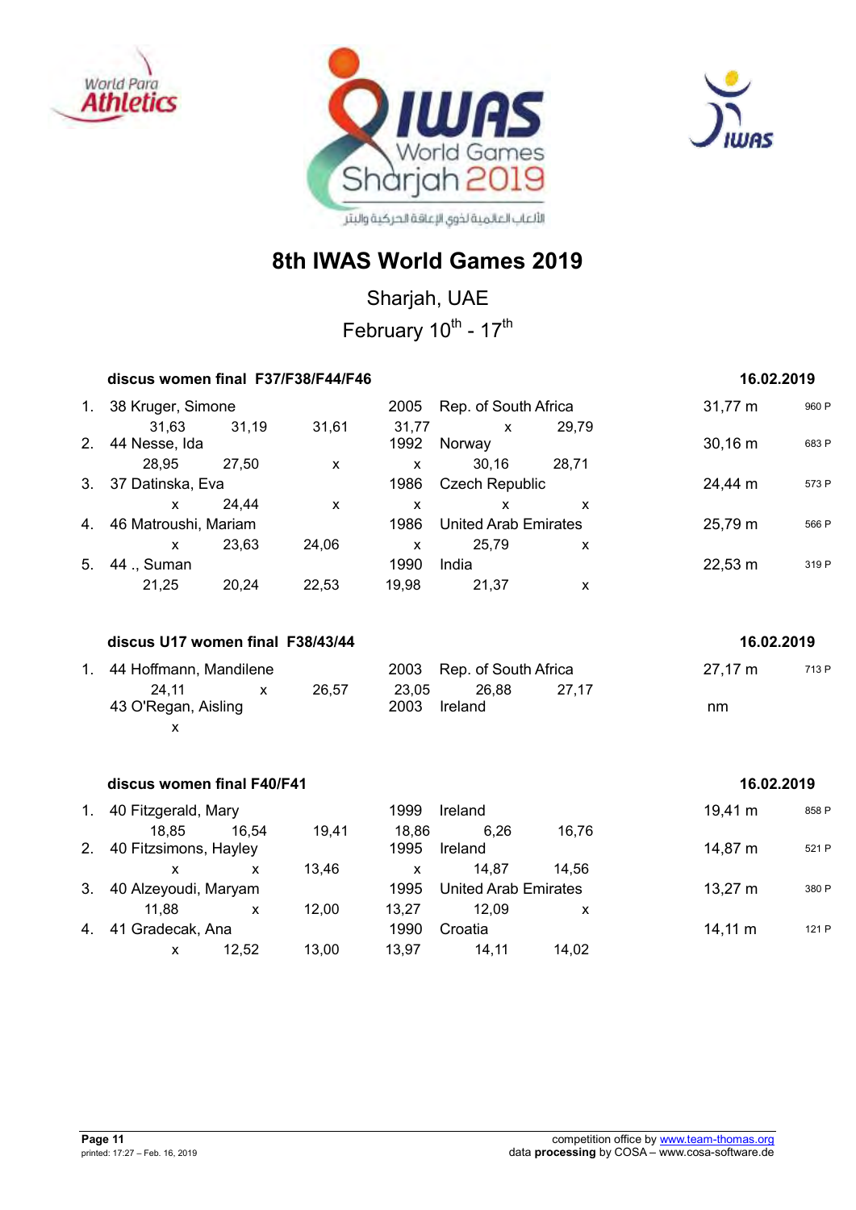# 8th IWAS World Games 2019

Sharjah, UAE

February 10th - 17th

### discus women final F37/F38/F44/F46 — 16.02.2019

| Rank | Class | Name | Year | Country | Result | Points |
|---|---|---|---|---|---|---|
| 1. | 38 | Kruger, Simone | 2005 | Rep. of South Africa | 31,77 m | 960 P |
| | | 31,63 · 31,19 · 31,61 · 31,77 · x · 29,79 | | | | |
| 2. | 44 | Nesse, Ida | 1992 | Norway | 30,16 m | 683 P |
| | | 28,95 · 27,50 · x · x · 30,16 · 28,71 | | | | |
| 3. | 37 | Datinska, Eva | 1986 | Czech Republic | 24,44 m | 573 P |
| | | x · 24,44 · x · x · x · x | | | | |
| 4. | 46 | Matroushi, Mariam | 1986 | United Arab Emirates | 25,79 m | 566 P |
| | | x · 23,63 · 24,06 · x · 25,79 · x | | | | |
| 5. | 44 | ., Suman | 1990 | India | 22,53 m | 319 P |
| | | 21,25 · 20,24 · 22,53 · 19,98 · 21,37 · x | | | | |

### discus U17 women final F38/43/44 — 16.02.2019

| Rank | Class | Name | Year | Country | Result | Points |
|---|---|---|---|---|---|---|
| 1. | 44 | Hoffmann, Mandilene | 2003 | Rep. of South Africa | 27,17 m | 713 P |
| | | 24,11 · x · 26,57 · 23,05 · 26,88 · 27,17 | | | | |
| | 43 | O'Regan, Aisling | 2003 | Ireland | nm | |
| | | x | | | | |

### discus women final F40/F41 — 16.02.2019

| Rank | Class | Name | Year | Country | Result | Points |
|---|---|---|---|---|---|---|
| 1. | 40 | Fitzgerald, Mary | 1999 | Ireland | 19,41 m | 858 P |
| | | 18,85 · 16,54 · 19,41 · 18,86 · 6,26 · 16,76 | | | | |
| 2. | 40 | Fitzsimons, Hayley | 1995 | Ireland | 14,87 m | 521 P |
| | | x · x · 13,46 · x · 14,87 · 14,56 | | | | |
| 3. | 40 | Alzeyoudi, Maryam | 1995 | United Arab Emirates | 13,27 m | 380 P |
| | | 11,88 · x · 12,00 · 13,27 · 12,09 · x | | | | |
| 4. | 41 | Gradecak, Ana | 1990 | Croatia | 14,11 m | 121 P |
| | | x · 12,52 · 13,00 · 13,97 · 14,11 · 14,02 | | | | |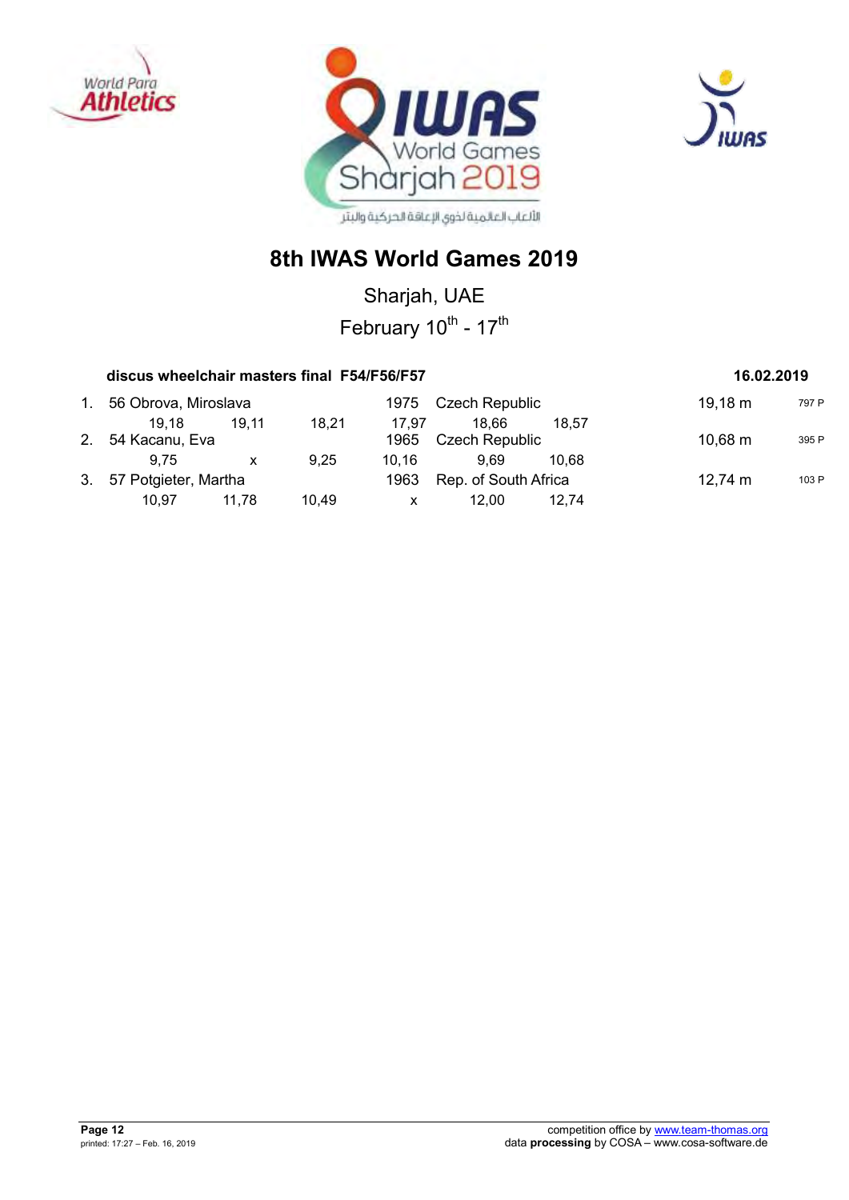# 8th IWAS World Games 2019

Sharjah, UAE

February 10$^{th}$ - 17$^{th}$

**discus wheelchair masters final F54/F56/F57** **16.02.2019**

| | | | | | | | |
|---|---|---|---|---|---|---|---|
| 1. | 56 Obrova, Miroslava | | | 1975 | Czech Republic | 19,18 m | 797 P |
| | 19,18 | 19,11 | 18,21 | 17,97 | 18,66 | 18,57 | |
| 2. | 54 Kacanu, Eva | | | 1965 | Czech Republic | 10,68 m | 395 P |
| | 9,75 | x | 9,25 | 10,16 | 9,69 | 10,68 | |
| 3. | 57 Potgieter, Martha | | | 1963 | Rep. of South Africa | 12,74 m | 103 P |
| | 10,97 | 11,78 | 10,49 | x | 12,00 | 12,74 | |

competition office by www.team-thomas.org
data **processing** by COSA – www.cosa-software.de